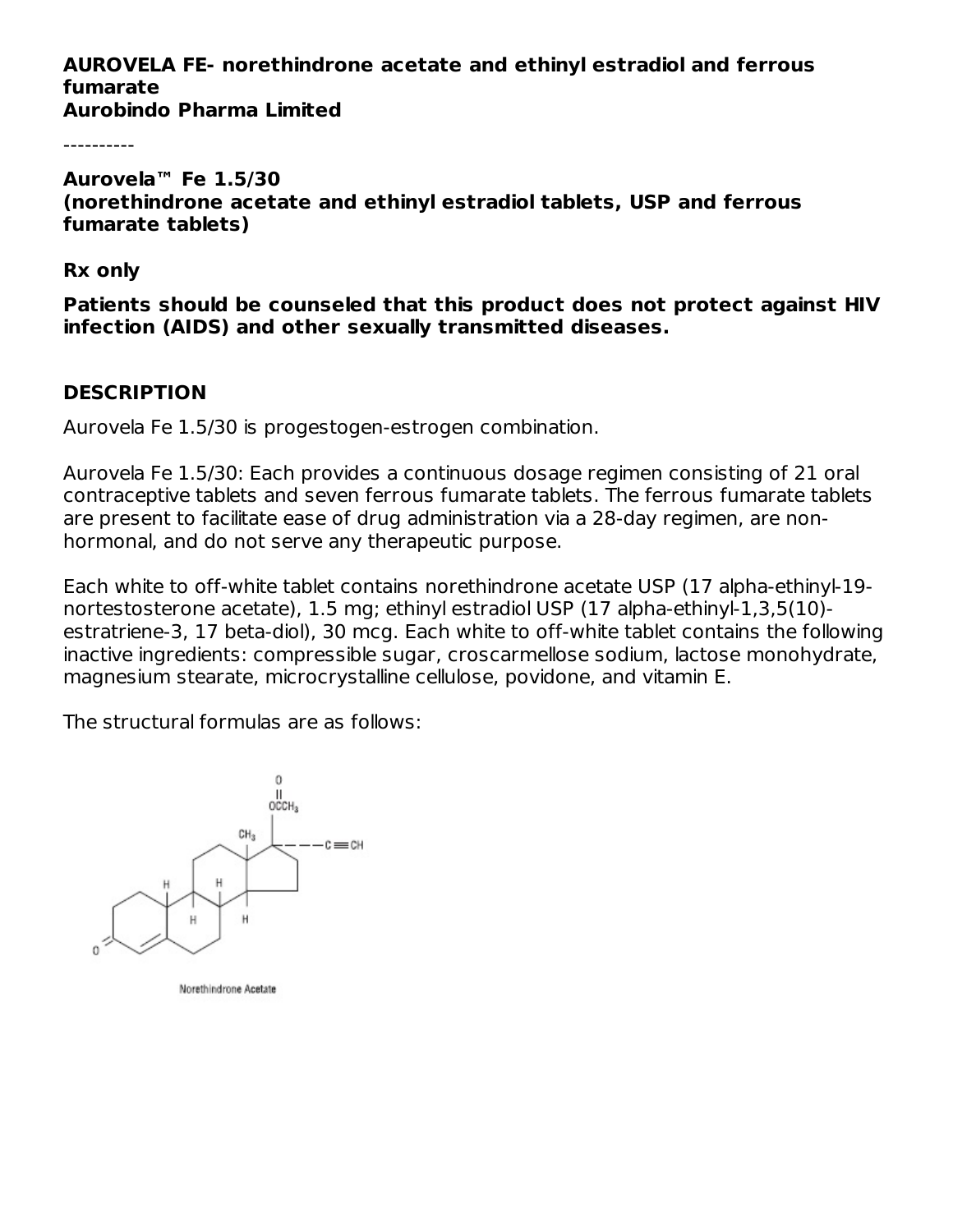**AUROVELA FE- norethindrone acetate and ethinyl estradiol and ferrous fumarate**
**Aurobindo Pharma Limited**

----------

**Aurovela™ Fe 1.5/30**
**(norethindrone acetate and ethinyl estradiol tablets, USP and ferrous fumarate tablets)**

**Rx only**

**Patients should be counseled that this product does not protect against HIV infection (AIDS) and other sexually transmitted diseases.**

## DESCRIPTION

Aurovela Fe 1.5/30 is progestogen-estrogen combination.

Aurovela Fe 1.5/30: Each provides a continuous dosage regimen consisting of 21 oral contraceptive tablets and seven ferrous fumarate tablets. The ferrous fumarate tablets are present to facilitate ease of drug administration via a 28-day regimen, are non-hormonal, and do not serve any therapeutic purpose.

Each white to off-white tablet contains norethindrone acetate USP (17 alpha-ethinyl-19-nortestosterone acetate), 1.5 mg; ethinyl estradiol USP (17 alpha-ethinyl-1,3,5(10)-estratriene-3, 17 beta-diol), 30 mcg. Each white to off-white tablet contains the following inactive ingredients: compressible sugar, croscarmellose sodium, lactose monohydrate, magnesium stearate, microcrystalline cellulose, povidone, and vitamin E.

The structural formulas are as follows:

Norethindrone Acetate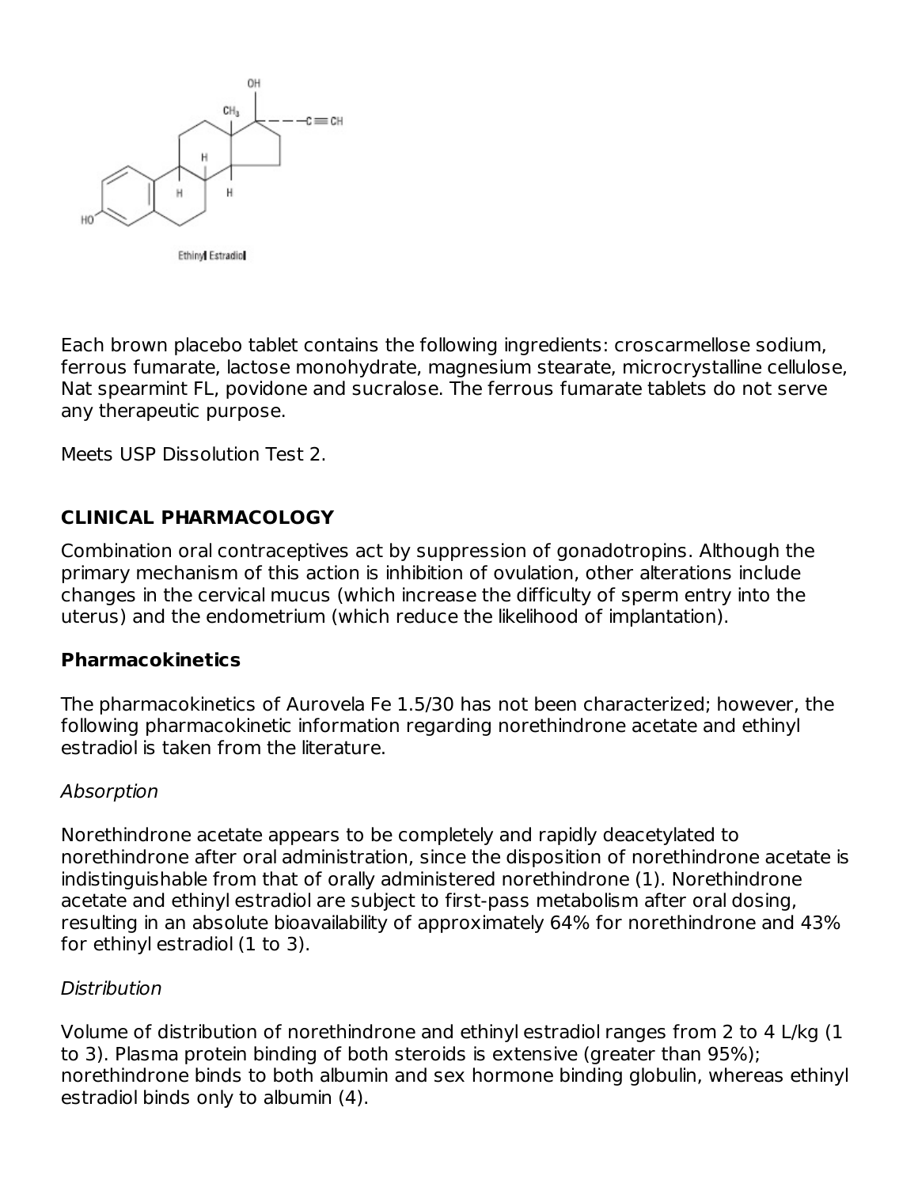Ethinyl Estradiol

Each brown placebo tablet contains the following ingredients: croscarmellose sodium, ferrous fumarate, lactose monohydrate, magnesium stearate, microcrystalline cellulose, Nat spearmint FL, povidone and sucralose. The ferrous fumarate tablets do not serve any therapeutic purpose.

Meets USP Dissolution Test 2.

## CLINICAL PHARMACOLOGY

Combination oral contraceptives act by suppression of gonadotropins. Although the primary mechanism of this action is inhibition of ovulation, other alterations include changes in the cervical mucus (which increase the difficulty of sperm entry into the uterus) and the endometrium (which reduce the likelihood of implantation).

### Pharmacokinetics

The pharmacokinetics of Aurovela Fe 1.5/30 has not been characterized; however, the following pharmacokinetic information regarding norethindrone acetate and ethinyl estradiol is taken from the literature.

*Absorption*

Norethindrone acetate appears to be completely and rapidly deacetylated to norethindrone after oral administration, since the disposition of norethindrone acetate is indistinguishable from that of orally administered norethindrone (1). Norethindrone acetate and ethinyl estradiol are subject to first-pass metabolism after oral dosing, resulting in an absolute bioavailability of approximately 64% for norethindrone and 43% for ethinyl estradiol (1 to 3).

*Distribution*

Volume of distribution of norethindrone and ethinyl estradiol ranges from 2 to 4 L/kg (1 to 3). Plasma protein binding of both steroids is extensive (greater than 95%); norethindrone binds to both albumin and sex hormone binding globulin, whereas ethinyl estradiol binds only to albumin (4).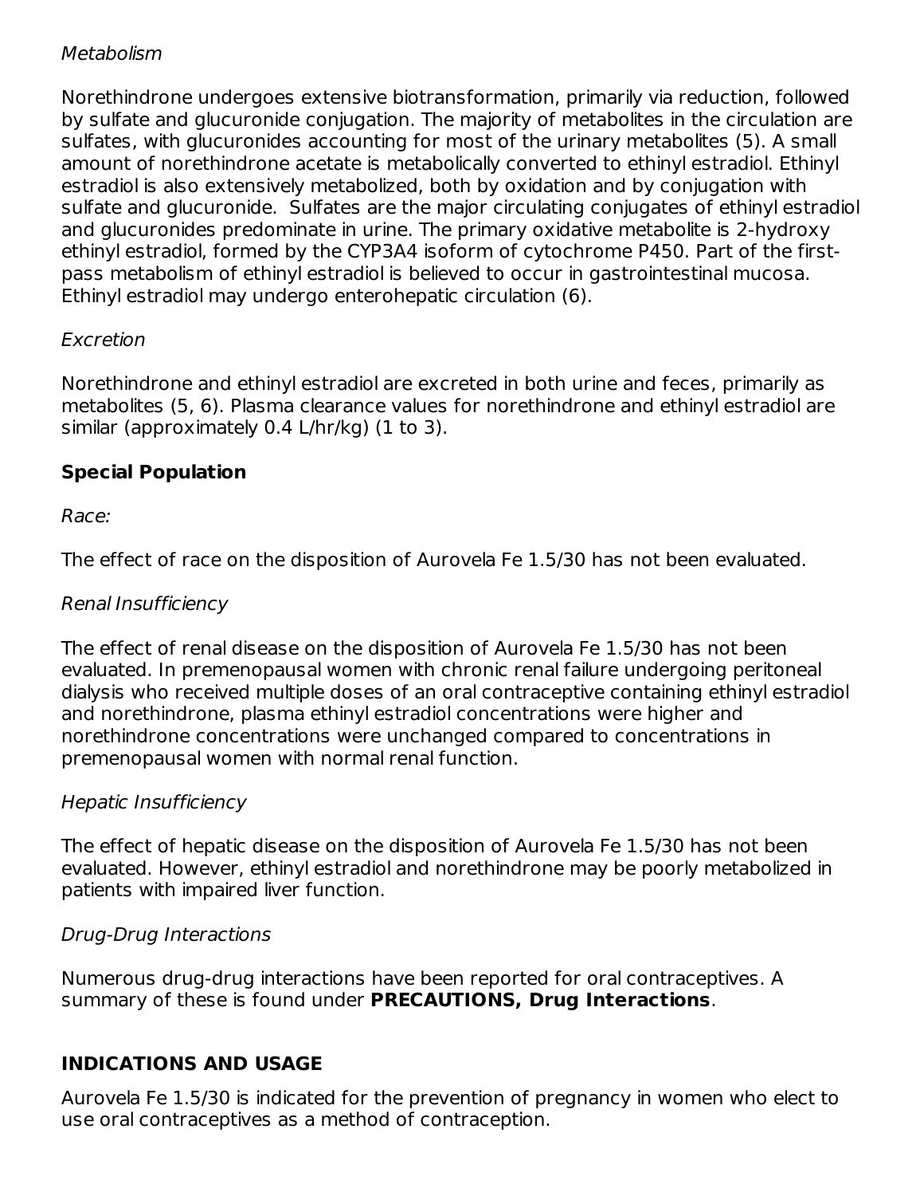*Metabolism*

Norethindrone undergoes extensive biotransformation, primarily via reduction, followed by sulfate and glucuronide conjugation. The majority of metabolites in the circulation are sulfates, with glucuronides accounting for most of the urinary metabolites (5). A small amount of norethindrone acetate is metabolically converted to ethinyl estradiol. Ethinyl estradiol is also extensively metabolized, both by oxidation and by conjugation with sulfate and glucuronide. Sulfates are the major circulating conjugates of ethinyl estradiol and glucuronides predominate in urine. The primary oxidative metabolite is 2-hydroxy ethinyl estradiol, formed by the CYP3A4 isoform of cytochrome P450. Part of the first-pass metabolism of ethinyl estradiol is believed to occur in gastrointestinal mucosa. Ethinyl estradiol may undergo enterohepatic circulation (6).

*Excretion*

Norethindrone and ethinyl estradiol are excreted in both urine and feces, primarily as metabolites (5, 6). Plasma clearance values for norethindrone and ethinyl estradiol are similar (approximately 0.4 L/hr/kg) (1 to 3).

**Special Population**

*Race:*

The effect of race on the disposition of Aurovela Fe 1.5/30 has not been evaluated.

*Renal Insufficiency*

The effect of renal disease on the disposition of Aurovela Fe 1.5/30 has not been evaluated. In premenopausal women with chronic renal failure undergoing peritoneal dialysis who received multiple doses of an oral contraceptive containing ethinyl estradiol and norethindrone, plasma ethinyl estradiol concentrations were higher and norethindrone concentrations were unchanged compared to concentrations in premenopausal women with normal renal function.

*Hepatic Insufficiency*

The effect of hepatic disease on the disposition of Aurovela Fe 1.5/30 has not been evaluated. However, ethinyl estradiol and norethindrone may be poorly metabolized in patients with impaired liver function.

*Drug-Drug Interactions*

Numerous drug-drug interactions have been reported for oral contraceptives. A summary of these is found under **PRECAUTIONS, Drug Interactions**.

## INDICATIONS AND USAGE

Aurovela Fe 1.5/30 is indicated for the prevention of pregnancy in women who elect to use oral contraceptives as a method of contraception.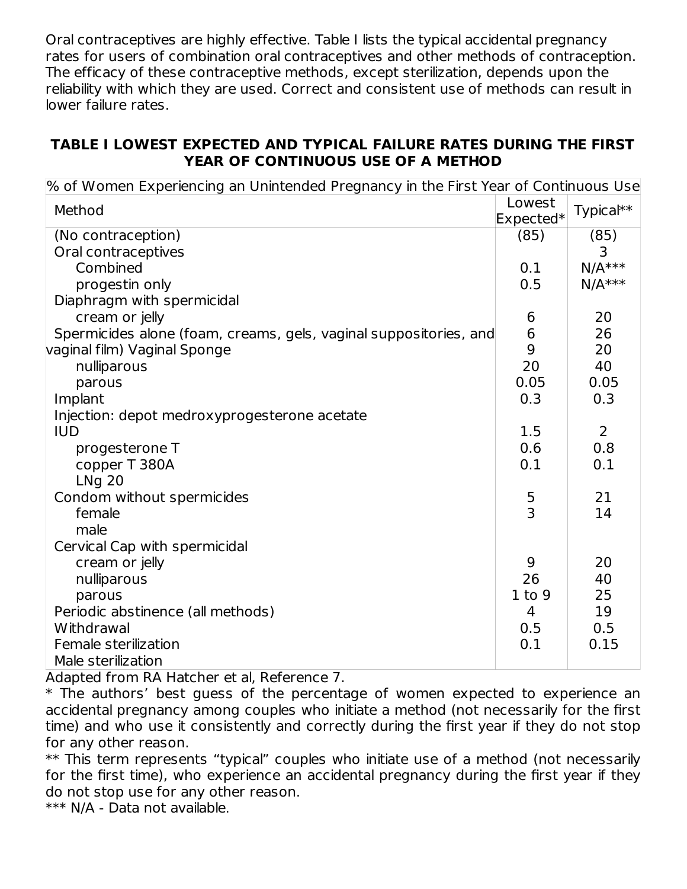Oral contraceptives are highly effective. Table I lists the typical accidental pregnancy rates for users of combination oral contraceptives and other methods of contraception. The efficacy of these contraceptive methods, except sterilization, depends upon the reliability with which they are used. Correct and consistent use of methods can result in lower failure rates.

## TABLE I LOWEST EXPECTED AND TYPICAL FAILURE RATES DURING THE FIRST YEAR OF CONTINUOUS USE OF A METHOD

| % of Women Experiencing an Unintended Pregnancy in the First Year of Continuous Use | | |
|---|---|---|
| Method | Lowest Expected* | Typical** |
| (No contraception) | (85) | (85) |
| Oral contraceptives | | 3 |
| Combined | 0.1 | N/A*** |
| progestin only | 0.5 | N/A*** |
| Diaphragm with spermicidal | | |
| cream or jelly | 6 | 20 |
| Spermicides alone (foam, creams, gels, vaginal suppositories, and | 6 | 26 |
| vaginal film) Vaginal Sponge | 9 | 20 |
| nulliparous | 20 | 40 |
| parous | 0.05 | 0.05 |
| Implant | 0.3 | 0.3 |
| Injection: depot medroxyprogesterone acetate | | |
| IUD | 1.5 | 2 |
| progesterone T | 0.6 | 0.8 |
| copper T 380A | 0.1 | 0.1 |
| LNg 20 | | |
| Condom without spermicides | 5 | 21 |
| female | 3 | 14 |
| male | | |
| Cervical Cap with spermicidal | | |
| cream or jelly | 9 | 20 |
| nulliparous | 26 | 40 |
| parous | 1 to 9 | 25 |
| Periodic abstinence (all methods) | 4 | 19 |
| Withdrawal | 0.5 | 0.5 |
| Female sterilization | 0.1 | 0.15 |
| Male sterilization | | |

Adapted from RA Hatcher et al, Reference 7.

\* The authors' best guess of the percentage of women expected to experience an accidental pregnancy among couples who initiate a method (not necessarily for the first time) and who use it consistently and correctly during the first year if they do not stop for any other reason.

** This term represents "typical" couples who initiate use of a method (not necessarily for the first time), who experience an accidental pregnancy during the first year if they do not stop use for any other reason.

*** N/A - Data not available.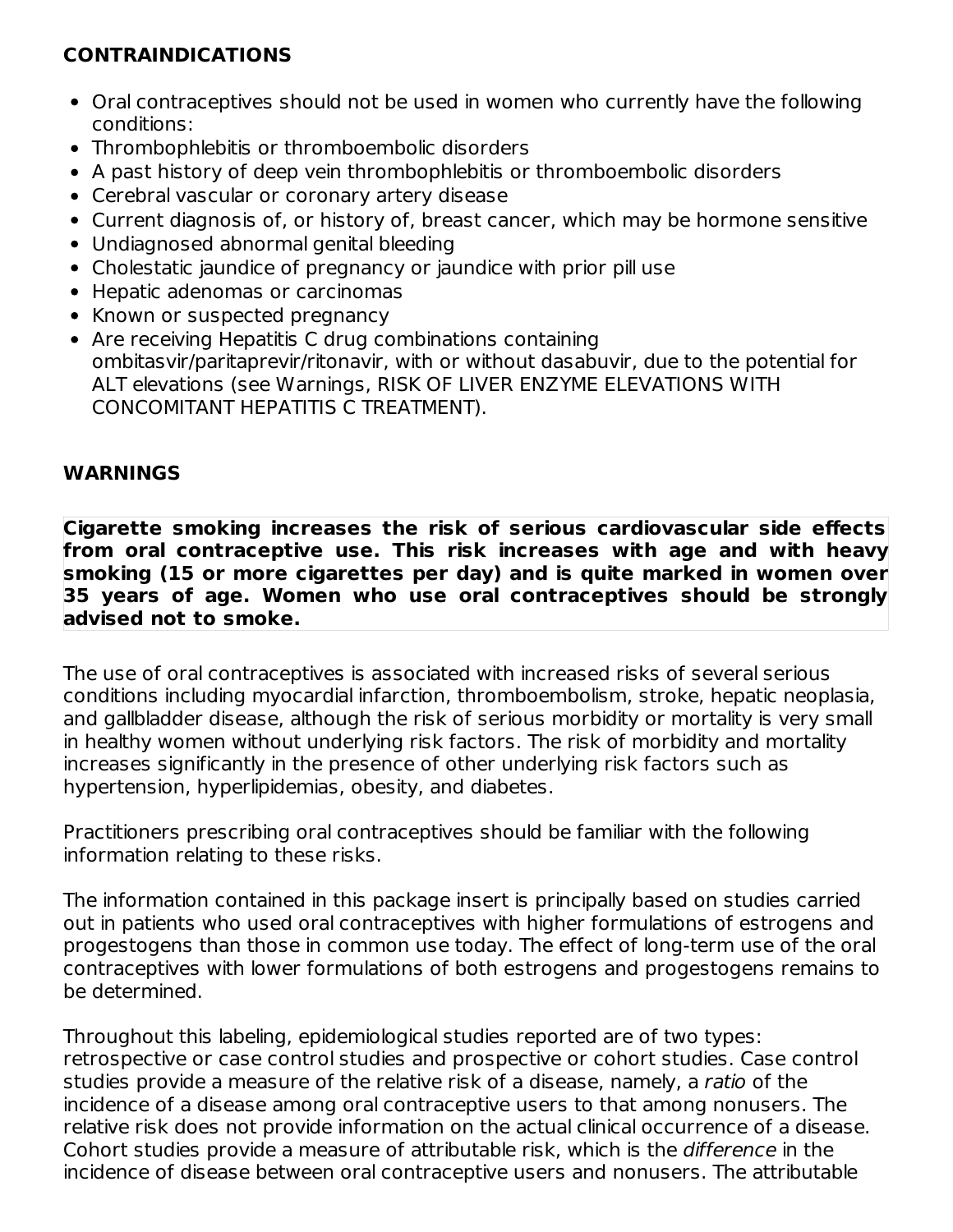## CONTRAINDICATIONS

- Oral contraceptives should not be used in women who currently have the following conditions:
- Thrombophlebitis or thromboembolic disorders
- A past history of deep vein thrombophlebitis or thromboembolic disorders
- Cerebral vascular or coronary artery disease
- Current diagnosis of, or history of, breast cancer, which may be hormone sensitive
- Undiagnosed abnormal genital bleeding
- Cholestatic jaundice of pregnancy or jaundice with prior pill use
- Hepatic adenomas or carcinomas
- Known or suspected pregnancy
- Are receiving Hepatitis C drug combinations containing ombitasvir/paritaprevir/ritonavir, with or without dasabuvir, due to the potential for ALT elevations (see Warnings, RISK OF LIVER ENZYME ELEVATIONS WITH CONCOMITANT HEPATITIS C TREATMENT).

## WARNINGS

**Cigarette smoking increases the risk of serious cardiovascular side effects from oral contraceptive use. This risk increases with age and with heavy smoking (15 or more cigarettes per day) and is quite marked in women over 35 years of age. Women who use oral contraceptives should be strongly advised not to smoke.**

The use of oral contraceptives is associated with increased risks of several serious conditions including myocardial infarction, thromboembolism, stroke, hepatic neoplasia, and gallbladder disease, although the risk of serious morbidity or mortality is very small in healthy women without underlying risk factors. The risk of morbidity and mortality increases significantly in the presence of other underlying risk factors such as hypertension, hyperlipidemias, obesity, and diabetes.

Practitioners prescribing oral contraceptives should be familiar with the following information relating to these risks.

The information contained in this package insert is principally based on studies carried out in patients who used oral contraceptives with higher formulations of estrogens and progestogens than those in common use today. The effect of long-term use of the oral contraceptives with lower formulations of both estrogens and progestogens remains to be determined.

Throughout this labeling, epidemiological studies reported are of two types: retrospective or case control studies and prospective or cohort studies. Case control studies provide a measure of the relative risk of a disease, namely, a *ratio* of the incidence of a disease among oral contraceptive users to that among nonusers. The relative risk does not provide information on the actual clinical occurrence of a disease. Cohort studies provide a measure of attributable risk, which is the *difference* in the incidence of disease between oral contraceptive users and nonusers. The attributable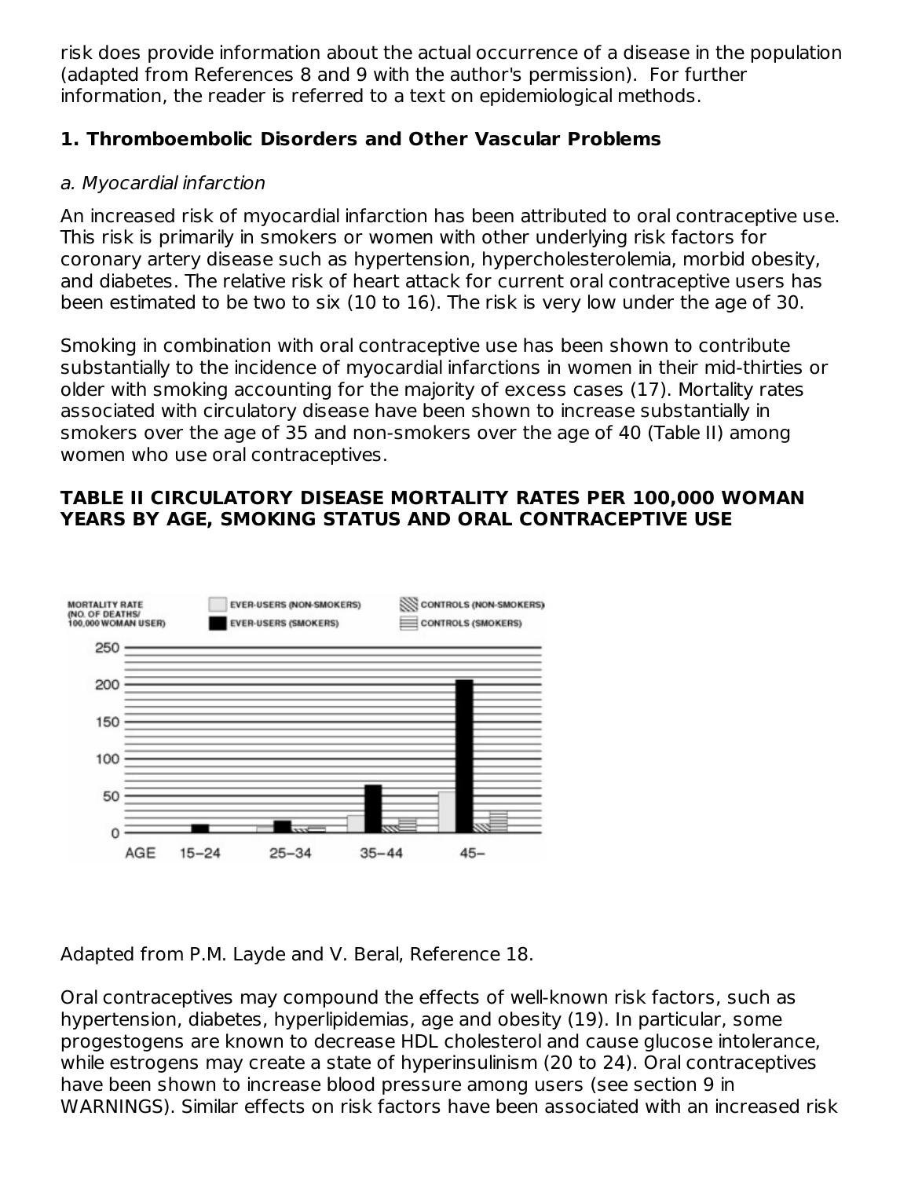risk does provide information about the actual occurrence of a disease in the population (adapted from References 8 and 9 with the author's permission). For further information, the reader is referred to a text on epidemiological methods.

### 1. Thromboembolic Disorders and Other Vascular Problems

*a. Myocardial infarction*

An increased risk of myocardial infarction has been attributed to oral contraceptive use. This risk is primarily in smokers or women with other underlying risk factors for coronary artery disease such as hypertension, hypercholesterolemia, morbid obesity, and diabetes. The relative risk of heart attack for current oral contraceptive users has been estimated to be two to six (10 to 16). The risk is very low under the age of 30.

Smoking in combination with oral contraceptive use has been shown to contribute substantially to the incidence of myocardial infarctions in women in their mid-thirties or older with smoking accounting for the majority of excess cases (17). Mortality rates associated with circulatory disease have been shown to increase substantially in smokers over the age of 35 and non-smokers over the age of 40 (Table II) among women who use oral contraceptives.

**TABLE II CIRCULATORY DISEASE MORTALITY RATES PER 100,000 WOMAN YEARS BY AGE, SMOKING STATUS AND ORAL CONTRACEPTIVE USE**

Adapted from P.M. Layde and V. Beral, Reference 18.

Oral contraceptives may compound the effects of well-known risk factors, such as hypertension, diabetes, hyperlipidemias, age and obesity (19). In particular, some progestogens are known to decrease HDL cholesterol and cause glucose intolerance, while estrogens may create a state of hyperinsulinism (20 to 24). Oral contraceptives have been shown to increase blood pressure among users (see section 9 in WARNINGS). Similar effects on risk factors have been associated with an increased risk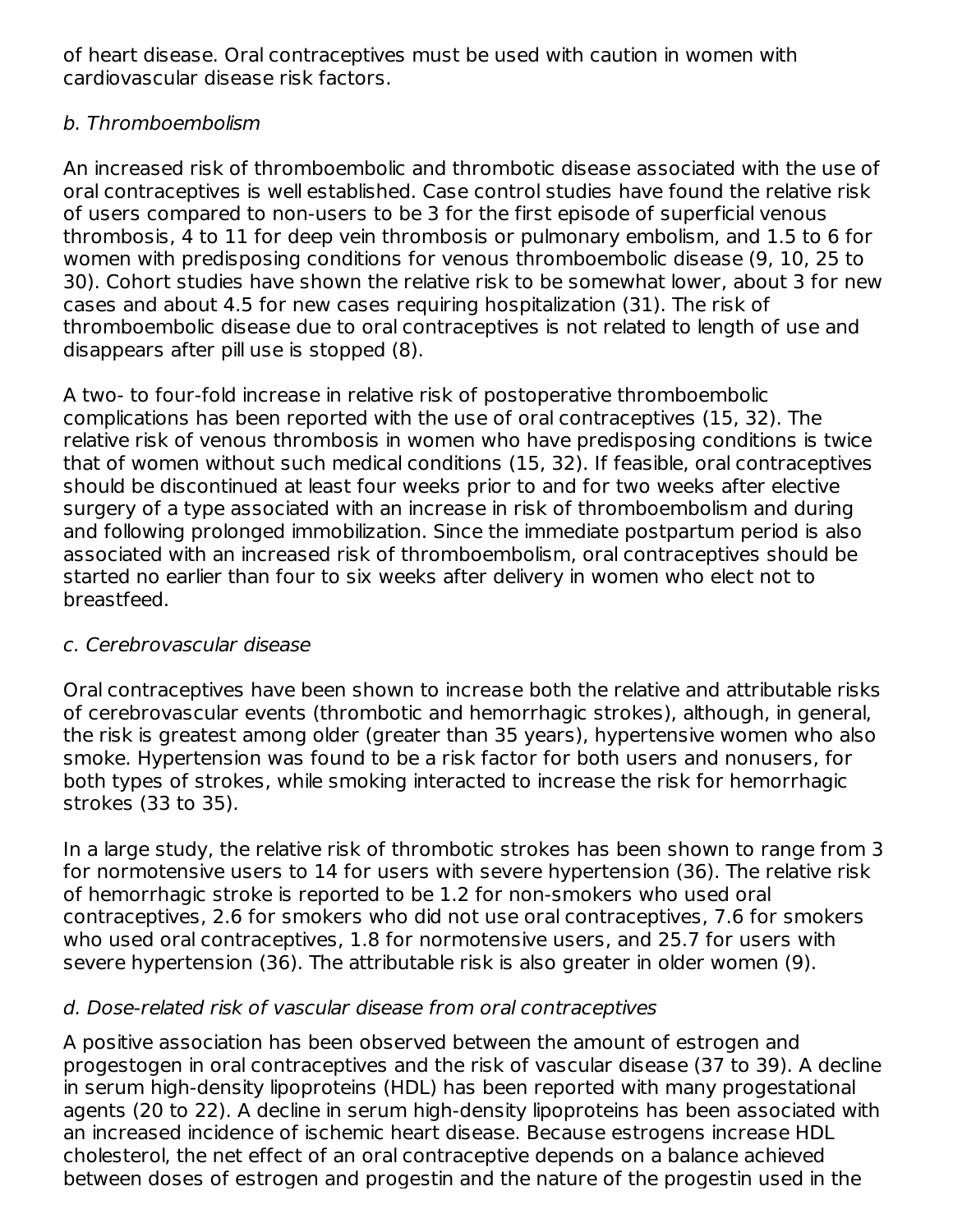of heart disease. Oral contraceptives must be used with caution in women with cardiovascular disease risk factors.

*b. Thromboembolism*

An increased risk of thromboembolic and thrombotic disease associated with the use of oral contraceptives is well established. Case control studies have found the relative risk of users compared to non-users to be 3 for the first episode of superficial venous thrombosis, 4 to 11 for deep vein thrombosis or pulmonary embolism, and 1.5 to 6 for women with predisposing conditions for venous thromboembolic disease (9, 10, 25 to 30). Cohort studies have shown the relative risk to be somewhat lower, about 3 for new cases and about 4.5 for new cases requiring hospitalization (31). The risk of thromboembolic disease due to oral contraceptives is not related to length of use and disappears after pill use is stopped (8).

A two- to four-fold increase in relative risk of postoperative thromboembolic complications has been reported with the use of oral contraceptives (15, 32). The relative risk of venous thrombosis in women who have predisposing conditions is twice that of women without such medical conditions (15, 32). If feasible, oral contraceptives should be discontinued at least four weeks prior to and for two weeks after elective surgery of a type associated with an increase in risk of thromboembolism and during and following prolonged immobilization. Since the immediate postpartum period is also associated with an increased risk of thromboembolism, oral contraceptives should be started no earlier than four to six weeks after delivery in women who elect not to breastfeed.

*c. Cerebrovascular disease*

Oral contraceptives have been shown to increase both the relative and attributable risks of cerebrovascular events (thrombotic and hemorrhagic strokes), although, in general, the risk is greatest among older (greater than 35 years), hypertensive women who also smoke. Hypertension was found to be a risk factor for both users and nonusers, for both types of strokes, while smoking interacted to increase the risk for hemorrhagic strokes (33 to 35).

In a large study, the relative risk of thrombotic strokes has been shown to range from 3 for normotensive users to 14 for users with severe hypertension (36). The relative risk of hemorrhagic stroke is reported to be 1.2 for non-smokers who used oral contraceptives, 2.6 for smokers who did not use oral contraceptives, 7.6 for smokers who used oral contraceptives, 1.8 for normotensive users, and 25.7 for users with severe hypertension (36). The attributable risk is also greater in older women (9).

*d. Dose-related risk of vascular disease from oral contraceptives*

A positive association has been observed between the amount of estrogen and progestogen in oral contraceptives and the risk of vascular disease (37 to 39). A decline in serum high-density lipoproteins (HDL) has been reported with many progestational agents (20 to 22). A decline in serum high-density lipoproteins has been associated with an increased incidence of ischemic heart disease. Because estrogens increase HDL cholesterol, the net effect of an oral contraceptive depends on a balance achieved between doses of estrogen and progestin and the nature of the progestin used in the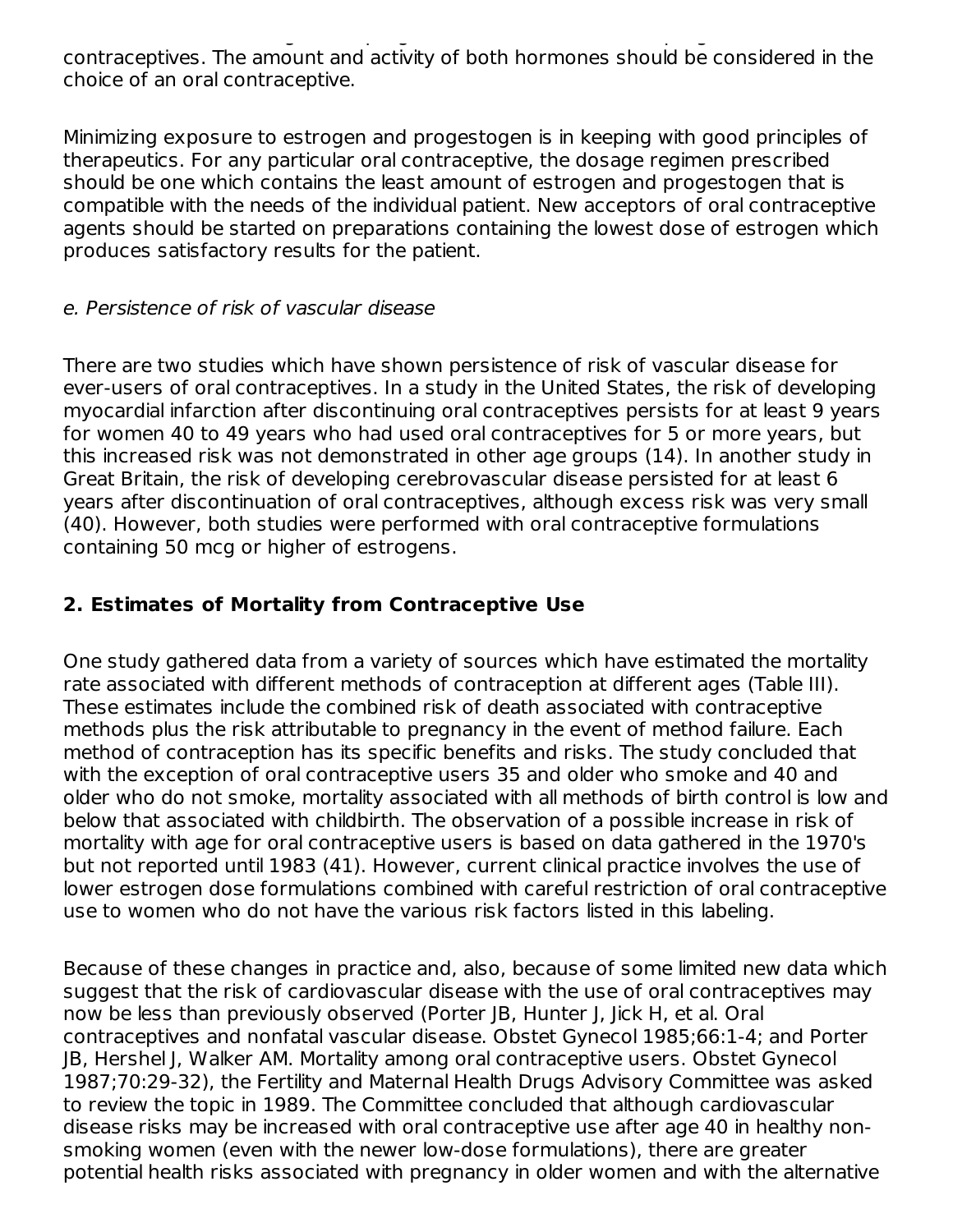contraceptives. The amount and activity of both hormones should be considered in the choice of an oral contraceptive.

Minimizing exposure to estrogen and progestogen is in keeping with good principles of therapeutics. For any particular oral contraceptive, the dosage regimen prescribed should be one which contains the least amount of estrogen and progestogen that is compatible with the needs of the individual patient. New acceptors of oral contraceptive agents should be started on preparations containing the lowest dose of estrogen which produces satisfactory results for the patient.

*e. Persistence of risk of vascular disease*

There are two studies which have shown persistence of risk of vascular disease for ever-users of oral contraceptives. In a study in the United States, the risk of developing myocardial infarction after discontinuing oral contraceptives persists for at least 9 years for women 40 to 49 years who had used oral contraceptives for 5 or more years, but this increased risk was not demonstrated in other age groups (14). In another study in Great Britain, the risk of developing cerebrovascular disease persisted for at least 6 years after discontinuation of oral contraceptives, although excess risk was very small (40). However, both studies were performed with oral contraceptive formulations containing 50 mcg or higher of estrogens.

## 2. Estimates of Mortality from Contraceptive Use

One study gathered data from a variety of sources which have estimated the mortality rate associated with different methods of contraception at different ages (Table III). These estimates include the combined risk of death associated with contraceptive methods plus the risk attributable to pregnancy in the event of method failure. Each method of contraception has its specific benefits and risks. The study concluded that with the exception of oral contraceptive users 35 and older who smoke and 40 and older who do not smoke, mortality associated with all methods of birth control is low and below that associated with childbirth. The observation of a possible increase in risk of mortality with age for oral contraceptive users is based on data gathered in the 1970's but not reported until 1983 (41). However, current clinical practice involves the use of lower estrogen dose formulations combined with careful restriction of oral contraceptive use to women who do not have the various risk factors listed in this labeling.

Because of these changes in practice and, also, because of some limited new data which suggest that the risk of cardiovascular disease with the use of oral contraceptives may now be less than previously observed (Porter JB, Hunter J, Jick H, et al. Oral contraceptives and nonfatal vascular disease. Obstet Gynecol 1985;66:1-4; and Porter JB, Hershel J, Walker AM. Mortality among oral contraceptive users. Obstet Gynecol 1987;70:29-32), the Fertility and Maternal Health Drugs Advisory Committee was asked to review the topic in 1989. The Committee concluded that although cardiovascular disease risks may be increased with oral contraceptive use after age 40 in healthy non-smoking women (even with the newer low-dose formulations), there are greater potential health risks associated with pregnancy in older women and with the alternative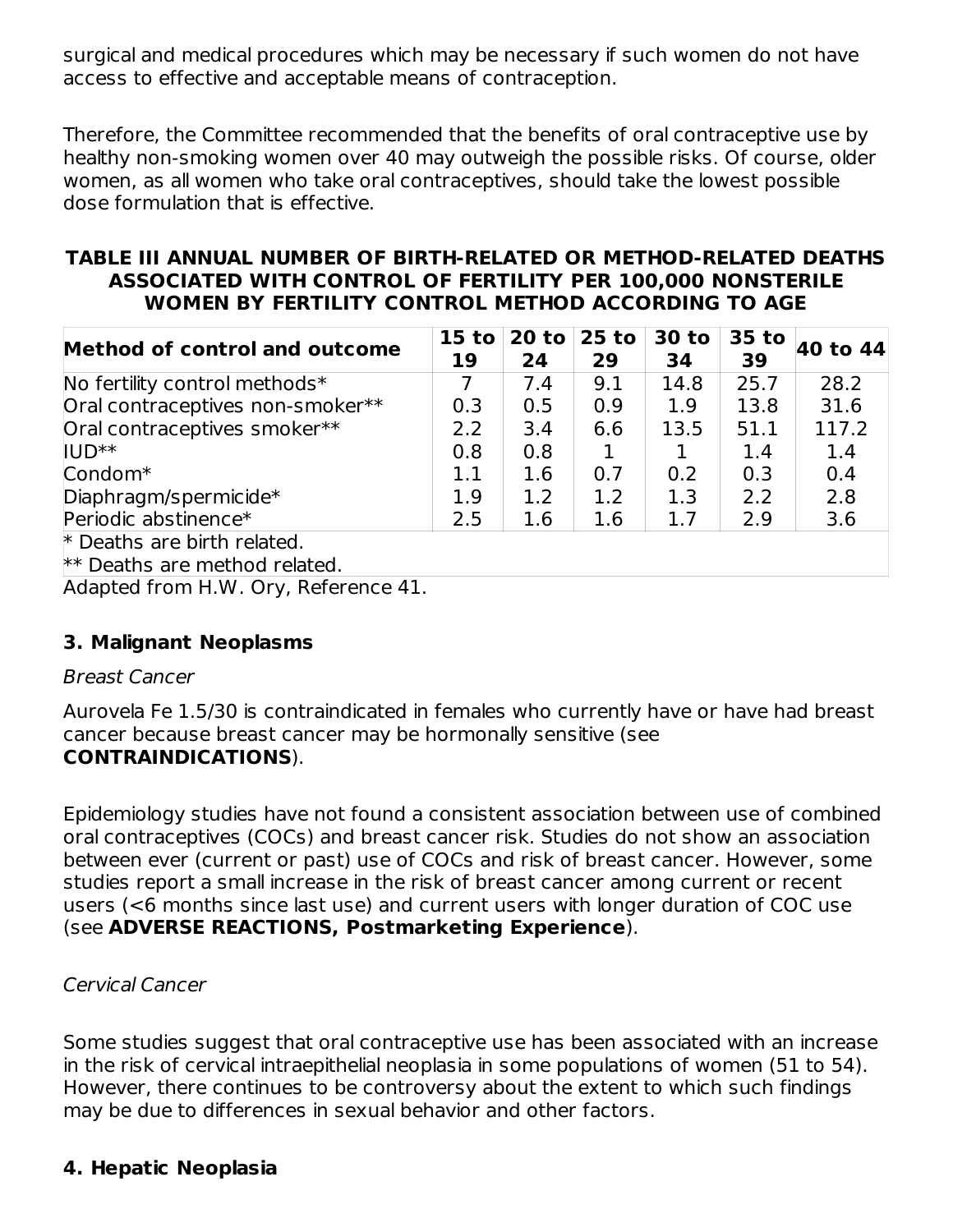surgical and medical procedures which may be necessary if such women do not have access to effective and acceptable means of contraception.

Therefore, the Committee recommended that the benefits of oral contraceptive use by healthy non-smoking women over 40 may outweigh the possible risks. Of course, older women, as all women who take oral contraceptives, should take the lowest possible dose formulation that is effective.

**TABLE III ANNUAL NUMBER OF BIRTH-RELATED OR METHOD-RELATED DEATHS ASSOCIATED WITH CONTROL OF FERTILITY PER 100,000 NONSTERILE WOMEN BY FERTILITY CONTROL METHOD ACCORDING TO AGE**

| Method of control and outcome | 15 to 19 | 20 to 24 | 25 to 29 | 30 to 34 | 35 to 39 | 40 to 44 |
|---|---|---|---|---|---|---|
| No fertility control methods* | 7 | 7.4 | 9.1 | 14.8 | 25.7 | 28.2 |
| Oral contraceptives non-smoker** | 0.3 | 0.5 | 0.9 | 1.9 | 13.8 | 31.6 |
| Oral contraceptives smoker** | 2.2 | 3.4 | 6.6 | 13.5 | 51.1 | 117.2 |
| IUD** | 0.8 | 0.8 | 1 | 1 | 1.4 | 1.4 |
| Condom* | 1.1 | 1.6 | 0.7 | 0.2 | 0.3 | 0.4 |
| Diaphragm/spermicide* | 1.9 | 1.2 | 1.2 | 1.3 | 2.2 | 2.8 |
| Periodic abstinence* | 2.5 | 1.6 | 1.6 | 1.7 | 2.9 | 3.6 |

* Deaths are birth related.
** Deaths are method related.

Adapted from H.W. Ory, Reference 41.

### 3. Malignant Neoplasms

*Breast Cancer*

Aurovela Fe 1.5/30 is contraindicated in females who currently have or have had breast cancer because breast cancer may be hormonally sensitive (see **CONTRAINDICATIONS**).

Epidemiology studies have not found a consistent association between use of combined oral contraceptives (COCs) and breast cancer risk. Studies do not show an association between ever (current or past) use of COCs and risk of breast cancer. However, some studies report a small increase in the risk of breast cancer among current or recent users (<6 months since last use) and current users with longer duration of COC use (see **ADVERSE REACTIONS, Postmarketing Experience**).

*Cervical Cancer*

Some studies suggest that oral contraceptive use has been associated with an increase in the risk of cervical intraepithelial neoplasia in some populations of women (51 to 54). However, there continues to be controversy about the extent to which such findings may be due to differences in sexual behavior and other factors.

### 4. Hepatic Neoplasia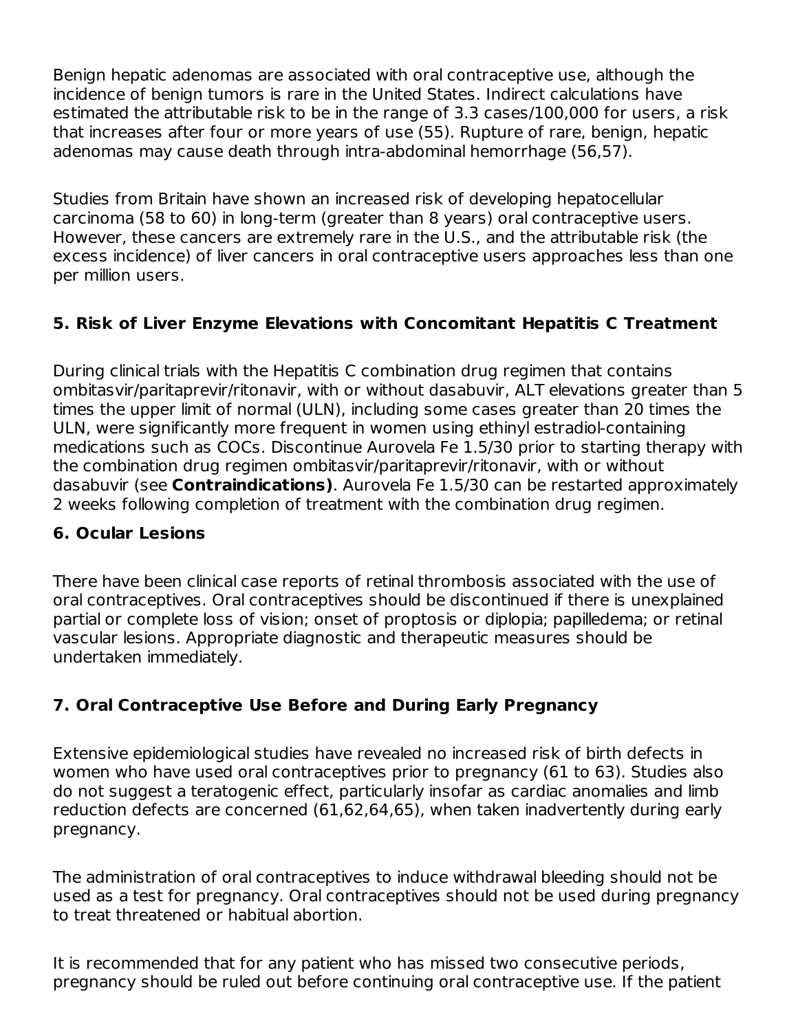Benign hepatic adenomas are associated with oral contraceptive use, although the incidence of benign tumors is rare in the United States. Indirect calculations have estimated the attributable risk to be in the range of 3.3 cases/100,000 for users, a risk that increases after four or more years of use (55). Rupture of rare, benign, hepatic adenomas may cause death through intra-abdominal hemorrhage (56,57).

Studies from Britain have shown an increased risk of developing hepatocellular carcinoma (58 to 60) in long-term (greater than 8 years) oral contraceptive users. However, these cancers are extremely rare in the U.S., and the attributable risk (the excess incidence) of liver cancers in oral contraceptive users approaches less than one per million users.

### 5. Risk of Liver Enzyme Elevations with Concomitant Hepatitis C Treatment

During clinical trials with the Hepatitis C combination drug regimen that contains ombitasvir/paritaprevir/ritonavir, with or without dasabuvir, ALT elevations greater than 5 times the upper limit of normal (ULN), including some cases greater than 20 times the ULN, were significantly more frequent in women using ethinyl estradiol-containing medications such as COCs. Discontinue Aurovela Fe 1.5/30 prior to starting therapy with the combination drug regimen ombitasvir/paritaprevir/ritonavir, with or without dasabuvir (see **Contraindications)**. Aurovela Fe 1.5/30 can be restarted approximately 2 weeks following completion of treatment with the combination drug regimen.

### 6. Ocular Lesions

There have been clinical case reports of retinal thrombosis associated with the use of oral contraceptives. Oral contraceptives should be discontinued if there is unexplained partial or complete loss of vision; onset of proptosis or diplopia; papilledema; or retinal vascular lesions. Appropriate diagnostic and therapeutic measures should be undertaken immediately.

### 7. Oral Contraceptive Use Before and During Early Pregnancy

Extensive epidemiological studies have revealed no increased risk of birth defects in women who have used oral contraceptives prior to pregnancy (61 to 63). Studies also do not suggest a teratogenic effect, particularly insofar as cardiac anomalies and limb reduction defects are concerned (61,62,64,65), when taken inadvertently during early pregnancy.

The administration of oral contraceptives to induce withdrawal bleeding should not be used as a test for pregnancy. Oral contraceptives should not be used during pregnancy to treat threatened or habitual abortion.

It is recommended that for any patient who has missed two consecutive periods, pregnancy should be ruled out before continuing oral contraceptive use. If the patient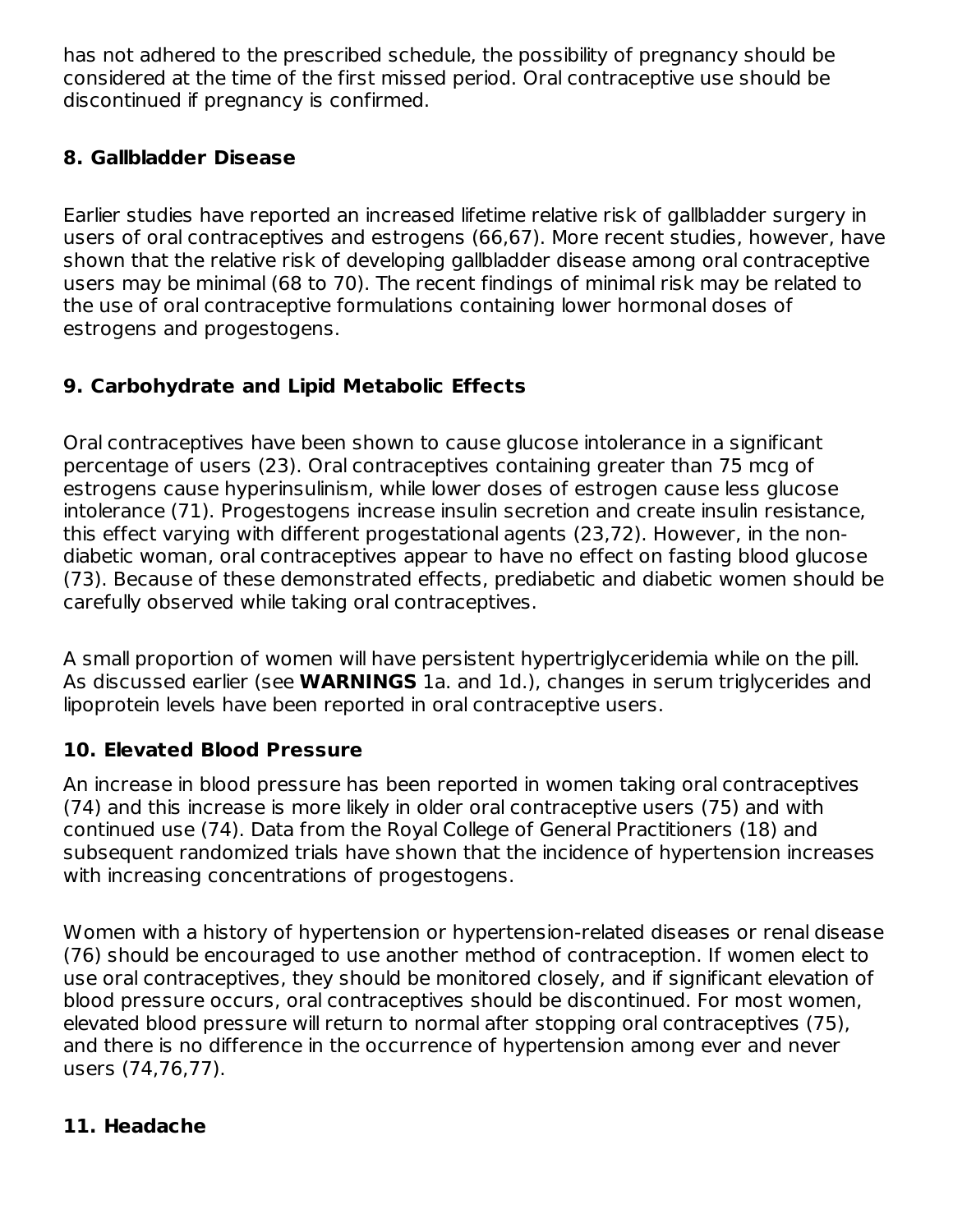has not adhered to the prescribed schedule, the possibility of pregnancy should be considered at the time of the first missed period. Oral contraceptive use should be discontinued if pregnancy is confirmed.

### 8. Gallbladder Disease

Earlier studies have reported an increased lifetime relative risk of gallbladder surgery in users of oral contraceptives and estrogens (66,67). More recent studies, however, have shown that the relative risk of developing gallbladder disease among oral contraceptive users may be minimal (68 to 70). The recent findings of minimal risk may be related to the use of oral contraceptive formulations containing lower hormonal doses of estrogens and progestogens.

### 9. Carbohydrate and Lipid Metabolic Effects

Oral contraceptives have been shown to cause glucose intolerance in a significant percentage of users (23). Oral contraceptives containing greater than 75 mcg of estrogens cause hyperinsulinism, while lower doses of estrogen cause less glucose intolerance (71). Progestogens increase insulin secretion and create insulin resistance, this effect varying with different progestational agents (23,72). However, in the non-diabetic woman, oral contraceptives appear to have no effect on fasting blood glucose (73). Because of these demonstrated effects, prediabetic and diabetic women should be carefully observed while taking oral contraceptives.

A small proportion of women will have persistent hypertriglyceridemia while on the pill. As discussed earlier (see **WARNINGS** 1a. and 1d.), changes in serum triglycerides and lipoprotein levels have been reported in oral contraceptive users.

### 10. Elevated Blood Pressure

An increase in blood pressure has been reported in women taking oral contraceptives (74) and this increase is more likely in older oral contraceptive users (75) and with continued use (74). Data from the Royal College of General Practitioners (18) and subsequent randomized trials have shown that the incidence of hypertension increases with increasing concentrations of progestogens.

Women with a history of hypertension or hypertension-related diseases or renal disease (76) should be encouraged to use another method of contraception. If women elect to use oral contraceptives, they should be monitored closely, and if significant elevation of blood pressure occurs, oral contraceptives should be discontinued. For most women, elevated blood pressure will return to normal after stopping oral contraceptives (75), and there is no difference in the occurrence of hypertension among ever and never users (74,76,77).

### 11. Headache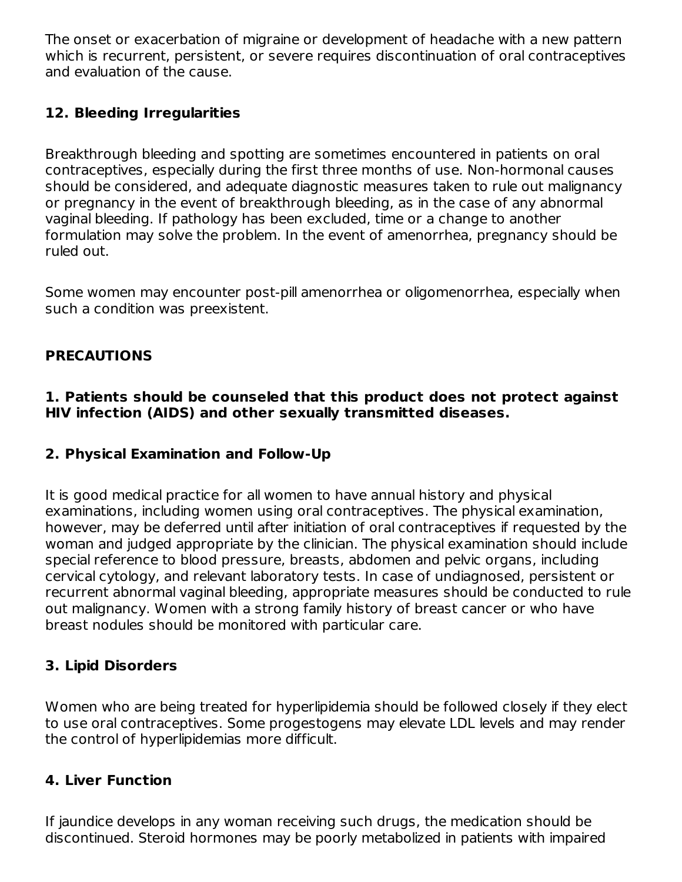The onset or exacerbation of migraine or development of headache with a new pattern which is recurrent, persistent, or severe requires discontinuation of oral contraceptives and evaluation of the cause.

### 12. Bleeding Irregularities

Breakthrough bleeding and spotting are sometimes encountered in patients on oral contraceptives, especially during the first three months of use. Non-hormonal causes should be considered, and adequate diagnostic measures taken to rule out malignancy or pregnancy in the event of breakthrough bleeding, as in the case of any abnormal vaginal bleeding. If pathology has been excluded, time or a change to another formulation may solve the problem. In the event of amenorrhea, pregnancy should be ruled out.

Some women may encounter post-pill amenorrhea or oligomenorrhea, especially when such a condition was preexistent.

## PRECAUTIONS

### 1. Patients should be counseled that this product does not protect against HIV infection (AIDS) and other sexually transmitted diseases.

### 2. Physical Examination and Follow-Up

It is good medical practice for all women to have annual history and physical examinations, including women using oral contraceptives. The physical examination, however, may be deferred until after initiation of oral contraceptives if requested by the woman and judged appropriate by the clinician. The physical examination should include special reference to blood pressure, breasts, abdomen and pelvic organs, including cervical cytology, and relevant laboratory tests. In case of undiagnosed, persistent or recurrent abnormal vaginal bleeding, appropriate measures should be conducted to rule out malignancy. Women with a strong family history of breast cancer or who have breast nodules should be monitored with particular care.

### 3. Lipid Disorders

Women who are being treated for hyperlipidemia should be followed closely if they elect to use oral contraceptives. Some progestogens may elevate LDL levels and may render the control of hyperlipidemias more difficult.

### 4. Liver Function

If jaundice develops in any woman receiving such drugs, the medication should be discontinued. Steroid hormones may be poorly metabolized in patients with impaired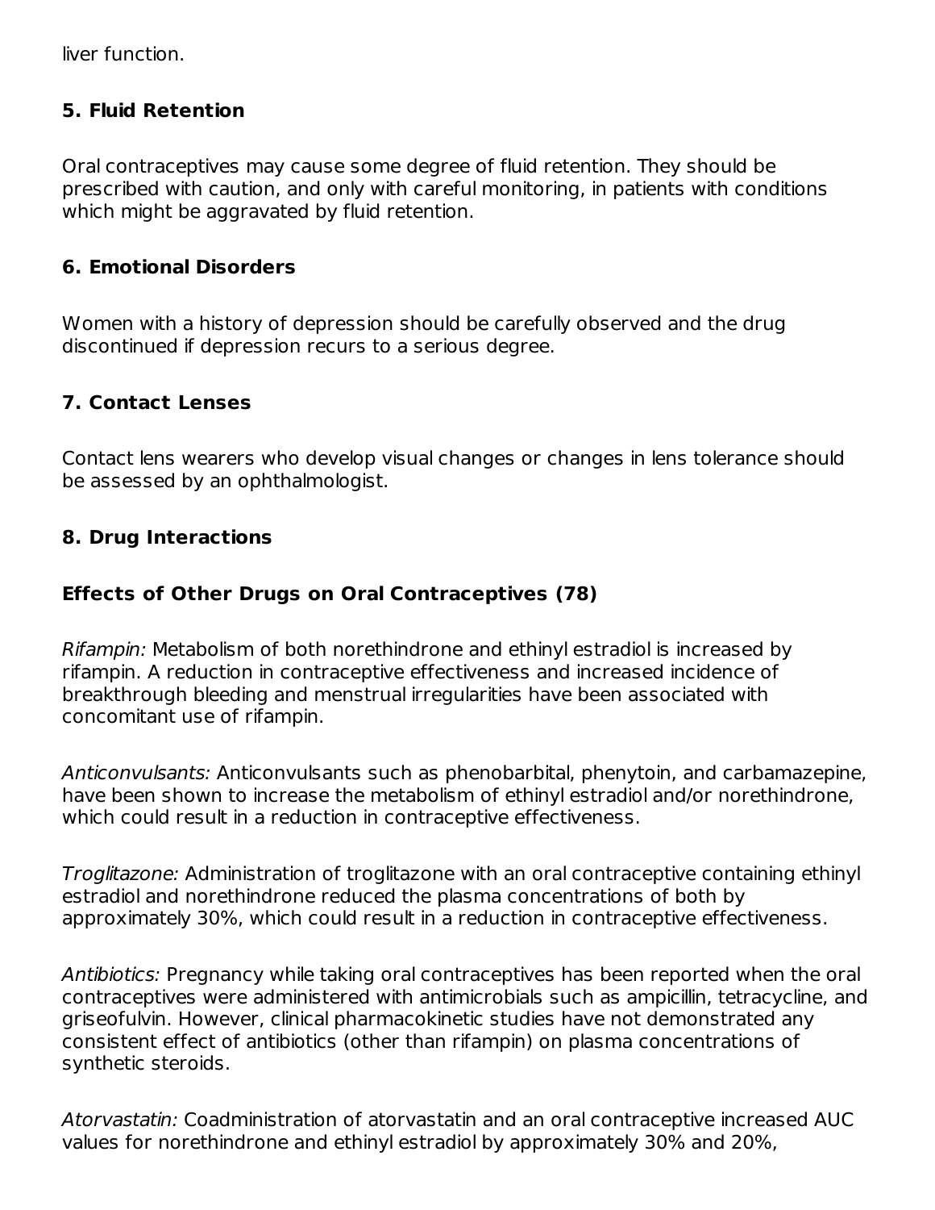liver function.

### 5. Fluid Retention

Oral contraceptives may cause some degree of fluid retention. They should be prescribed with caution, and only with careful monitoring, in patients with conditions which might be aggravated by fluid retention.

### 6. Emotional Disorders

Women with a history of depression should be carefully observed and the drug discontinued if depression recurs to a serious degree.

### 7. Contact Lenses

Contact lens wearers who develop visual changes or changes in lens tolerance should be assessed by an ophthalmologist.

### 8. Drug Interactions

#### Effects of Other Drugs on Oral Contraceptives (78)

*Rifampin:* Metabolism of both norethindrone and ethinyl estradiol is increased by rifampin. A reduction in contraceptive effectiveness and increased incidence of breakthrough bleeding and menstrual irregularities have been associated with concomitant use of rifampin.

*Anticonvulsants:* Anticonvulsants such as phenobarbital, phenytoin, and carbamazepine, have been shown to increase the metabolism of ethinyl estradiol and/or norethindrone, which could result in a reduction in contraceptive effectiveness.

*Troglitazone:* Administration of troglitazone with an oral contraceptive containing ethinyl estradiol and norethindrone reduced the plasma concentrations of both by approximately 30%, which could result in a reduction in contraceptive effectiveness.

*Antibiotics:* Pregnancy while taking oral contraceptives has been reported when the oral contraceptives were administered with antimicrobials such as ampicillin, tetracycline, and griseofulvin. However, clinical pharmacokinetic studies have not demonstrated any consistent effect of antibiotics (other than rifampin) on plasma concentrations of synthetic steroids.

*Atorvastatin:* Coadministration of atorvastatin and an oral contraceptive increased AUC values for norethindrone and ethinyl estradiol by approximately 30% and 20%,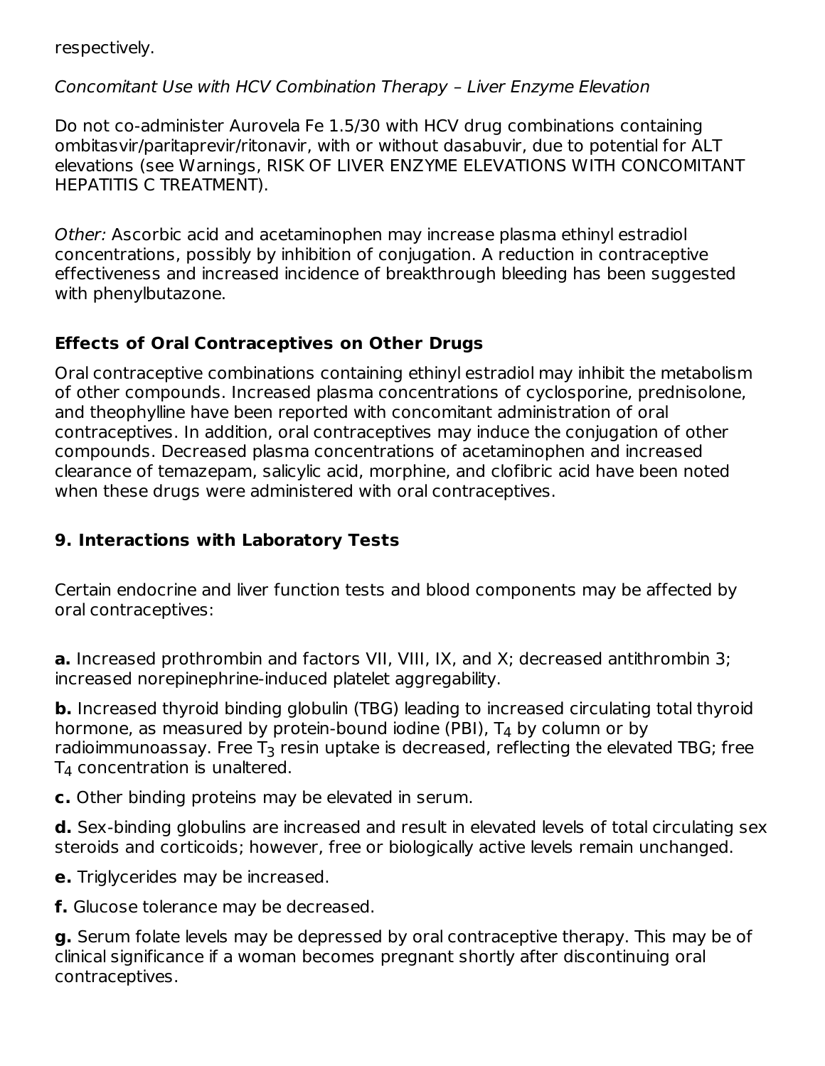respectively.

*Concomitant Use with HCV Combination Therapy – Liver Enzyme Elevation*

Do not co-administer Aurovela Fe 1.5/30 with HCV drug combinations containing ombitasvir/paritaprevir/ritonavir, with or without dasabuvir, due to potential for ALT elevations (see Warnings, RISK OF LIVER ENZYME ELEVATIONS WITH CONCOMITANT HEPATITIS C TREATMENT).

*Other:* Ascorbic acid and acetaminophen may increase plasma ethinyl estradiol concentrations, possibly by inhibition of conjugation. A reduction in contraceptive effectiveness and increased incidence of breakthrough bleeding has been suggested with phenylbutazone.

### Effects of Oral Contraceptives on Other Drugs

Oral contraceptive combinations containing ethinyl estradiol may inhibit the metabolism of other compounds. Increased plasma concentrations of cyclosporine, prednisolone, and theophylline have been reported with concomitant administration of oral contraceptives. In addition, oral contraceptives may induce the conjugation of other compounds. Decreased plasma concentrations of acetaminophen and increased clearance of temazepam, salicylic acid, morphine, and clofibric acid have been noted when these drugs were administered with oral contraceptives.

### 9. Interactions with Laboratory Tests

Certain endocrine and liver function tests and blood components may be affected by oral contraceptives:

**a.** Increased prothrombin and factors VII, VIII, IX, and X; decreased antithrombin 3; increased norepinephrine-induced platelet aggregability.

**b.** Increased thyroid binding globulin (TBG) leading to increased circulating total thyroid hormone, as measured by protein-bound iodine (PBI), $T_4$ by column or by radioimmunoassay. Free $T_3$ resin uptake is decreased, reflecting the elevated TBG; free $T_4$ concentration is unaltered.

**c.** Other binding proteins may be elevated in serum.

**d.** Sex-binding globulins are increased and result in elevated levels of total circulating sex steroids and corticoids; however, free or biologically active levels remain unchanged.

**e.** Triglycerides may be increased.

**f.** Glucose tolerance may be decreased.

**g.** Serum folate levels may be depressed by oral contraceptive therapy. This may be of clinical significance if a woman becomes pregnant shortly after discontinuing oral contraceptives.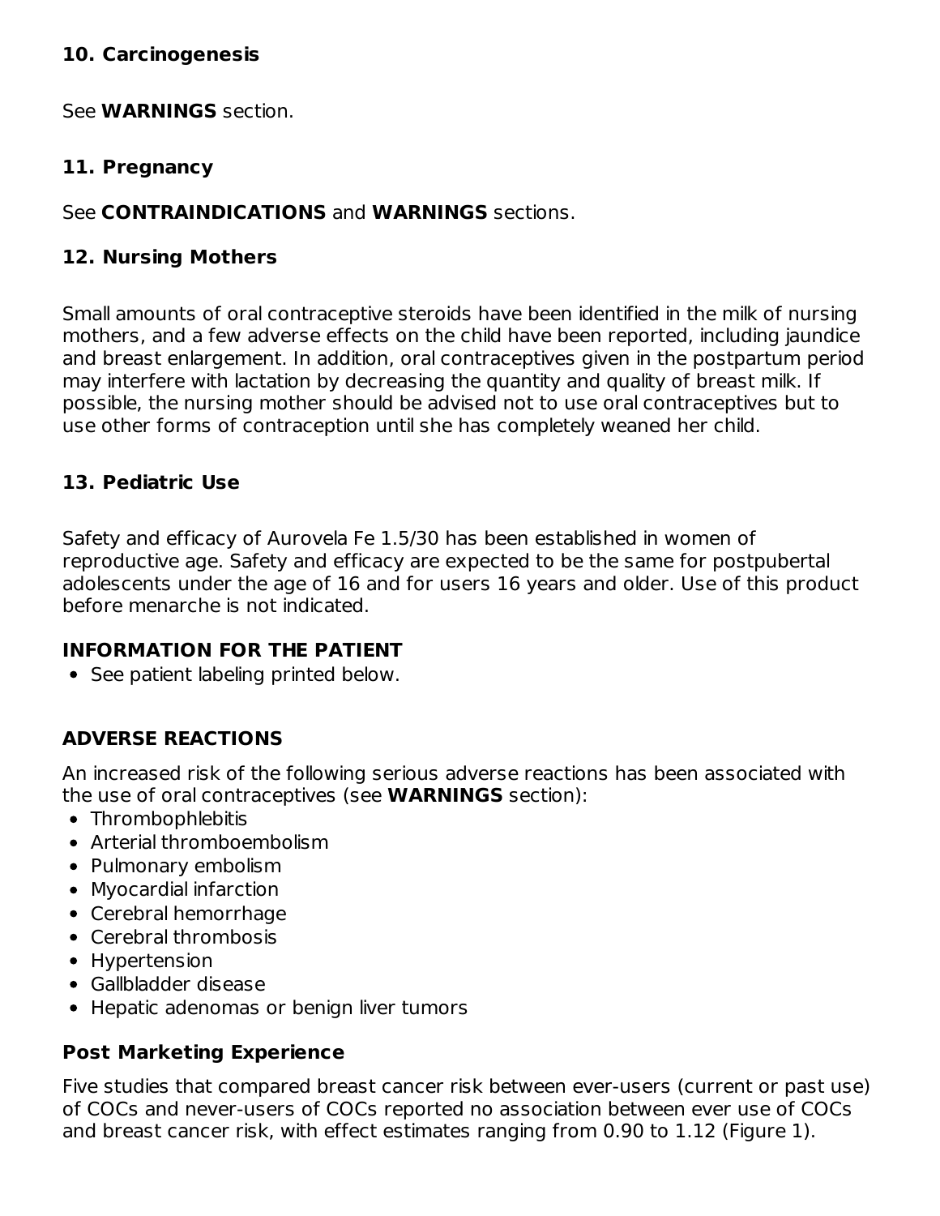### 10. Carcinogenesis

See **WARNINGS** section.

### 11. Pregnancy

See **CONTRAINDICATIONS** and **WARNINGS** sections.

### 12. Nursing Mothers

Small amounts of oral contraceptive steroids have been identified in the milk of nursing mothers, and a few adverse effects on the child have been reported, including jaundice and breast enlargement. In addition, oral contraceptives given in the postpartum period may interfere with lactation by decreasing the quantity and quality of breast milk. If possible, the nursing mother should be advised not to use oral contraceptives but to use other forms of contraception until she has completely weaned her child.

### 13. Pediatric Use

Safety and efficacy of Aurovela Fe 1.5/30 has been established in women of reproductive age. Safety and efficacy are expected to be the same for postpubertal adolescents under the age of 16 and for users 16 years and older. Use of this product before menarche is not indicated.

## INFORMATION FOR THE PATIENT

- See patient labeling printed below.

## ADVERSE REACTIONS

An increased risk of the following serious adverse reactions has been associated with the use of oral contraceptives (see **WARNINGS** section):

- Thrombophlebitis
- Arterial thromboembolism
- Pulmonary embolism
- Myocardial infarction
- Cerebral hemorrhage
- Cerebral thrombosis
- Hypertension
- Gallbladder disease
- Hepatic adenomas or benign liver tumors

### Post Marketing Experience

Five studies that compared breast cancer risk between ever-users (current or past use) of COCs and never-users of COCs reported no association between ever use of COCs and breast cancer risk, with effect estimates ranging from 0.90 to 1.12 (Figure 1).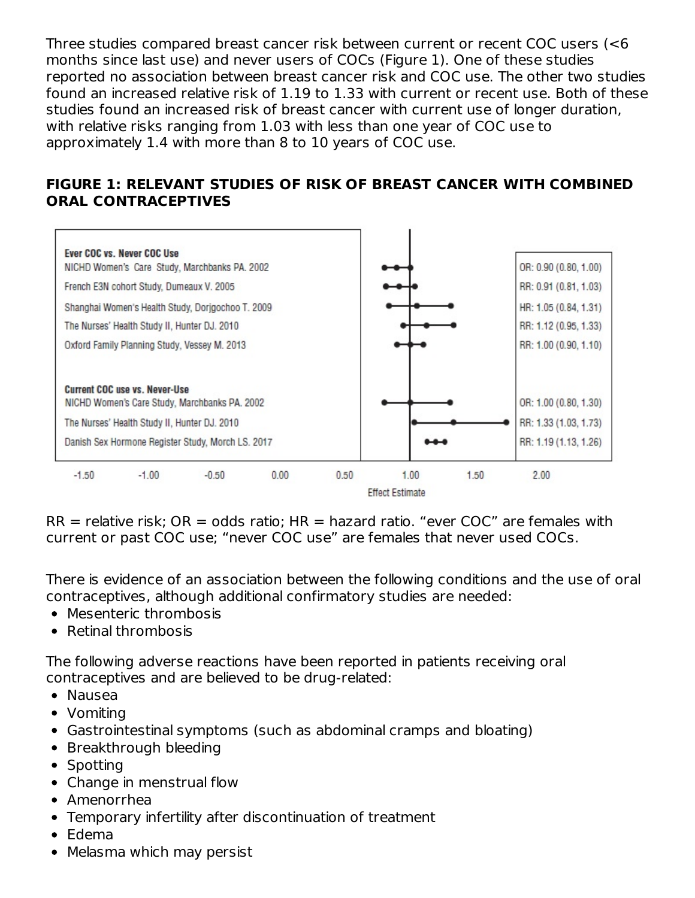Three studies compared breast cancer risk between current or recent COC users (<6 months since last use) and never users of COCs (Figure 1). One of these studies reported no association between breast cancer risk and COC use. The other two studies found an increased relative risk of 1.19 to 1.33 with current or recent use. Both of these studies found an increased risk of breast cancer with current use of longer duration, with relative risks ranging from 1.03 with less than one year of COC use to approximately 1.4 with more than 8 to 10 years of COC use.

**FIGURE 1: RELEVANT STUDIES OF RISK OF BREAST CANCER WITH COMBINED ORAL CONTRACEPTIVES**

| Study | Effect Estimate |
|---|---|
| **Ever COC vs. Never COC Use** | |
| NICHD Women's Care Study, Marchbanks PA. 2002 | OR: 0.90 (0.80, 1.00) |
| French E3N cohort Study, Dumeaux V. 2005 | RR: 0.91 (0.81, 1.03) |
| Shanghai Women's Health Study, Dorjgochoo T. 2009 | HR: 1.05 (0.84, 1.31) |
| The Nurses' Health Study II, Hunter DJ. 2010 | RR: 1.12 (0.95, 1.33) |
| Oxford Family Planning Study, Vessey M. 2013 | RR: 1.00 (0.90, 1.10) |
| **Current COC use vs. Never-Use** | |
| NICHD Women's Care Study, Marchbanks PA. 2002 | OR: 1.00 (0.80, 1.30) |
| The Nurses' Health Study II, Hunter DJ. 2010 | RR: 1.33 (1.03, 1.73) |
| Danish Sex Hormone Register Study, Morch LS. 2017 | RR: 1.19 (1.13, 1.26) |

RR = relative risk; OR = odds ratio; HR = hazard ratio. "ever COC" are females with current or past COC use; "never COC use" are females that never used COCs.

There is evidence of an association between the following conditions and the use of oral contraceptives, although additional confirmatory studies are needed:

- Mesenteric thrombosis
- Retinal thrombosis

The following adverse reactions have been reported in patients receiving oral contraceptives and are believed to be drug-related:

- Nausea
- Vomiting
- Gastrointestinal symptoms (such as abdominal cramps and bloating)
- Breakthrough bleeding
- Spotting
- Change in menstrual flow
- Amenorrhea
- Temporary infertility after discontinuation of treatment
- Edema
- Melasma which may persist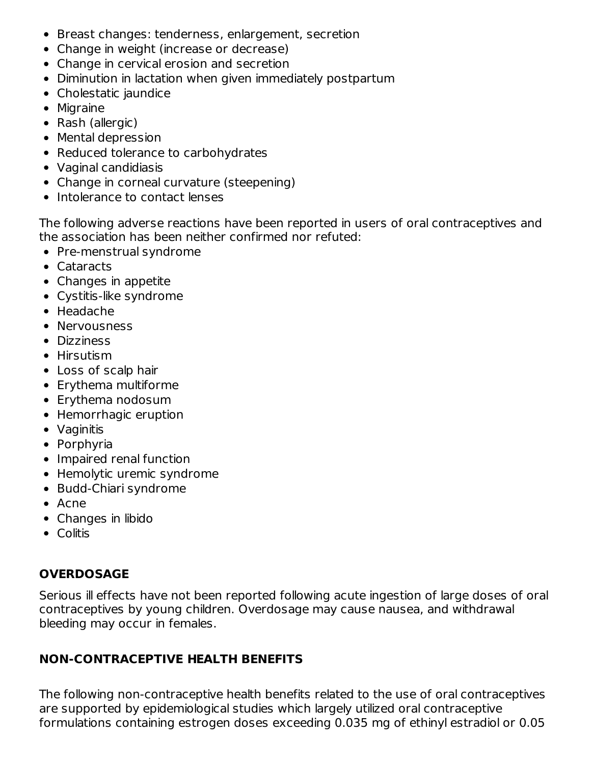- Breast changes: tenderness, enlargement, secretion
- Change in weight (increase or decrease)
- Change in cervical erosion and secretion
- Diminution in lactation when given immediately postpartum
- Cholestatic jaundice
- Migraine
- Rash (allergic)
- Mental depression
- Reduced tolerance to carbohydrates
- Vaginal candidiasis
- Change in corneal curvature (steepening)
- Intolerance to contact lenses

The following adverse reactions have been reported in users of oral contraceptives and the association has been neither confirmed nor refuted:

- Pre-menstrual syndrome
- Cataracts
- Changes in appetite
- Cystitis-like syndrome
- Headache
- Nervousness
- Dizziness
- Hirsutism
- Loss of scalp hair
- Erythema multiforme
- Erythema nodosum
- Hemorrhagic eruption
- Vaginitis
- Porphyria
- Impaired renal function
- Hemolytic uremic syndrome
- Budd-Chiari syndrome
- Acne
- Changes in libido
- Colitis

## OVERDOSAGE

Serious ill effects have not been reported following acute ingestion of large doses of oral contraceptives by young children. Overdosage may cause nausea, and withdrawal bleeding may occur in females.

## NON-CONTRACEPTIVE HEALTH BENEFITS

The following non-contraceptive health benefits related to the use of oral contraceptives are supported by epidemiological studies which largely utilized oral contraceptive formulations containing estrogen doses exceeding 0.035 mg of ethinyl estradiol or 0.05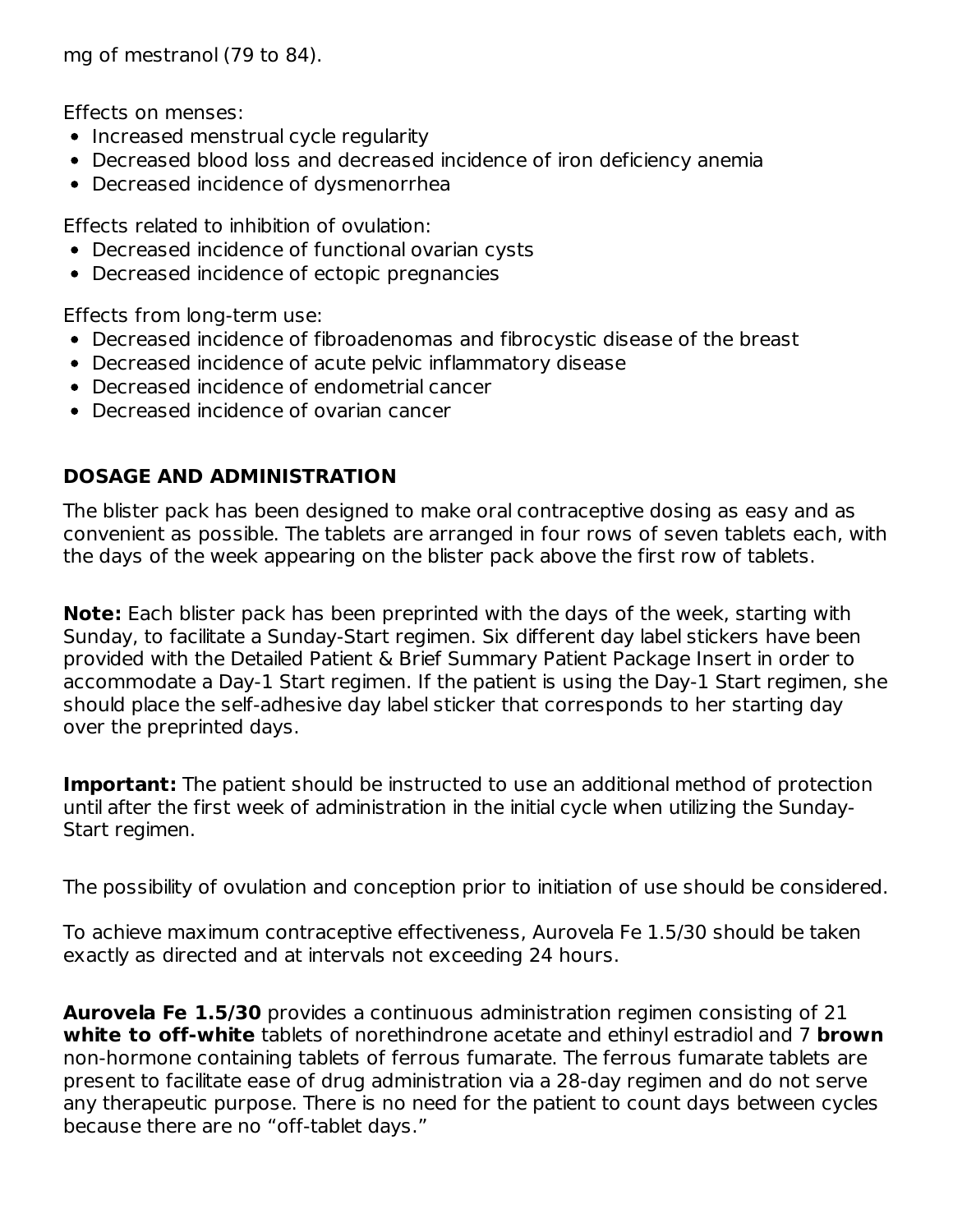mg of mestranol (79 to 84).

Effects on menses:

- Increased menstrual cycle regularity
- Decreased blood loss and decreased incidence of iron deficiency anemia
- Decreased incidence of dysmenorrhea

Effects related to inhibition of ovulation:

- Decreased incidence of functional ovarian cysts
- Decreased incidence of ectopic pregnancies

Effects from long-term use:

- Decreased incidence of fibroadenomas and fibrocystic disease of the breast
- Decreased incidence of acute pelvic inflammatory disease
- Decreased incidence of endometrial cancer
- Decreased incidence of ovarian cancer

## DOSAGE AND ADMINISTRATION

The blister pack has been designed to make oral contraceptive dosing as easy and as convenient as possible. The tablets are arranged in four rows of seven tablets each, with the days of the week appearing on the blister pack above the first row of tablets.

**Note:** Each blister pack has been preprinted with the days of the week, starting with Sunday, to facilitate a Sunday-Start regimen. Six different day label stickers have been provided with the Detailed Patient & Brief Summary Patient Package Insert in order to accommodate a Day-1 Start regimen. If the patient is using the Day-1 Start regimen, she should place the self-adhesive day label sticker that corresponds to her starting day over the preprinted days.

**Important:** The patient should be instructed to use an additional method of protection until after the first week of administration in the initial cycle when utilizing the Sunday-Start regimen.

The possibility of ovulation and conception prior to initiation of use should be considered.

To achieve maximum contraceptive effectiveness, Aurovela Fe 1.5/30 should be taken exactly as directed and at intervals not exceeding 24 hours.

**Aurovela Fe 1.5/30** provides a continuous administration regimen consisting of 21 **white to off-white** tablets of norethindrone acetate and ethinyl estradiol and 7 **brown** non-hormone containing tablets of ferrous fumarate. The ferrous fumarate tablets are present to facilitate ease of drug administration via a 28-day regimen and do not serve any therapeutic purpose. There is no need for the patient to count days between cycles because there are no "off-tablet days."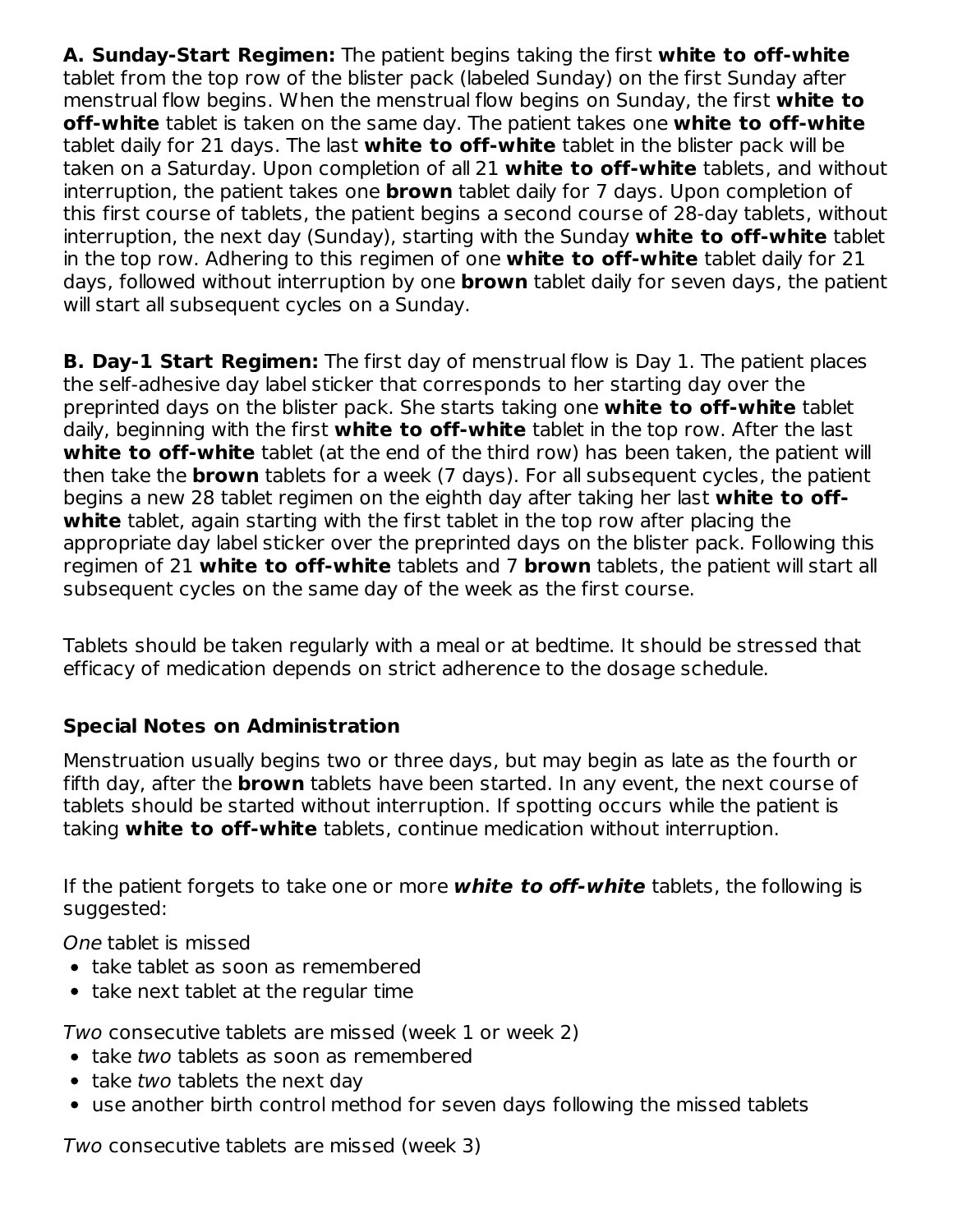**A. Sunday-Start Regimen:** The patient begins taking the first **white to off-white** tablet from the top row of the blister pack (labeled Sunday) on the first Sunday after menstrual flow begins. When the menstrual flow begins on Sunday, the first **white to off-white** tablet is taken on the same day. The patient takes one **white to off-white** tablet daily for 21 days. The last **white to off-white** tablet in the blister pack will be taken on a Saturday. Upon completion of all 21 **white to off-white** tablets, and without interruption, the patient takes one **brown** tablet daily for 7 days. Upon completion of this first course of tablets, the patient begins a second course of 28-day tablets, without interruption, the next day (Sunday), starting with the Sunday **white to off-white** tablet in the top row. Adhering to this regimen of one **white to off-white** tablet daily for 21 days, followed without interruption by one **brown** tablet daily for seven days, the patient will start all subsequent cycles on a Sunday.

**B. Day-1 Start Regimen:** The first day of menstrual flow is Day 1. The patient places the self-adhesive day label sticker that corresponds to her starting day over the preprinted days on the blister pack. She starts taking one **white to off-white** tablet daily, beginning with the first **white to off-white** tablet in the top row. After the last **white to off-white** tablet (at the end of the third row) has been taken, the patient will then take the **brown** tablets for a week (7 days). For all subsequent cycles, the patient begins a new 28 tablet regimen on the eighth day after taking her last **white to off-white** tablet, again starting with the first tablet in the top row after placing the appropriate day label sticker over the preprinted days on the blister pack. Following this regimen of 21 **white to off-white** tablets and 7 **brown** tablets, the patient will start all subsequent cycles on the same day of the week as the first course.

Tablets should be taken regularly with a meal or at bedtime. It should be stressed that efficacy of medication depends on strict adherence to the dosage schedule.

### Special Notes on Administration

Menstruation usually begins two or three days, but may begin as late as the fourth or fifth day, after the **brown** tablets have been started. In any event, the next course of tablets should be started without interruption. If spotting occurs while the patient is taking **white to off-white** tablets, continue medication without interruption.

If the patient forgets to take one or more ***white to off-white*** tablets, the following is suggested:

*One* tablet is missed

- take tablet as soon as remembered
- take next tablet at the regular time

*Two* consecutive tablets are missed (week 1 or week 2)

- take *two* tablets as soon as remembered
- take *two* tablets the next day
- use another birth control method for seven days following the missed tablets

*Two* consecutive tablets are missed (week 3)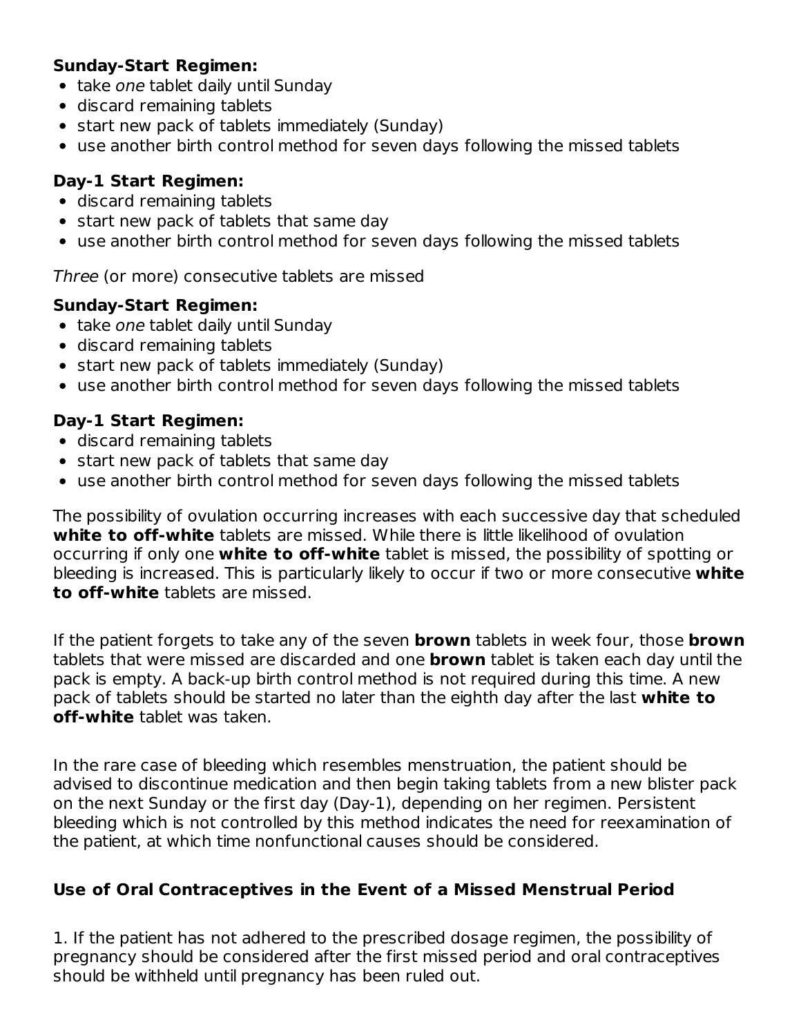**Sunday-Start Regimen:**

- take *one* tablet daily until Sunday
- discard remaining tablets
- start new pack of tablets immediately (Sunday)
- use another birth control method for seven days following the missed tablets

**Day-1 Start Regimen:**

- discard remaining tablets
- start new pack of tablets that same day
- use another birth control method for seven days following the missed tablets

*Three* (or more) consecutive tablets are missed

**Sunday-Start Regimen:**

- take *one* tablet daily until Sunday
- discard remaining tablets
- start new pack of tablets immediately (Sunday)
- use another birth control method for seven days following the missed tablets

**Day-1 Start Regimen:**

- discard remaining tablets
- start new pack of tablets that same day
- use another birth control method for seven days following the missed tablets

The possibility of ovulation occurring increases with each successive day that scheduled **white to off-white** tablets are missed. While there is little likelihood of ovulation occurring if only one **white to off-white** tablet is missed, the possibility of spotting or bleeding is increased. This is particularly likely to occur if two or more consecutive **white to off-white** tablets are missed.

If the patient forgets to take any of the seven **brown** tablets in week four, those **brown** tablets that were missed are discarded and one **brown** tablet is taken each day until the pack is empty. A back-up birth control method is not required during this time. A new pack of tablets should be started no later than the eighth day after the last **white to off-white** tablet was taken.

In the rare case of bleeding which resembles menstruation, the patient should be advised to discontinue medication and then begin taking tablets from a new blister pack on the next Sunday or the first day (Day-1), depending on her regimen. Persistent bleeding which is not controlled by this method indicates the need for reexamination of the patient, at which time nonfunctional causes should be considered.

### Use of Oral Contraceptives in the Event of a Missed Menstrual Period

1. If the patient has not adhered to the prescribed dosage regimen, the possibility of pregnancy should be considered after the first missed period and oral contraceptives should be withheld until pregnancy has been ruled out.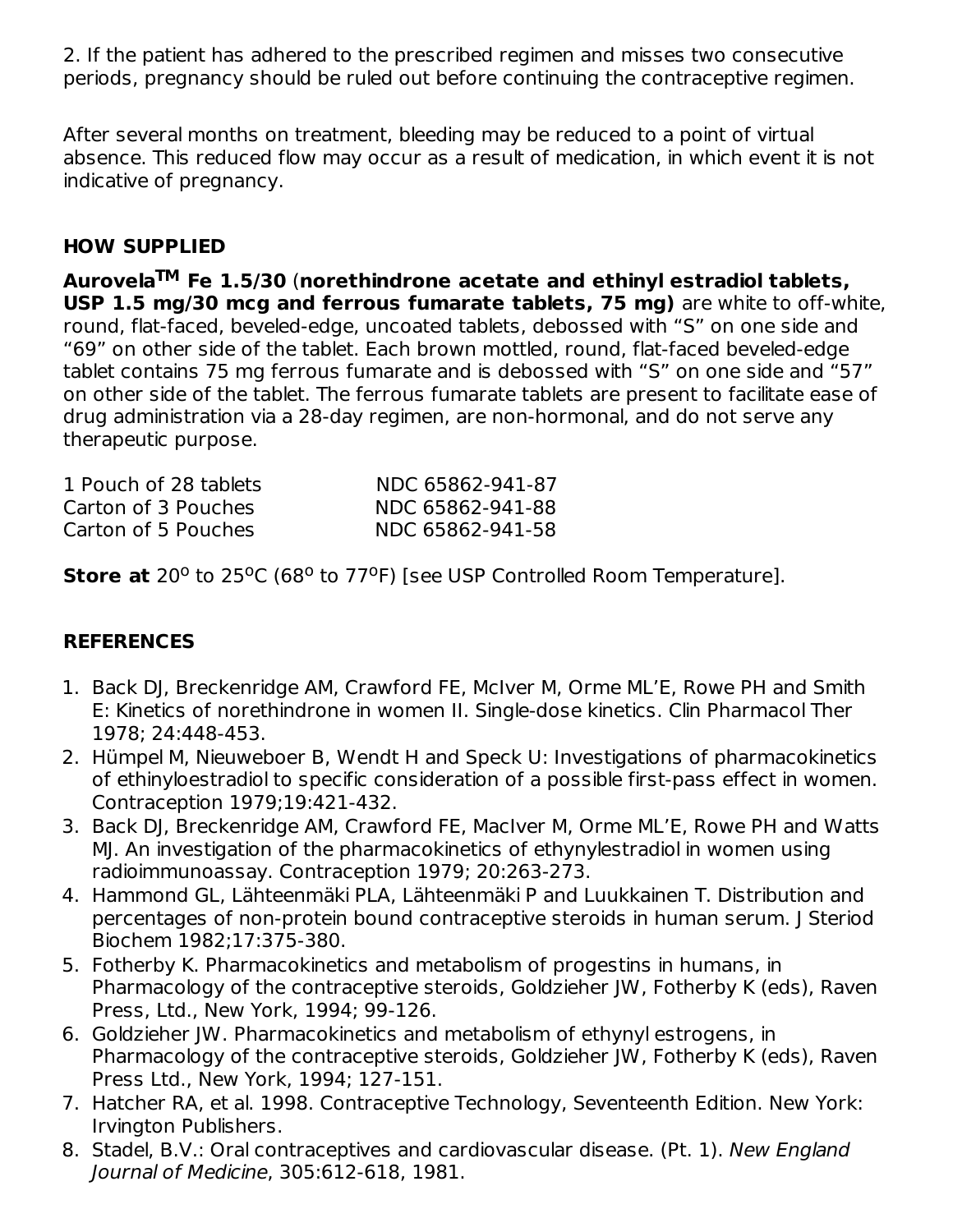2. If the patient has adhered to the prescribed regimen and misses two consecutive periods, pregnancy should be ruled out before continuing the contraceptive regimen.

After several months on treatment, bleeding may be reduced to a point of virtual absence. This reduced flow may occur as a result of medication, in which event it is not indicative of pregnancy.

## HOW SUPPLIED

**Aurovela™ Fe 1.5/30** (**norethindrone acetate and ethinyl estradiol tablets, USP 1.5 mg/30 mcg and ferrous fumarate tablets, 75 mg)** are white to off-white, round, flat-faced, beveled-edge, uncoated tablets, debossed with "S" on one side and "69" on other side of the tablet. Each brown mottled, round, flat-faced beveled-edge tablet contains 75 mg ferrous fumarate and is debossed with "S" on one side and "57" on other side of the tablet. The ferrous fumarate tablets are present to facilitate ease of drug administration via a 28-day regimen, are non-hormonal, and do not serve any therapeutic purpose.

| | |
|---|---|
| 1 Pouch of 28 tablets | NDC 65862-941-87 |
| Carton of 3 Pouches | NDC 65862-941-88 |
| Carton of 5 Pouches | NDC 65862-941-58 |

**Store at** 20° to 25°C (68° to 77°F) [see USP Controlled Room Temperature].

## REFERENCES

1. Back DJ, Breckenridge AM, Crawford FE, McIver M, Orme ML'E, Rowe PH and Smith E: Kinetics of norethindrone in women II. Single-dose kinetics. Clin Pharmacol Ther 1978; 24:448-453.
2. Hümpel M, Nieuweboer B, Wendt H and Speck U: Investigations of pharmacokinetics of ethinyloestradiol to specific consideration of a possible first-pass effect in women. Contraception 1979;19:421-432.
3. Back DJ, Breckenridge AM, Crawford FE, MacIver M, Orme ML'E, Rowe PH and Watts MJ. An investigation of the pharmacokinetics of ethynylestradiol in women using radioimmunoassay. Contraception 1979; 20:263-273.
4. Hammond GL, Lähteenmäki PLA, Lähteenmäki P and Luukkainen T. Distribution and percentages of non-protein bound contraceptive steroids in human serum. J Steriod Biochem 1982;17:375-380.
5. Fotherby K. Pharmacokinetics and metabolism of progestins in humans, in Pharmacology of the contraceptive steroids, Goldzieher JW, Fotherby K (eds), Raven Press, Ltd., New York, 1994; 99-126.
6. Goldzieher JW. Pharmacokinetics and metabolism of ethynyl estrogens, in Pharmacology of the contraceptive steroids, Goldzieher JW, Fotherby K (eds), Raven Press Ltd., New York, 1994; 127-151.
7. Hatcher RA, et al. 1998. Contraceptive Technology, Seventeenth Edition. New York: Irvington Publishers.
8. Stadel, B.V.: Oral contraceptives and cardiovascular disease. (Pt. 1). *New England Journal of Medicine*, 305:612-618, 1981.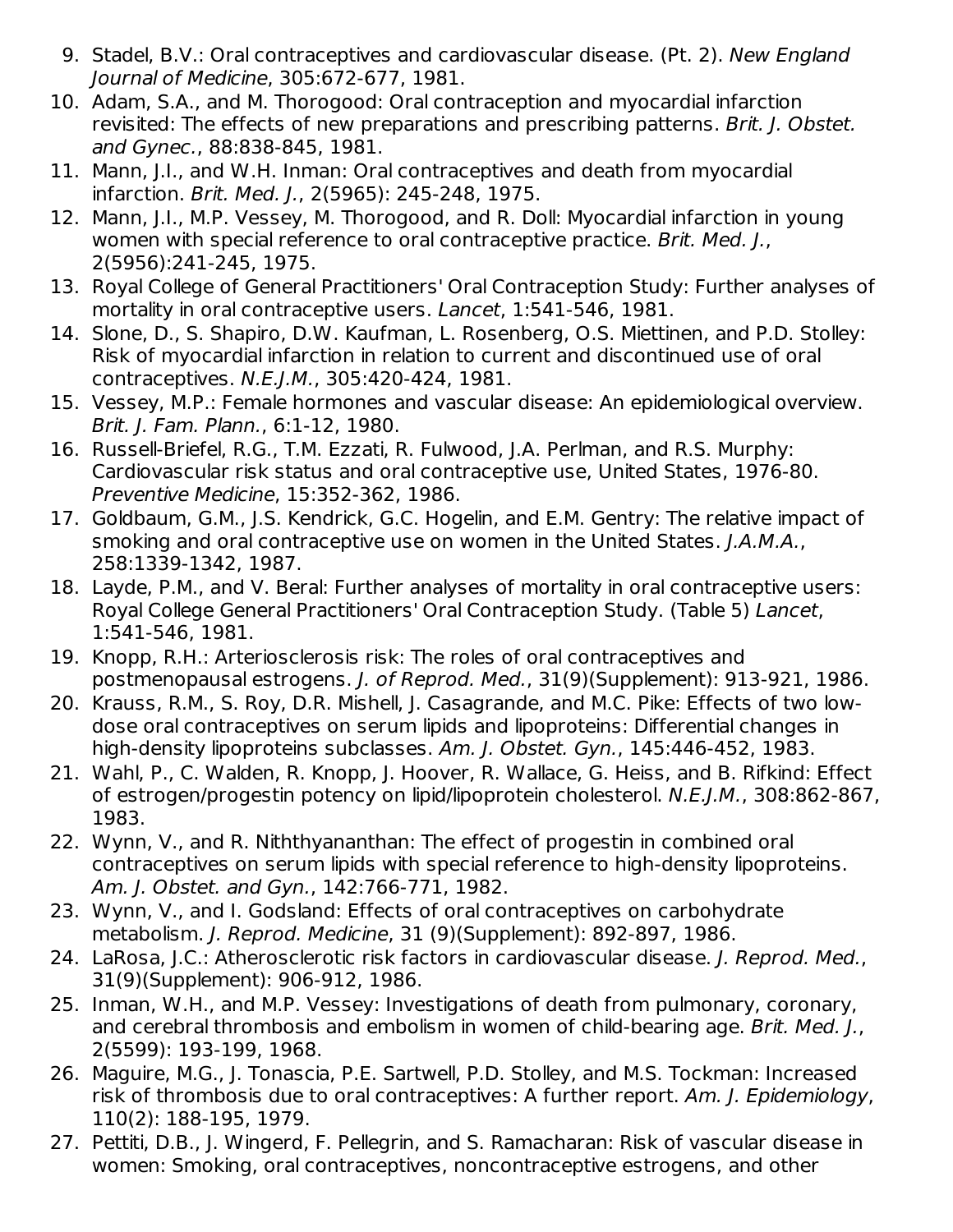9. Stadel, B.V.: Oral contraceptives and cardiovascular disease. (Pt. 2). *New England Journal of Medicine*, 305:672-677, 1981.
10. Adam, S.A., and M. Thorogood: Oral contraception and myocardial infarction revisited: The effects of new preparations and prescribing patterns. *Brit. J. Obstet. and Gynec.*, 88:838-845, 1981.
11. Mann, J.I., and W.H. Inman: Oral contraceptives and death from myocardial infarction. *Brit. Med. J.*, 2(5965): 245-248, 1975.
12. Mann, J.I., M.P. Vessey, M. Thorogood, and R. Doll: Myocardial infarction in young women with special reference to oral contraceptive practice. *Brit. Med. J.*, 2(5956):241-245, 1975.
13. Royal College of General Practitioners' Oral Contraception Study: Further analyses of mortality in oral contraceptive users. *Lancet*, 1:541-546, 1981.
14. Slone, D., S. Shapiro, D.W. Kaufman, L. Rosenberg, O.S. Miettinen, and P.D. Stolley: Risk of myocardial infarction in relation to current and discontinued use of oral contraceptives. *N.E.J.M.*, 305:420-424, 1981.
15. Vessey, M.P.: Female hormones and vascular disease: An epidemiological overview. *Brit. J. Fam. Plann.*, 6:1-12, 1980.
16. Russell-Briefel, R.G., T.M. Ezzati, R. Fulwood, J.A. Perlman, and R.S. Murphy: Cardiovascular risk status and oral contraceptive use, United States, 1976-80. *Preventive Medicine*, 15:352-362, 1986.
17. Goldbaum, G.M., J.S. Kendrick, G.C. Hogelin, and E.M. Gentry: The relative impact of smoking and oral contraceptive use on women in the United States. *J.A.M.A.*, 258:1339-1342, 1987.
18. Layde, P.M., and V. Beral: Further analyses of mortality in oral contraceptive users: Royal College General Practitioners' Oral Contraception Study. (Table 5) *Lancet*, 1:541-546, 1981.
19. Knopp, R.H.: Arteriosclerosis risk: The roles of oral contraceptives and postmenopausal estrogens. *J. of Reprod. Med.*, 31(9)(Supplement): 913-921, 1986.
20. Krauss, R.M., S. Roy, D.R. Mishell, J. Casagrande, and M.C. Pike: Effects of two low-dose oral contraceptives on serum lipids and lipoproteins: Differential changes in high-density lipoproteins subclasses. *Am. J. Obstet. Gyn.*, 145:446-452, 1983.
21. Wahl, P., C. Walden, R. Knopp, J. Hoover, R. Wallace, G. Heiss, and B. Rifkind: Effect of estrogen/progestin potency on lipid/lipoprotein cholesterol. *N.E.J.M.*, 308:862-867, 1983.
22. Wynn, V., and R. Niththyananthan: The effect of progestin in combined oral contraceptives on serum lipids with special reference to high-density lipoproteins. *Am. J. Obstet. and Gyn.*, 142:766-771, 1982.
23. Wynn, V., and I. Godsland: Effects of oral contraceptives on carbohydrate metabolism. *J. Reprod. Medicine*, 31 (9)(Supplement): 892-897, 1986.
24. LaRosa, J.C.: Atherosclerotic risk factors in cardiovascular disease. *J. Reprod. Med.*, 31(9)(Supplement): 906-912, 1986.
25. Inman, W.H., and M.P. Vessey: Investigations of death from pulmonary, coronary, and cerebral thrombosis and embolism in women of child-bearing age. *Brit. Med. J.*, 2(5599): 193-199, 1968.
26. Maguire, M.G., J. Tonascia, P.E. Sartwell, P.D. Stolley, and M.S. Tockman: Increased risk of thrombosis due to oral contraceptives: A further report. *Am. J. Epidemiology*, 110(2): 188-195, 1979.
27. Pettiti, D.B., J. Wingerd, F. Pellegrin, and S. Ramacharan: Risk of vascular disease in women: Smoking, oral contraceptives, noncontraceptive estrogens, and other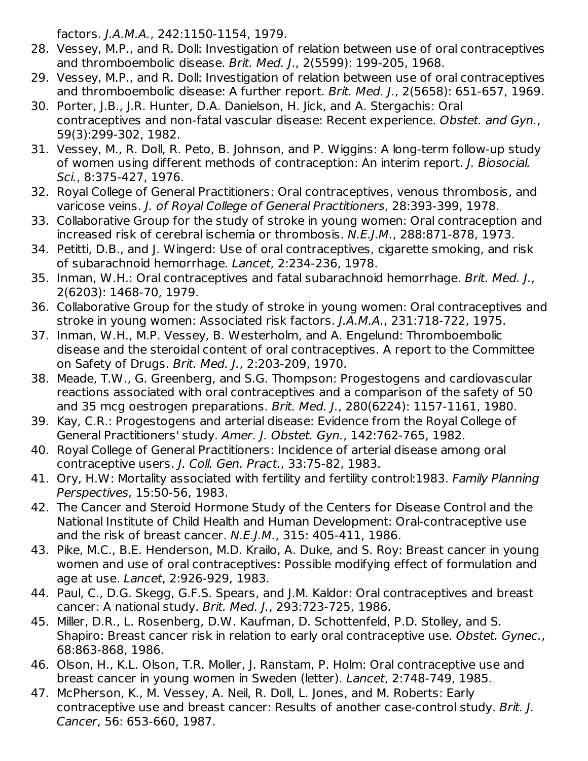factors. *J.A.M.A.*, 242:1150-1154, 1979.

28. Vessey, M.P., and R. Doll: Investigation of relation between use of oral contraceptives and thromboembolic disease. *Brit. Med. J.*, 2(5599): 199-205, 1968.
29. Vessey, M.P., and R. Doll: Investigation of relation between use of oral contraceptives and thromboembolic disease: A further report. *Brit. Med. J.*, 2(5658): 651-657, 1969.
30. Porter, J.B., J.R. Hunter, D.A. Danielson, H. Jick, and A. Stergachis: Oral contraceptives and non-fatal vascular disease: Recent experience. *Obstet. and Gyn.*, 59(3):299-302, 1982.
31. Vessey, M., R. Doll, R. Peto, B. Johnson, and P. Wiggins: A long-term follow-up study of women using different methods of contraception: An interim report. *J. Biosocial. Sci.*, 8:375-427, 1976.
32. Royal College of General Practitioners: Oral contraceptives, venous thrombosis, and varicose veins. *J. of Royal College of General Practitioners*, 28:393-399, 1978.
33. Collaborative Group for the study of stroke in young women: Oral contraception and increased risk of cerebral ischemia or thrombosis. *N.E.J.M.*, 288:871-878, 1973.
34. Petitti, D.B., and J. Wingerd: Use of oral contraceptives, cigarette smoking, and risk of subarachnoid hemorrhage. *Lancet*, 2:234-236, 1978.
35. Inman, W.H.: Oral contraceptives and fatal subarachnoid hemorrhage. *Brit. Med. J.*, 2(6203): 1468-70, 1979.
36. Collaborative Group for the study of stroke in young women: Oral contraceptives and stroke in young women: Associated risk factors. *J.A.M.A.*, 231:718-722, 1975.
37. Inman, W.H., M.P. Vessey, B. Westerholm, and A. Engelund: Thromboembolic disease and the steroidal content of oral contraceptives. A report to the Committee on Safety of Drugs. *Brit. Med. J.*, 2:203-209, 1970.
38. Meade, T.W., G. Greenberg, and S.G. Thompson: Progestogens and cardiovascular reactions associated with oral contraceptives and a comparison of the safety of 50 and 35 mcg oestrogen preparations. *Brit. Med. J.*, 280(6224): 1157-1161, 1980.
39. Kay, C.R.: Progestogens and arterial disease: Evidence from the Royal College of General Practitioners' study. *Amer. J. Obstet. Gyn.*, 142:762-765, 1982.
40. Royal College of General Practitioners: Incidence of arterial disease among oral contraceptive users. *J. Coll. Gen. Pract.*, 33:75-82, 1983.
41. Ory, H.W: Mortality associated with fertility and fertility control:1983. *Family Planning Perspectives*, 15:50-56, 1983.
42. The Cancer and Steroid Hormone Study of the Centers for Disease Control and the National Institute of Child Health and Human Development: Oral-contraceptive use and the risk of breast cancer. *N.E.J.M.*, 315: 405-411, 1986.
43. Pike, M.C., B.E. Henderson, M.D. Krailo, A. Duke, and S. Roy: Breast cancer in young women and use of oral contraceptives: Possible modifying effect of formulation and age at use. *Lancet*, 2:926-929, 1983.
44. Paul, C., D.G. Skegg, G.F.S. Spears, and J.M. Kaldor: Oral contraceptives and breast cancer: A national study. *Brit. Med. J.*, 293:723-725, 1986.
45. Miller, D.R., L. Rosenberg, D.W. Kaufman, D. Schottenfeld, P.D. Stolley, and S. Shapiro: Breast cancer risk in relation to early oral contraceptive use. *Obstet. Gynec.*, 68:863-868, 1986.
46. Olson, H., K.L. Olson, T.R. Moller, J. Ranstam, P. Holm: Oral contraceptive use and breast cancer in young women in Sweden (letter). *Lancet*, 2:748-749, 1985.
47. McPherson, K., M. Vessey, A. Neil, R. Doll, L. Jones, and M. Roberts: Early contraceptive use and breast cancer: Results of another case-control study. *Brit. J. Cancer*, 56: 653-660, 1987.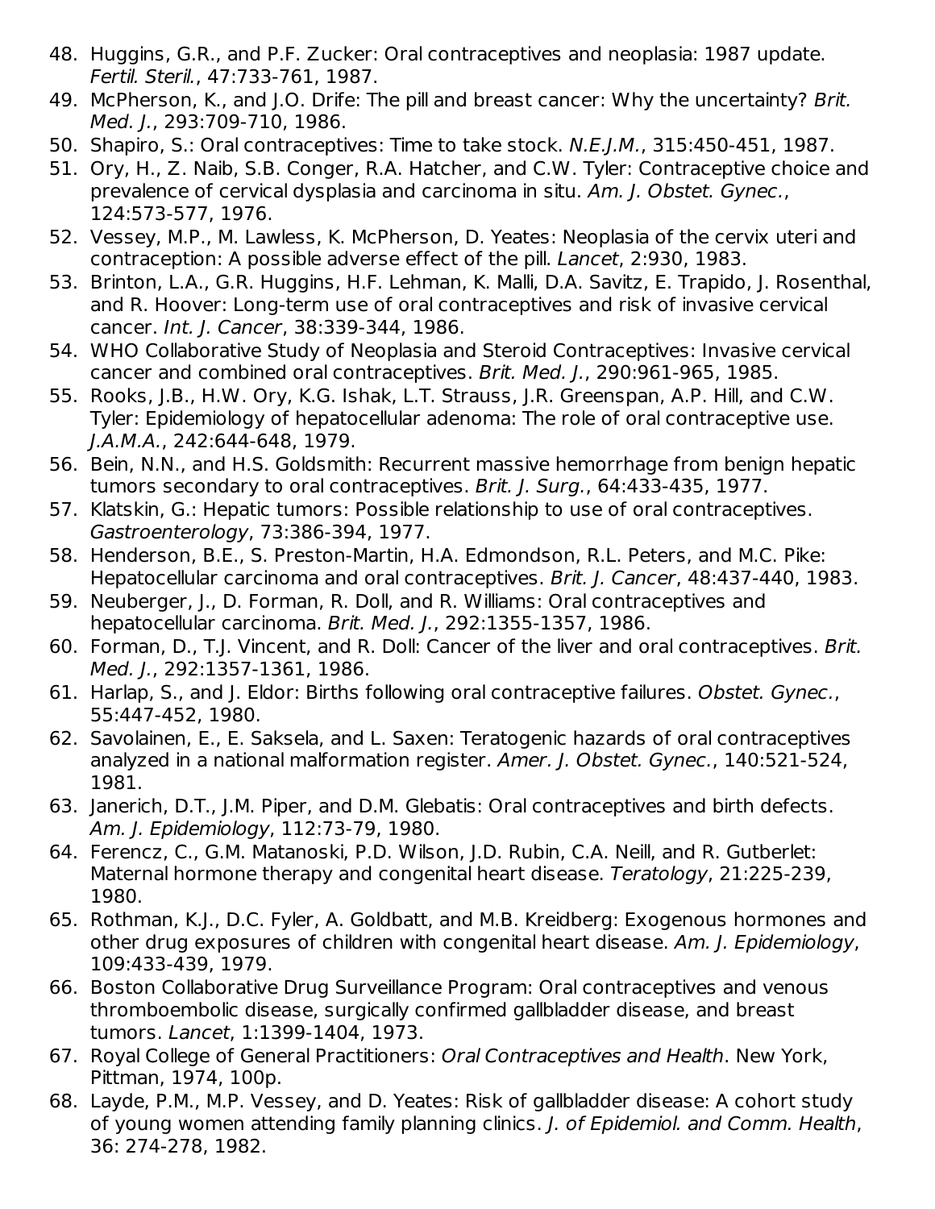48. Huggins, G.R., and P.F. Zucker: Oral contraceptives and neoplasia: 1987 update. *Fertil. Steril.*, 47:733-761, 1987.
49. McPherson, K., and J.O. Drife: The pill and breast cancer: Why the uncertainty? *Brit. Med. J.*, 293:709-710, 1986.
50. Shapiro, S.: Oral contraceptives: Time to take stock. *N.E.J.M.*, 315:450-451, 1987.
51. Ory, H., Z. Naib, S.B. Conger, R.A. Hatcher, and C.W. Tyler: Contraceptive choice and prevalence of cervical dysplasia and carcinoma in situ. *Am. J. Obstet. Gynec.*, 124:573-577, 1976.
52. Vessey, M.P., M. Lawless, K. McPherson, D. Yeates: Neoplasia of the cervix uteri and contraception: A possible adverse effect of the pill. *Lancet*, 2:930, 1983.
53. Brinton, L.A., G.R. Huggins, H.F. Lehman, K. Malli, D.A. Savitz, E. Trapido, J. Rosenthal, and R. Hoover: Long-term use of oral contraceptives and risk of invasive cervical cancer. *Int. J. Cancer*, 38:339-344, 1986.
54. WHO Collaborative Study of Neoplasia and Steroid Contraceptives: Invasive cervical cancer and combined oral contraceptives. *Brit. Med. J.*, 290:961-965, 1985.
55. Rooks, J.B., H.W. Ory, K.G. Ishak, L.T. Strauss, J.R. Greenspan, A.P. Hill, and C.W. Tyler: Epidemiology of hepatocellular adenoma: The role of oral contraceptive use. *J.A.M.A.*, 242:644-648, 1979.
56. Bein, N.N., and H.S. Goldsmith: Recurrent massive hemorrhage from benign hepatic tumors secondary to oral contraceptives. *Brit. J. Surg.*, 64:433-435, 1977.
57. Klatskin, G.: Hepatic tumors: Possible relationship to use of oral contraceptives. *Gastroenterology*, 73:386-394, 1977.
58. Henderson, B.E., S. Preston-Martin, H.A. Edmondson, R.L. Peters, and M.C. Pike: Hepatocellular carcinoma and oral contraceptives. *Brit. J. Cancer*, 48:437-440, 1983.
59. Neuberger, J., D. Forman, R. Doll, and R. Williams: Oral contraceptives and hepatocellular carcinoma. *Brit. Med. J.*, 292:1355-1357, 1986.
60. Forman, D., T.J. Vincent, and R. Doll: Cancer of the liver and oral contraceptives. *Brit. Med. J.*, 292:1357-1361, 1986.
61. Harlap, S., and J. Eldor: Births following oral contraceptive failures. *Obstet. Gynec.*, 55:447-452, 1980.
62. Savolainen, E., E. Saksela, and L. Saxen: Teratogenic hazards of oral contraceptives analyzed in a national malformation register. *Amer. J. Obstet. Gynec.*, 140:521-524, 1981.
63. Janerich, D.T., J.M. Piper, and D.M. Glebatis: Oral contraceptives and birth defects. *Am. J. Epidemiology*, 112:73-79, 1980.
64. Ferencz, C., G.M. Matanoski, P.D. Wilson, J.D. Rubin, C.A. Neill, and R. Gutberlet: Maternal hormone therapy and congenital heart disease. *Teratology*, 21:225-239, 1980.
65. Rothman, K.J., D.C. Fyler, A. Goldbatt, and M.B. Kreidberg: Exogenous hormones and other drug exposures of children with congenital heart disease. *Am. J. Epidemiology*, 109:433-439, 1979.
66. Boston Collaborative Drug Surveillance Program: Oral contraceptives and venous thromboembolic disease, surgically confirmed gallbladder disease, and breast tumors. *Lancet*, 1:1399-1404, 1973.
67. Royal College of General Practitioners: *Oral Contraceptives and Health*. New York, Pittman, 1974, 100p.
68. Layde, P.M., M.P. Vessey, and D. Yeates: Risk of gallbladder disease: A cohort study of young women attending family planning clinics. *J. of Epidemiol. and Comm. Health*, 36: 274-278, 1982.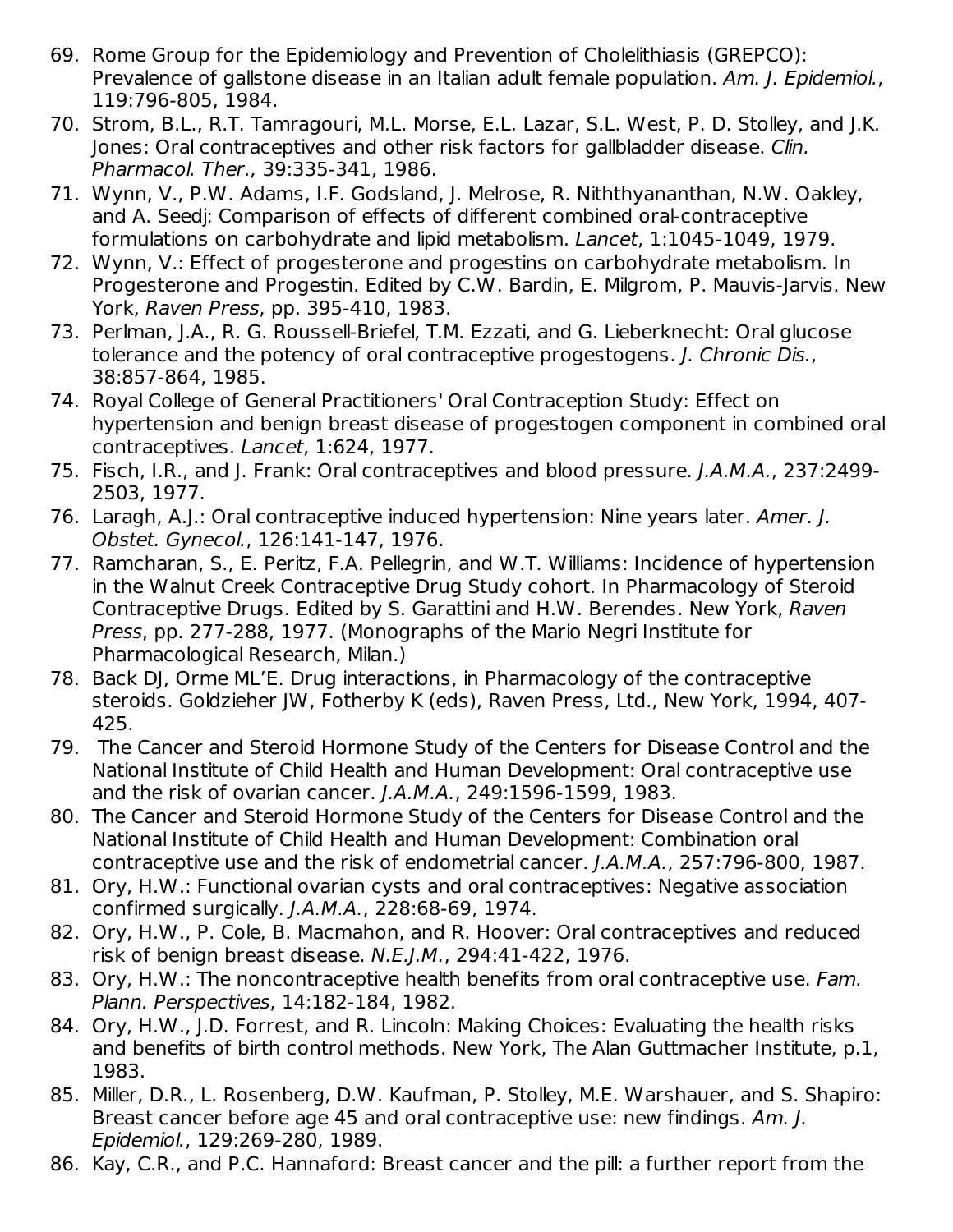69. Rome Group for the Epidemiology and Prevention of Cholelithiasis (GREPCO): Prevalence of gallstone disease in an Italian adult female population. *Am. J. Epidemiol.*, 119:796-805, 1984.
70. Strom, B.L., R.T. Tamragouri, M.L. Morse, E.L. Lazar, S.L. West, P. D. Stolley, and J.K. Jones: Oral contraceptives and other risk factors for gallbladder disease. *Clin. Pharmacol. Ther.,* 39:335-341, 1986.
71. Wynn, V., P.W. Adams, I.F. Godsland, J. Melrose, R. Niththyananthan, N.W. Oakley, and A. Seedj: Comparison of effects of different combined oral-contraceptive formulations on carbohydrate and lipid metabolism. *Lancet*, 1:1045-1049, 1979.
72. Wynn, V.: Effect of progesterone and progestins on carbohydrate metabolism. In Progesterone and Progestin. Edited by C.W. Bardin, E. Milgrom, P. Mauvis-Jarvis. New York, *Raven Press*, pp. 395-410, 1983.
73. Perlman, J.A., R. G. Roussell-Briefel, T.M. Ezzati, and G. Lieberknecht: Oral glucose tolerance and the potency of oral contraceptive progestogens. *J. Chronic Dis.*, 38:857-864, 1985.
74. Royal College of General Practitioners' Oral Contraception Study: Effect on hypertension and benign breast disease of progestogen component in combined oral contraceptives. *Lancet*, 1:624, 1977.
75. Fisch, I.R., and J. Frank: Oral contraceptives and blood pressure. *J.A.M.A.*, 237:2499-2503, 1977.
76. Laragh, A.J.: Oral contraceptive induced hypertension: Nine years later. *Amer. J. Obstet. Gynecol.*, 126:141-147, 1976.
77. Ramcharan, S., E. Peritz, F.A. Pellegrin, and W.T. Williams: Incidence of hypertension in the Walnut Creek Contraceptive Drug Study cohort. In Pharmacology of Steroid Contraceptive Drugs. Edited by S. Garattini and H.W. Berendes. New York, *Raven Press*, pp. 277-288, 1977. (Monographs of the Mario Negri Institute for Pharmacological Research, Milan.)
78. Back DJ, Orme ML'E. Drug interactions, in Pharmacology of the contraceptive steroids. Goldzieher JW, Fotherby K (eds), Raven Press, Ltd., New York, 1994, 407-425.
79. The Cancer and Steroid Hormone Study of the Centers for Disease Control and the National Institute of Child Health and Human Development: Oral contraceptive use and the risk of ovarian cancer. *J.A.M.A.*, 249:1596-1599, 1983.
80. The Cancer and Steroid Hormone Study of the Centers for Disease Control and the National Institute of Child Health and Human Development: Combination oral contraceptive use and the risk of endometrial cancer. *J.A.M.A.*, 257:796-800, 1987.
81. Ory, H.W.: Functional ovarian cysts and oral contraceptives: Negative association confirmed surgically. *J.A.M.A.*, 228:68-69, 1974.
82. Ory, H.W., P. Cole, B. Macmahon, and R. Hoover: Oral contraceptives and reduced risk of benign breast disease. *N.E.J.M.*, 294:41-422, 1976.
83. Ory, H.W.: The noncontraceptive health benefits from oral contraceptive use. *Fam. Plann. Perspectives*, 14:182-184, 1982.
84. Ory, H.W., J.D. Forrest, and R. Lincoln: Making Choices: Evaluating the health risks and benefits of birth control methods. New York, The Alan Guttmacher Institute, p.1, 1983.
85. Miller, D.R., L. Rosenberg, D.W. Kaufman, P. Stolley, M.E. Warshauer, and S. Shapiro: Breast cancer before age 45 and oral contraceptive use: new findings. *Am. J. Epidemiol.*, 129:269-280, 1989.
86. Kay, C.R., and P.C. Hannaford: Breast cancer and the pill: a further report from the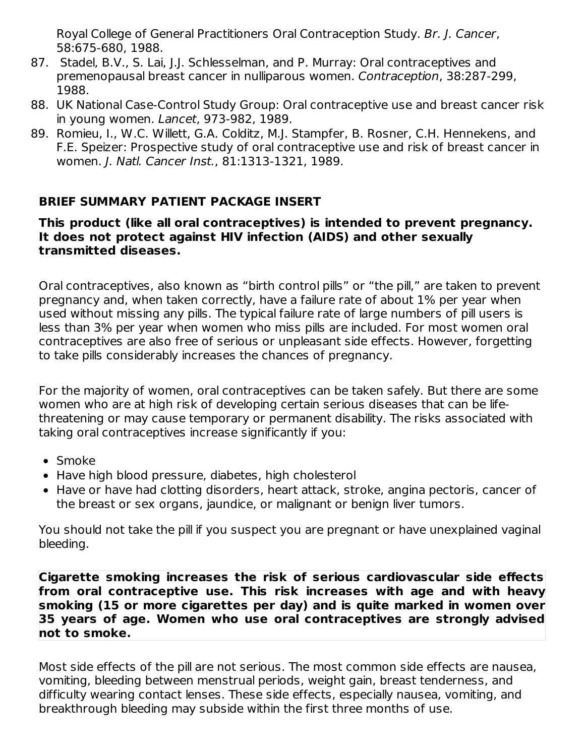Royal College of General Practitioners Oral Contraception Study. *Br. J. Cancer*, 58:675-680, 1988.

87. Stadel, B.V., S. Lai, J.J. Schlesselman, and P. Murray: Oral contraceptives and premenopausal breast cancer in nulliparous women. *Contraception*, 38:287-299, 1988.
88. UK National Case-Control Study Group: Oral contraceptive use and breast cancer risk in young women. *Lancet*, 973-982, 1989.
89. Romieu, I., W.C. Willett, G.A. Colditz, M.J. Stampfer, B. Rosner, C.H. Hennekens, and F.E. Speizer: Prospective study of oral contraceptive use and risk of breast cancer in women. *J. Natl. Cancer Inst.*, 81:1313-1321, 1989.

## BRIEF SUMMARY PATIENT PACKAGE INSERT

**This product (like all oral contraceptives) is intended to prevent pregnancy. It does not protect against HIV infection (AIDS) and other sexually transmitted diseases.**

Oral contraceptives, also known as “birth control pills” or “the pill,” are taken to prevent pregnancy and, when taken correctly, have a failure rate of about 1% per year when used without missing any pills. The typical failure rate of large numbers of pill users is less than 3% per year when women who miss pills are included. For most women oral contraceptives are also free of serious or unpleasant side effects. However, forgetting to take pills considerably increases the chances of pregnancy.

For the majority of women, oral contraceptives can be taken safely. But there are some women who are at high risk of developing certain serious diseases that can be life-threatening or may cause temporary or permanent disability. The risks associated with taking oral contraceptives increase significantly if you:

- Smoke
- Have high blood pressure, diabetes, high cholesterol
- Have or have had clotting disorders, heart attack, stroke, angina pectoris, cancer of the breast or sex organs, jaundice, or malignant or benign liver tumors.

You should not take the pill if you suspect you are pregnant or have unexplained vaginal bleeding.

**Cigarette smoking increases the risk of serious cardiovascular side effects from oral contraceptive use. This risk increases with age and with heavy smoking (15 or more cigarettes per day) and is quite marked in women over 35 years of age. Women who use oral contraceptives are strongly advised not to smoke.**

Most side effects of the pill are not serious. The most common side effects are nausea, vomiting, bleeding between menstrual periods, weight gain, breast tenderness, and difficulty wearing contact lenses. These side effects, especially nausea, vomiting, and breakthrough bleeding may subside within the first three months of use.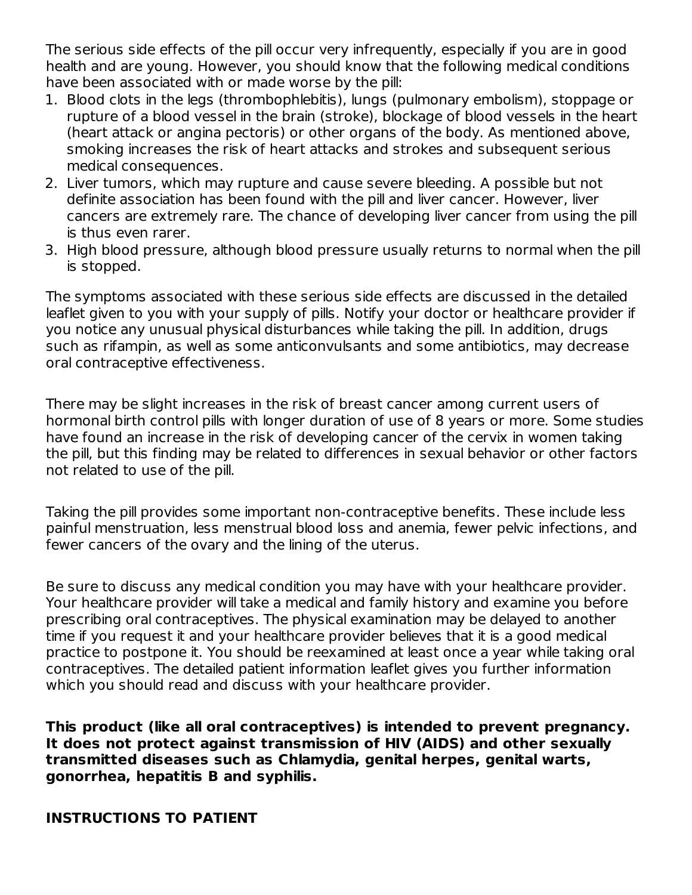The serious side effects of the pill occur very infrequently, especially if you are in good health and are young. However, you should know that the following medical conditions have been associated with or made worse by the pill:

1. Blood clots in the legs (thrombophlebitis), lungs (pulmonary embolism), stoppage or rupture of a blood vessel in the brain (stroke), blockage of blood vessels in the heart (heart attack or angina pectoris) or other organs of the body. As mentioned above, smoking increases the risk of heart attacks and strokes and subsequent serious medical consequences.
2. Liver tumors, which may rupture and cause severe bleeding. A possible but not definite association has been found with the pill and liver cancer. However, liver cancers are extremely rare. The chance of developing liver cancer from using the pill is thus even rarer.
3. High blood pressure, although blood pressure usually returns to normal when the pill is stopped.

The symptoms associated with these serious side effects are discussed in the detailed leaflet given to you with your supply of pills. Notify your doctor or healthcare provider if you notice any unusual physical disturbances while taking the pill. In addition, drugs such as rifampin, as well as some anticonvulsants and some antibiotics, may decrease oral contraceptive effectiveness.

There may be slight increases in the risk of breast cancer among current users of hormonal birth control pills with longer duration of use of 8 years or more. Some studies have found an increase in the risk of developing cancer of the cervix in women taking the pill, but this finding may be related to differences in sexual behavior or other factors not related to use of the pill.

Taking the pill provides some important non-contraceptive benefits. These include less painful menstruation, less menstrual blood loss and anemia, fewer pelvic infections, and fewer cancers of the ovary and the lining of the uterus.

Be sure to discuss any medical condition you may have with your healthcare provider. Your healthcare provider will take a medical and family history and examine you before prescribing oral contraceptives. The physical examination may be delayed to another time if you request it and your healthcare provider believes that it is a good medical practice to postpone it. You should be reexamined at least once a year while taking oral contraceptives. The detailed patient information leaflet gives you further information which you should read and discuss with your healthcare provider.

**This product (like all oral contraceptives) is intended to prevent pregnancy. It does not protect against transmission of HIV (AIDS) and other sexually transmitted diseases such as Chlamydia, genital herpes, genital warts, gonorrhea, hepatitis B and syphilis.**

**INSTRUCTIONS TO PATIENT**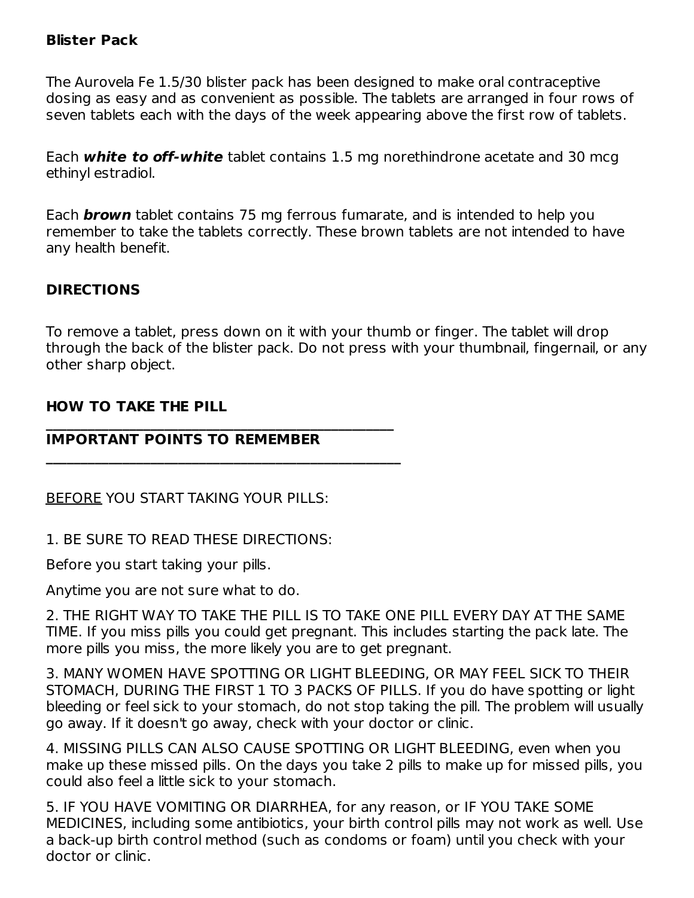**Blister Pack**

The Aurovela Fe 1.5/30 blister pack has been designed to make oral contraceptive dosing as easy and as convenient as possible. The tablets are arranged in four rows of seven tablets each with the days of the week appearing above the first row of tablets.

Each ***white to off-white*** tablet contains 1.5 mg norethindrone acetate and 30 mcg ethinyl estradiol.

Each ***brown*** tablet contains 75 mg ferrous fumarate, and is intended to help you remember to take the tablets correctly. These brown tablets are not intended to have any health benefit.

**DIRECTIONS**

To remove a tablet, press down on it with your thumb or finger. The tablet will drop through the back of the blister pack. Do not press with your thumbnail, fingernail, or any other sharp object.

**HOW TO TAKE THE PILL**

---

**IMPORTANT POINTS TO REMEMBER**

---

BEFORE YOU START TAKING YOUR PILLS:

1. BE SURE TO READ THESE DIRECTIONS:

Before you start taking your pills.

Anytime you are not sure what to do.

2. THE RIGHT WAY TO TAKE THE PILL IS TO TAKE ONE PILL EVERY DAY AT THE SAME TIME. If you miss pills you could get pregnant. This includes starting the pack late. The more pills you miss, the more likely you are to get pregnant.

3. MANY WOMEN HAVE SPOTTING OR LIGHT BLEEDING, OR MAY FEEL SICK TO THEIR STOMACH, DURING THE FIRST 1 TO 3 PACKS OF PILLS. If you do have spotting or light bleeding or feel sick to your stomach, do not stop taking the pill. The problem will usually go away. If it doesn't go away, check with your doctor or clinic.

4. MISSING PILLS CAN ALSO CAUSE SPOTTING OR LIGHT BLEEDING, even when you make up these missed pills. On the days you take 2 pills to make up for missed pills, you could also feel a little sick to your stomach.

5. IF YOU HAVE VOMITING OR DIARRHEA, for any reason, or IF YOU TAKE SOME MEDICINES, including some antibiotics, your birth control pills may not work as well. Use a back-up birth control method (such as condoms or foam) until you check with your doctor or clinic.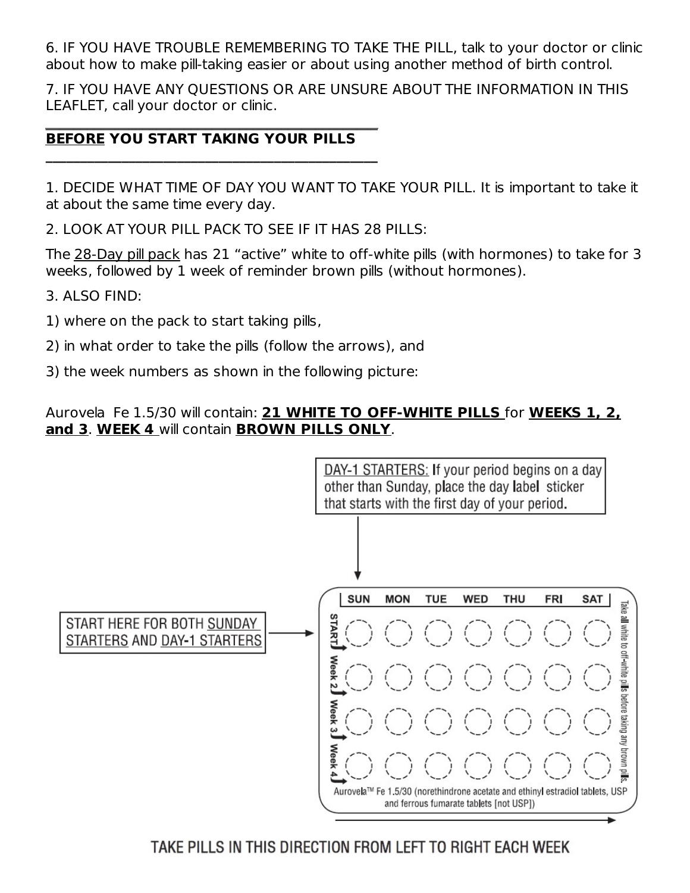6. IF YOU HAVE TROUBLE REMEMBERING TO TAKE THE PILL, talk to your doctor or clinic about how to make pill-taking easier or about using another method of birth control.

7. IF YOU HAVE ANY QUESTIONS OR ARE UNSURE ABOUT THE INFORMATION IN THIS LEAFLET, call your doctor or clinic.

## **BEFORE** YOU START TAKING YOUR PILLS

1. DECIDE WHAT TIME OF DAY YOU WANT TO TAKE YOUR PILL. It is important to take it at about the same time every day.

2. LOOK AT YOUR PILL PACK TO SEE IF IT HAS 28 PILLS:

The 28-Day pill pack has 21 "active" white to off-white pills (with hormones) to take for 3 weeks, followed by 1 week of reminder brown pills (without hormones).

3. ALSO FIND:

1) where on the pack to start taking pills,

2) in what order to take the pills (follow the arrows), and

3) the week numbers as shown in the following picture:

Aurovela Fe 1.5/30 will contain: **21 WHITE TO OFF-WHITE PILLS** for **WEEKS 1, 2, and 3**. **WEEK 4** will contain **BROWN PILLS ONLY**.

DAY-1 STARTERS: If your period begins on a day other than Sunday, place the day label sticker that starts with the first day of your period.

START HERE FOR BOTH SUNDAY STARTERS AND DAY-1 STARTERS

| | SUN | MON | TUE | WED | THU | FRI | SAT |
|---|---|---|---|---|---|---|---|
| START | ○ | ○ | ○ | ○ | ○ | ○ | ○ |
| Week 2 | ○ | ○ | ○ | ○ | ○ | ○ | ○ |
| Week 3 | ○ | ○ | ○ | ○ | ○ | ○ | ○ |
| Week 4 | ○ | ○ | ○ | ○ | ○ | ○ | ○ |

Take all white to off-white pills before taking any brown pills.

Aurovela™ Fe 1.5/30 (norethindrone acetate and ethinyl estradiol tablets, USP and ferrous fumarate tablets [not USP])

TAKE PILLS IN THIS DIRECTION FROM LEFT TO RIGHT EACH WEEK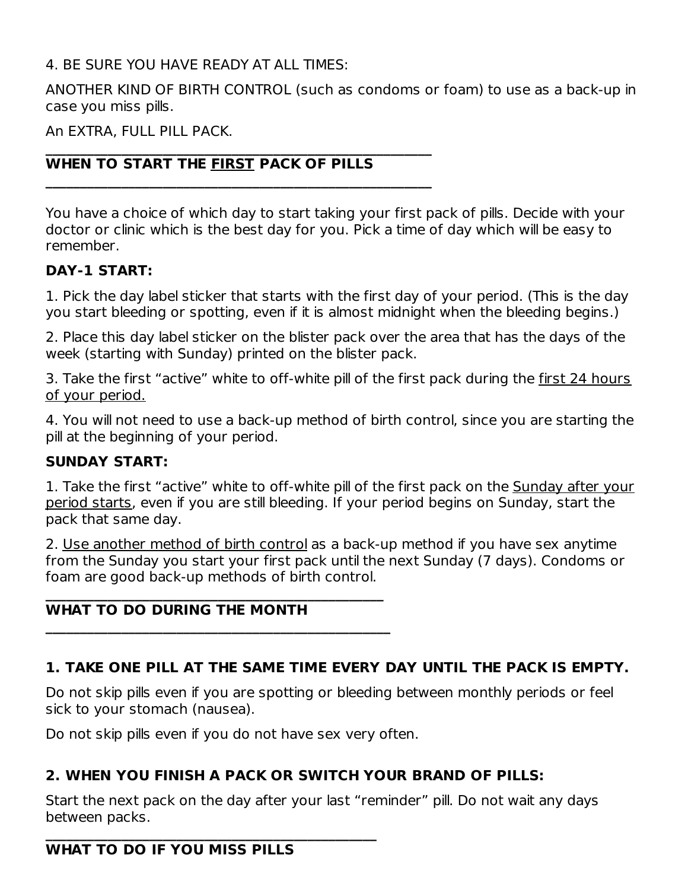4. BE SURE YOU HAVE READY AT ALL TIMES:

ANOTHER KIND OF BIRTH CONTROL (such as condoms or foam) to use as a back-up in case you miss pills.

An EXTRA, FULL PILL PACK.

## WHEN TO START THE FIRST PACK OF PILLS

You have a choice of which day to start taking your first pack of pills. Decide with your doctor or clinic which is the best day for you. Pick a time of day which will be easy to remember.

**DAY-1 START:**

1. Pick the day label sticker that starts with the first day of your period. (This is the day you start bleeding or spotting, even if it is almost midnight when the bleeding begins.)

2. Place this day label sticker on the blister pack over the area that has the days of the week (starting with Sunday) printed on the blister pack.

3. Take the first "active" white to off-white pill of the first pack during the first 24 hours of your period.

4. You will not need to use a back-up method of birth control, since you are starting the pill at the beginning of your period.

**SUNDAY START:**

1. Take the first "active" white to off-white pill of the first pack on the Sunday after your period starts, even if you are still bleeding. If your period begins on Sunday, start the pack that same day.

2. Use another method of birth control as a back-up method if you have sex anytime from the Sunday you start your first pack until the next Sunday (7 days). Condoms or foam are good back-up methods of birth control.

## WHAT TO DO DURING THE MONTH

**1. TAKE ONE PILL AT THE SAME TIME EVERY DAY UNTIL THE PACK IS EMPTY.**

Do not skip pills even if you are spotting or bleeding between monthly periods or feel sick to your stomach (nausea).

Do not skip pills even if you do not have sex very often.

**2. WHEN YOU FINISH A PACK OR SWITCH YOUR BRAND OF PILLS:**

Start the next pack on the day after your last "reminder" pill. Do not wait any days between packs.

## WHAT TO DO IF YOU MISS PILLS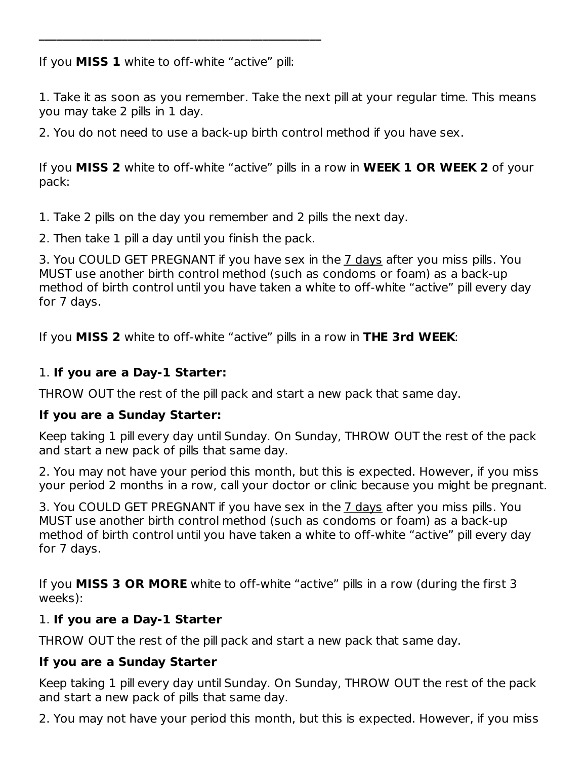---

If you **MISS 1** white to off-white “active” pill:

1. Take it as soon as you remember. Take the next pill at your regular time. This means you may take 2 pills in 1 day.
2. You do not need to use a back-up birth control method if you have sex.

If you **MISS 2** white to off-white “active” pills in a row in **WEEK 1 OR WEEK 2** of your pack:

1. Take 2 pills on the day you remember and 2 pills the next day.
2. Then take 1 pill a day until you finish the pack.
3. You COULD GET PREGNANT if you have sex in the <u>7 days</u> after you miss pills. You MUST use another birth control method (such as condoms or foam) as a back-up method of birth control until you have taken a white to off-white “active” pill every day for 7 days.

If you **MISS 2** white to off-white “active” pills in a row in **THE 3rd WEEK**:

1. **If you are a Day-1 Starter:**

THROW OUT the rest of the pill pack and start a new pack that same day.

**If you are a Sunday Starter:**

Keep taking 1 pill every day until Sunday. On Sunday, THROW OUT the rest of the pack and start a new pack of pills that same day.

2. You may not have your period this month, but this is expected. However, if you miss your period 2 months in a row, call your doctor or clinic because you might be pregnant.
3. You COULD GET PREGNANT if you have sex in the <u>7 days</u> after you miss pills. You MUST use another birth control method (such as condoms or foam) as a back-up method of birth control until you have taken a white to off-white “active” pill every day for 7 days.

If you **MISS 3 OR MORE** white to off-white “active” pills in a row (during the first 3 weeks):

1. **If you are a Day-1 Starter**

THROW OUT the rest of the pill pack and start a new pack that same day.

**If you are a Sunday Starter**

Keep taking 1 pill every day until Sunday. On Sunday, THROW OUT the rest of the pack and start a new pack of pills that same day.

2. You may not have your period this month, but this is expected. However, if you miss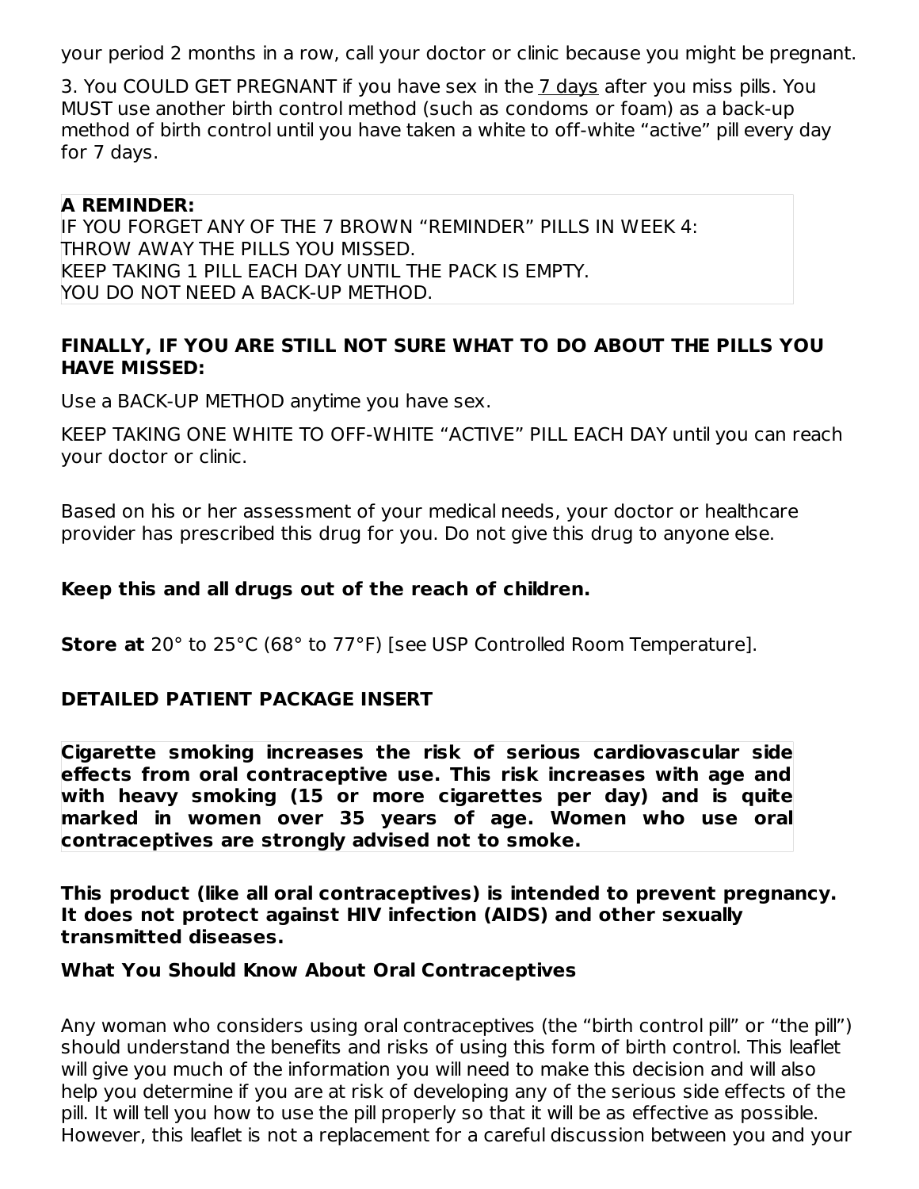your period 2 months in a row, call your doctor or clinic because you might be pregnant.

3. You COULD GET PREGNANT if you have sex in the 7 days after you miss pills. You MUST use another birth control method (such as condoms or foam) as a back-up method of birth control until you have taken a white to off-white “active” pill every day for 7 days.

**A REMINDER:**
IF YOU FORGET ANY OF THE 7 BROWN “REMINDER” PILLS IN WEEK 4:
THROW AWAY THE PILLS YOU MISSED.
KEEP TAKING 1 PILL EACH DAY UNTIL THE PACK IS EMPTY.
YOU DO NOT NEED A BACK-UP METHOD.

**FINALLY, IF YOU ARE STILL NOT SURE WHAT TO DO ABOUT THE PILLS YOU HAVE MISSED:**

Use a BACK-UP METHOD anytime you have sex.

KEEP TAKING ONE WHITE TO OFF-WHITE “ACTIVE” PILL EACH DAY until you can reach your doctor or clinic.

Based on his or her assessment of your medical needs, your doctor or healthcare provider has prescribed this drug for you. Do not give this drug to anyone else.

**Keep this and all drugs out of the reach of children.**

**Store at** 20° to 25°C (68° to 77°F) [see USP Controlled Room Temperature].

**DETAILED PATIENT PACKAGE INSERT**

**Cigarette smoking increases the risk of serious cardiovascular side effects from oral contraceptive use. This risk increases with age and with heavy smoking (15 or more cigarettes per day) and is quite marked in women over 35 years of age. Women who use oral contraceptives are strongly advised not to smoke.**

**This product (like all oral contraceptives) is intended to prevent pregnancy. It does not protect against HIV infection (AIDS) and other sexually transmitted diseases.**

**What You Should Know About Oral Contraceptives**

Any woman who considers using oral contraceptives (the “birth control pill” or “the pill”) should understand the benefits and risks of using this form of birth control. This leaflet will give you much of the information you will need to make this decision and will also help you determine if you are at risk of developing any of the serious side effects of the pill. It will tell you how to use the pill properly so that it will be as effective as possible. However, this leaflet is not a replacement for a careful discussion between you and your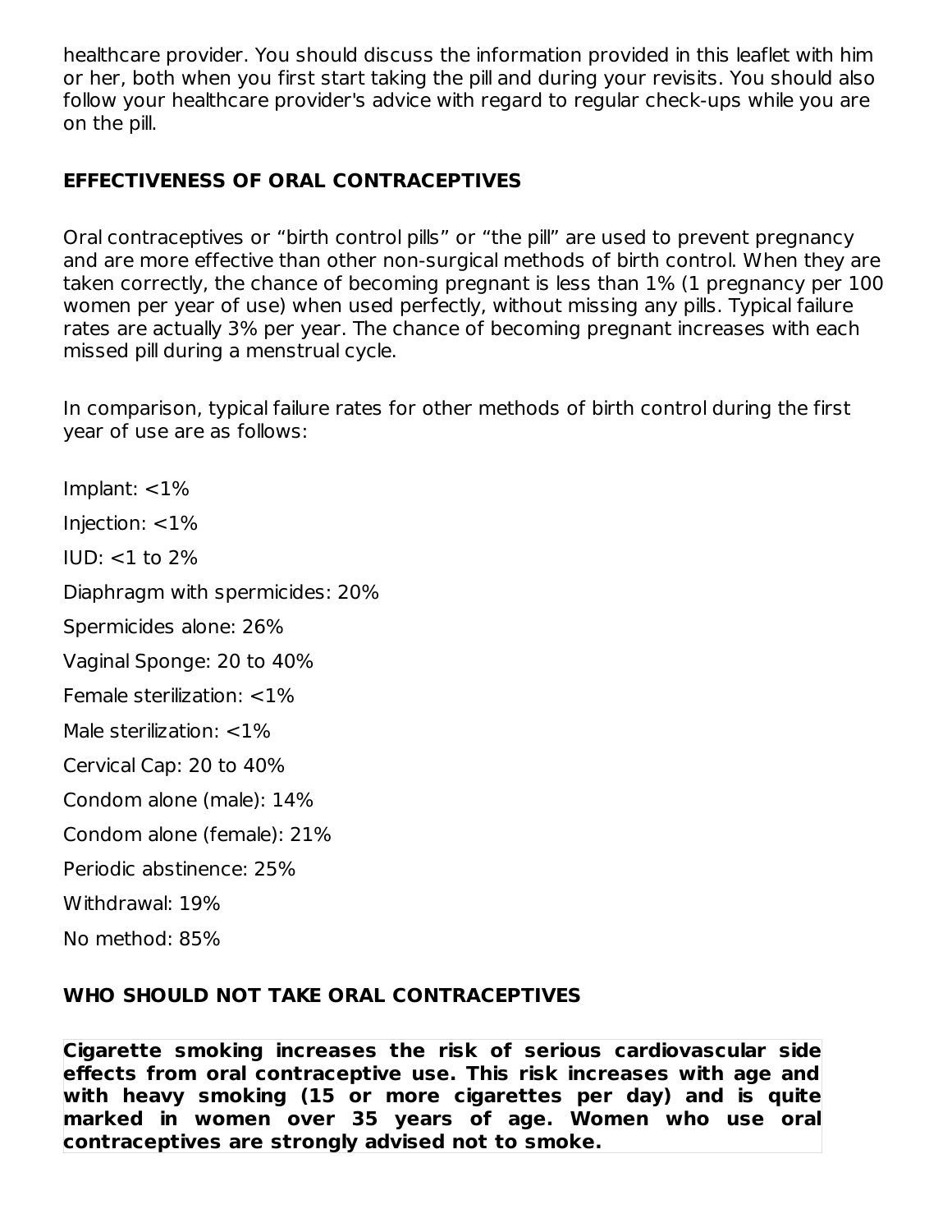healthcare provider. You should discuss the information provided in this leaflet with him or her, both when you first start taking the pill and during your revisits. You should also follow your healthcare provider's advice with regard to regular check-ups while you are on the pill.

## EFFECTIVENESS OF ORAL CONTRACEPTIVES

Oral contraceptives or "birth control pills" or "the pill" are used to prevent pregnancy and are more effective than other non-surgical methods of birth control. When they are taken correctly, the chance of becoming pregnant is less than 1% (1 pregnancy per 100 women per year of use) when used perfectly, without missing any pills. Typical failure rates are actually 3% per year. The chance of becoming pregnant increases with each missed pill during a menstrual cycle.

In comparison, typical failure rates for other methods of birth control during the first year of use are as follows:

Implant: <1%

Injection: <1%

IUD: <1 to 2%

Diaphragm with spermicides: 20%

Spermicides alone: 26%

Vaginal Sponge: 20 to 40%

Female sterilization: <1%

Male sterilization: <1%

Cervical Cap: 20 to 40%

Condom alone (male): 14%

Condom alone (female): 21%

Periodic abstinence: 25%

Withdrawal: 19%

No method: 85%

## WHO SHOULD NOT TAKE ORAL CONTRACEPTIVES

**Cigarette smoking increases the risk of serious cardiovascular side effects from oral contraceptive use. This risk increases with age and with heavy smoking (15 or more cigarettes per day) and is quite marked in women over 35 years of age. Women who use oral contraceptives are strongly advised not to smoke.**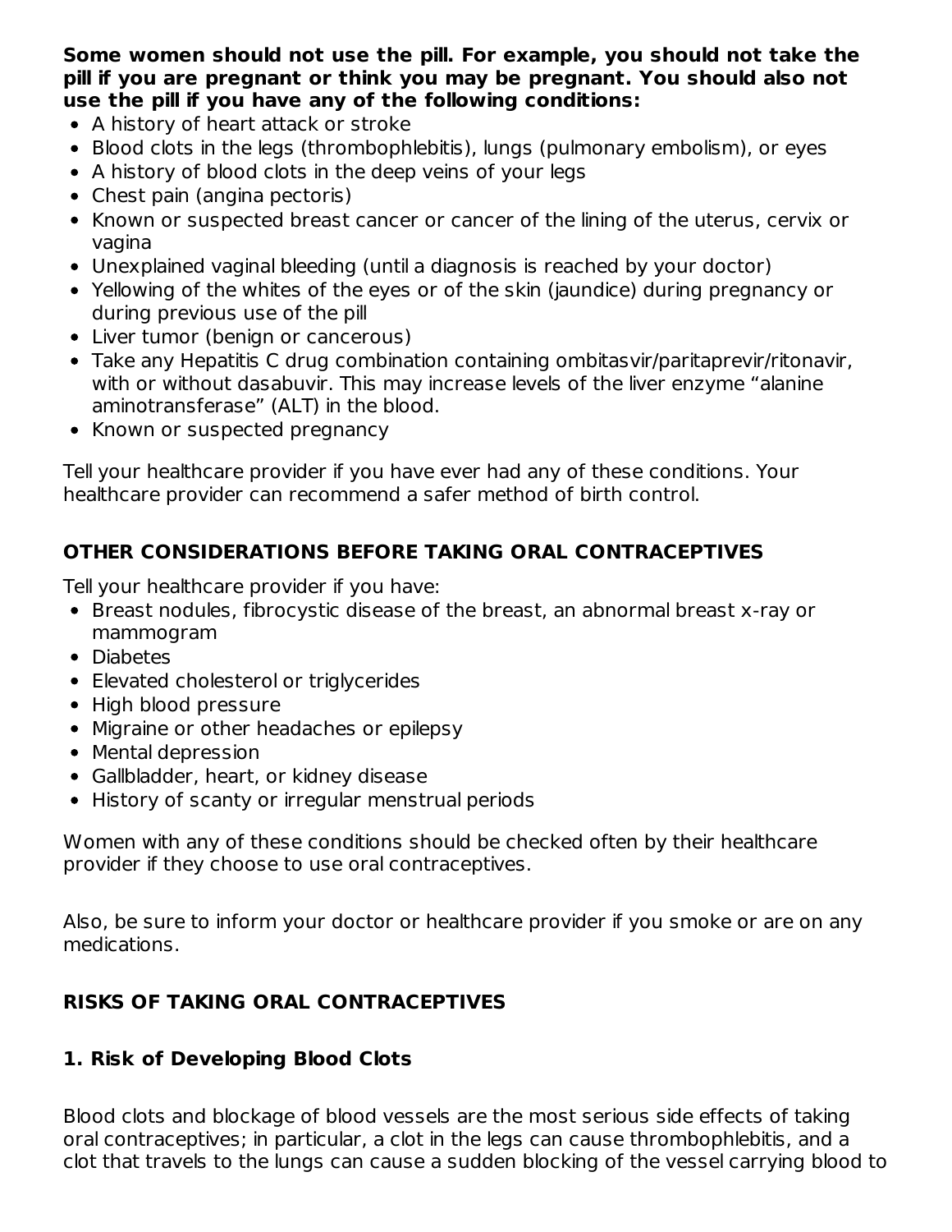**Some women should not use the pill. For example, you should not take the pill if you are pregnant or think you may be pregnant. You should also not use the pill if you have any of the following conditions:**

- A history of heart attack or stroke
- Blood clots in the legs (thrombophlebitis), lungs (pulmonary embolism), or eyes
- A history of blood clots in the deep veins of your legs
- Chest pain (angina pectoris)
- Known or suspected breast cancer or cancer of the lining of the uterus, cervix or vagina
- Unexplained vaginal bleeding (until a diagnosis is reached by your doctor)
- Yellowing of the whites of the eyes or of the skin (jaundice) during pregnancy or during previous use of the pill
- Liver tumor (benign or cancerous)
- Take any Hepatitis C drug combination containing ombitasvir/paritaprevir/ritonavir, with or without dasabuvir. This may increase levels of the liver enzyme "alanine aminotransferase" (ALT) in the blood.
- Known or suspected pregnancy

Tell your healthcare provider if you have ever had any of these conditions. Your healthcare provider can recommend a safer method of birth control.

## OTHER CONSIDERATIONS BEFORE TAKING ORAL CONTRACEPTIVES

Tell your healthcare provider if you have:

- Breast nodules, fibrocystic disease of the breast, an abnormal breast x-ray or mammogram
- Diabetes
- Elevated cholesterol or triglycerides
- High blood pressure
- Migraine or other headaches or epilepsy
- Mental depression
- Gallbladder, heart, or kidney disease
- History of scanty or irregular menstrual periods

Women with any of these conditions should be checked often by their healthcare provider if they choose to use oral contraceptives.

Also, be sure to inform your doctor or healthcare provider if you smoke or are on any medications.

## RISKS OF TAKING ORAL CONTRACEPTIVES

### 1. Risk of Developing Blood Clots

Blood clots and blockage of blood vessels are the most serious side effects of taking oral contraceptives; in particular, a clot in the legs can cause thrombophlebitis, and a clot that travels to the lungs can cause a sudden blocking of the vessel carrying blood to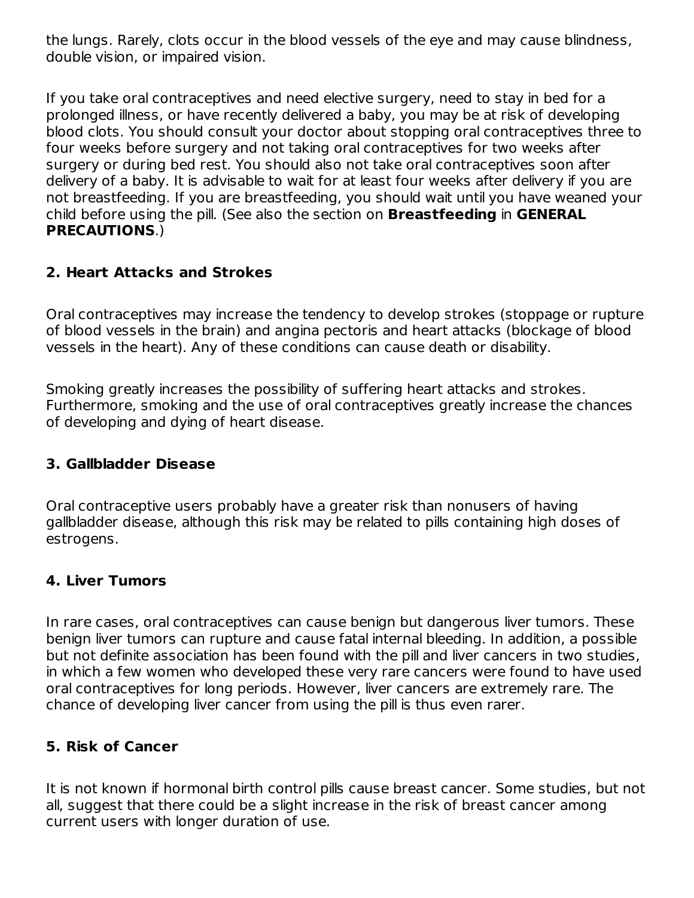the lungs. Rarely, clots occur in the blood vessels of the eye and may cause blindness, double vision, or impaired vision.

If you take oral contraceptives and need elective surgery, need to stay in bed for a prolonged illness, or have recently delivered a baby, you may be at risk of developing blood clots. You should consult your doctor about stopping oral contraceptives three to four weeks before surgery and not taking oral contraceptives for two weeks after surgery or during bed rest. You should also not take oral contraceptives soon after delivery of a baby. It is advisable to wait for at least four weeks after delivery if you are not breastfeeding. If you are breastfeeding, you should wait until you have weaned your child before using the pill. (See also the section on **Breastfeeding** in **GENERAL PRECAUTIONS**.)

### 2. Heart Attacks and Strokes

Oral contraceptives may increase the tendency to develop strokes (stoppage or rupture of blood vessels in the brain) and angina pectoris and heart attacks (blockage of blood vessels in the heart). Any of these conditions can cause death or disability.

Smoking greatly increases the possibility of suffering heart attacks and strokes. Furthermore, smoking and the use of oral contraceptives greatly increase the chances of developing and dying of heart disease.

### 3. Gallbladder Disease

Oral contraceptive users probably have a greater risk than nonusers of having gallbladder disease, although this risk may be related to pills containing high doses of estrogens.

### 4. Liver Tumors

In rare cases, oral contraceptives can cause benign but dangerous liver tumors. These benign liver tumors can rupture and cause fatal internal bleeding. In addition, a possible but not definite association has been found with the pill and liver cancers in two studies, in which a few women who developed these very rare cancers were found to have used oral contraceptives for long periods. However, liver cancers are extremely rare. The chance of developing liver cancer from using the pill is thus even rarer.

### 5. Risk of Cancer

It is not known if hormonal birth control pills cause breast cancer. Some studies, but not all, suggest that there could be a slight increase in the risk of breast cancer among current users with longer duration of use.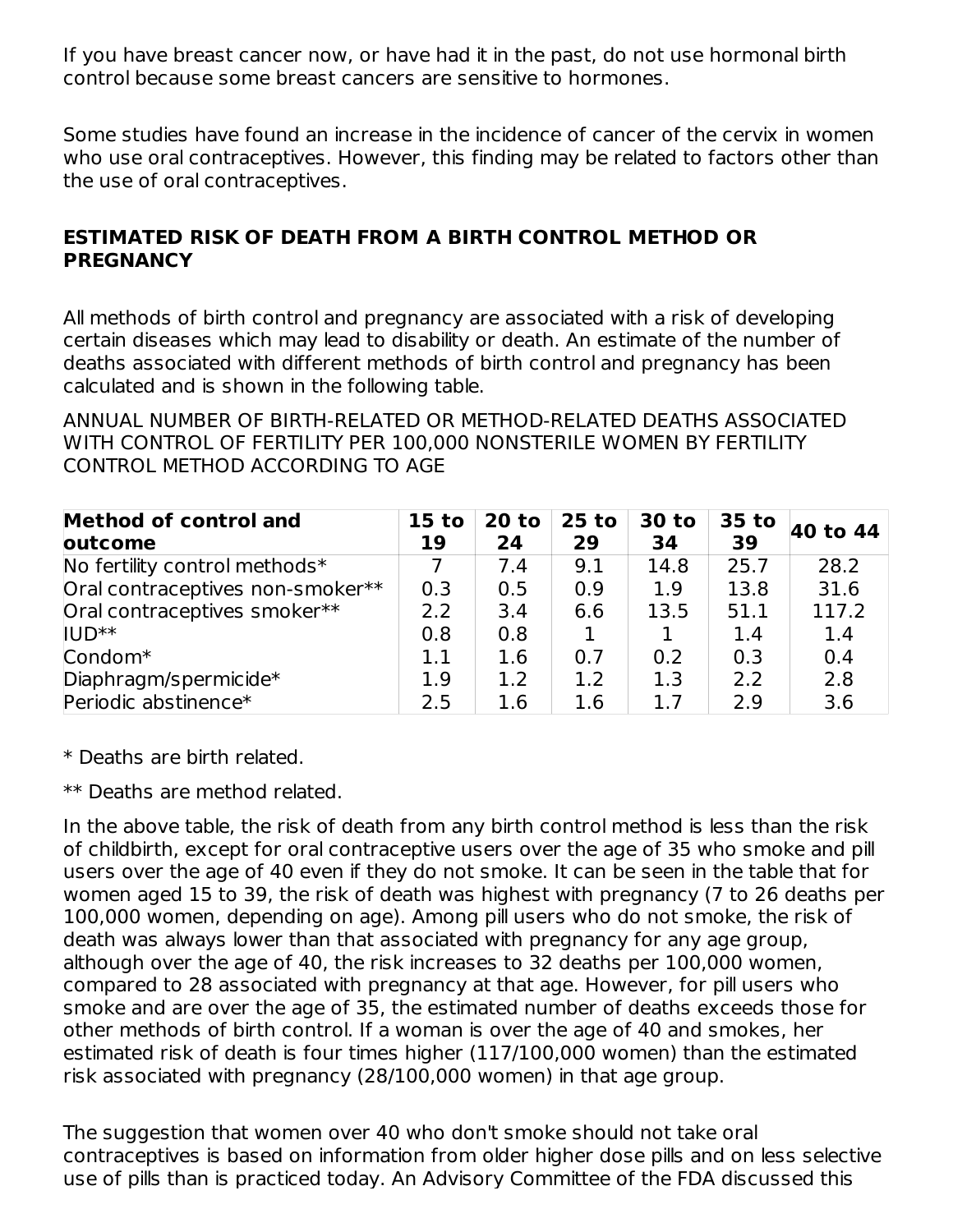If you have breast cancer now, or have had it in the past, do not use hormonal birth control because some breast cancers are sensitive to hormones.

Some studies have found an increase in the incidence of cancer of the cervix in women who use oral contraceptives. However, this finding may be related to factors other than the use of oral contraceptives.

**ESTIMATED RISK OF DEATH FROM A BIRTH CONTROL METHOD OR PREGNANCY**

All methods of birth control and pregnancy are associated with a risk of developing certain diseases which may lead to disability or death. An estimate of the number of deaths associated with different methods of birth control and pregnancy has been calculated and is shown in the following table.

ANNUAL NUMBER OF BIRTH-RELATED OR METHOD-RELATED DEATHS ASSOCIATED WITH CONTROL OF FERTILITY PER 100,000 NONSTERILE WOMEN BY FERTILITY CONTROL METHOD ACCORDING TO AGE

| Method of control and outcome | 15 to 19 | 20 to 24 | 25 to 29 | 30 to 34 | 35 to 39 | 40 to 44 |
|---|---|---|---|---|---|---|
| No fertility control methods* | 7 | 7.4 | 9.1 | 14.8 | 25.7 | 28.2 |
| Oral contraceptives non-smoker** | 0.3 | 0.5 | 0.9 | 1.9 | 13.8 | 31.6 |
| Oral contraceptives smoker** | 2.2 | 3.4 | 6.6 | 13.5 | 51.1 | 117.2 |
| IUD** | 0.8 | 0.8 | 1 | 1 | 1.4 | 1.4 |
| Condom* | 1.1 | 1.6 | 0.7 | 0.2 | 0.3 | 0.4 |
| Diaphragm/spermicide* | 1.9 | 1.2 | 1.2 | 1.3 | 2.2 | 2.8 |
| Periodic abstinence* | 2.5 | 1.6 | 1.6 | 1.7 | 2.9 | 3.6 |

* Deaths are birth related.

** Deaths are method related.

In the above table, the risk of death from any birth control method is less than the risk of childbirth, except for oral contraceptive users over the age of 35 who smoke and pill users over the age of 40 even if they do not smoke. It can be seen in the table that for women aged 15 to 39, the risk of death was highest with pregnancy (7 to 26 deaths per 100,000 women, depending on age). Among pill users who do not smoke, the risk of death was always lower than that associated with pregnancy for any age group, although over the age of 40, the risk increases to 32 deaths per 100,000 women, compared to 28 associated with pregnancy at that age. However, for pill users who smoke and are over the age of 35, the estimated number of deaths exceeds those for other methods of birth control. If a woman is over the age of 40 and smokes, her estimated risk of death is four times higher (117/100,000 women) than the estimated risk associated with pregnancy (28/100,000 women) in that age group.

The suggestion that women over 40 who don't smoke should not take oral contraceptives is based on information from older higher dose pills and on less selective use of pills than is practiced today. An Advisory Committee of the FDA discussed this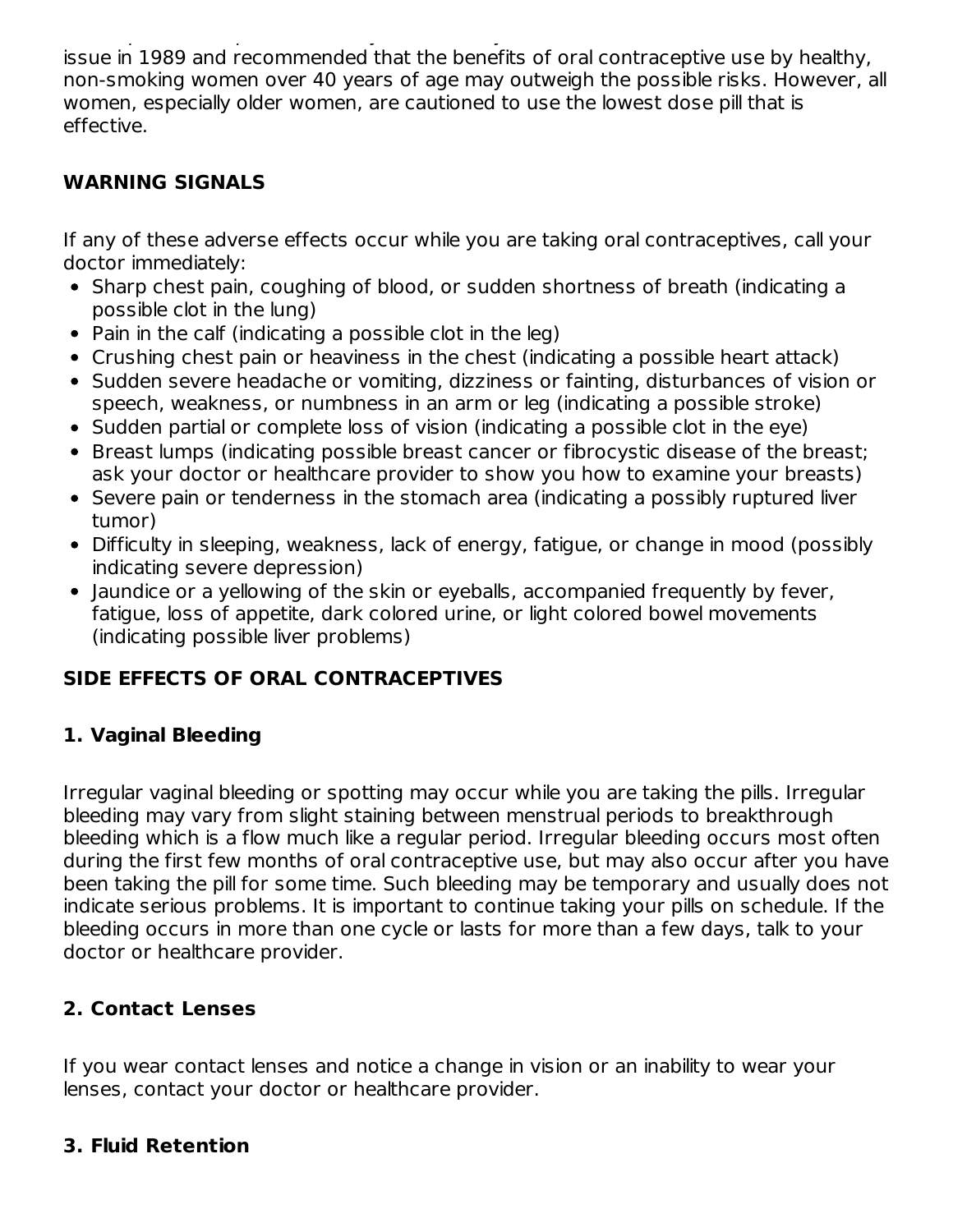issue in 1989 and recommended that the benefits of oral contraceptive use by healthy, non-smoking women over 40 years of age may outweigh the possible risks. However, all women, especially older women, are cautioned to use the lowest dose pill that is effective.

**WARNING SIGNALS**

If any of these adverse effects occur while you are taking oral contraceptives, call your doctor immediately:

- Sharp chest pain, coughing of blood, or sudden shortness of breath (indicating a possible clot in the lung)
- Pain in the calf (indicating a possible clot in the leg)
- Crushing chest pain or heaviness in the chest (indicating a possible heart attack)
- Sudden severe headache or vomiting, dizziness or fainting, disturbances of vision or speech, weakness, or numbness in an arm or leg (indicating a possible stroke)
- Sudden partial or complete loss of vision (indicating a possible clot in the eye)
- Breast lumps (indicating possible breast cancer or fibrocystic disease of the breast; ask your doctor or healthcare provider to show you how to examine your breasts)
- Severe pain or tenderness in the stomach area (indicating a possibly ruptured liver tumor)
- Difficulty in sleeping, weakness, lack of energy, fatigue, or change in mood (possibly indicating severe depression)
- Jaundice or a yellowing of the skin or eyeballs, accompanied frequently by fever, fatigue, loss of appetite, dark colored urine, or light colored bowel movements (indicating possible liver problems)

**SIDE EFFECTS OF ORAL CONTRACEPTIVES**

**1. Vaginal Bleeding**

Irregular vaginal bleeding or spotting may occur while you are taking the pills. Irregular bleeding may vary from slight staining between menstrual periods to breakthrough bleeding which is a flow much like a regular period. Irregular bleeding occurs most often during the first few months of oral contraceptive use, but may also occur after you have been taking the pill for some time. Such bleeding may be temporary and usually does not indicate serious problems. It is important to continue taking your pills on schedule. If the bleeding occurs in more than one cycle or lasts for more than a few days, talk to your doctor or healthcare provider.

**2. Contact Lenses**

If you wear contact lenses and notice a change in vision or an inability to wear your lenses, contact your doctor or healthcare provider.

**3. Fluid Retention**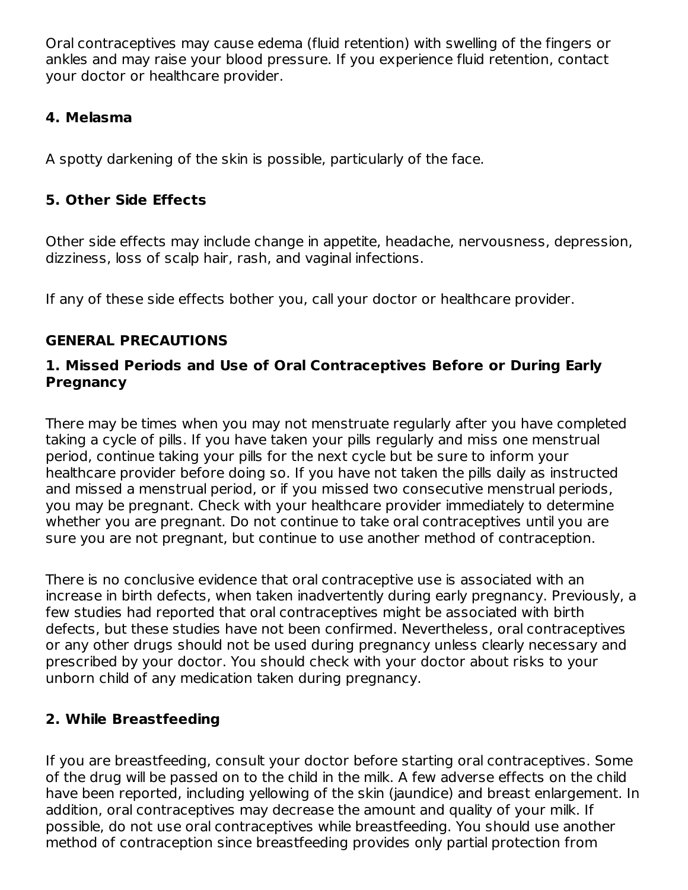Oral contraceptives may cause edema (fluid retention) with swelling of the fingers or ankles and may raise your blood pressure. If you experience fluid retention, contact your doctor or healthcare provider.

**4. Melasma**

A spotty darkening of the skin is possible, particularly of the face.

**5. Other Side Effects**

Other side effects may include change in appetite, headache, nervousness, depression, dizziness, loss of scalp hair, rash, and vaginal infections.

If any of these side effects bother you, call your doctor or healthcare provider.

## GENERAL PRECAUTIONS

### 1. Missed Periods and Use of Oral Contraceptives Before or During Early Pregnancy

There may be times when you may not menstruate regularly after you have completed taking a cycle of pills. If you have taken your pills regularly and miss one menstrual period, continue taking your pills for the next cycle but be sure to inform your healthcare provider before doing so. If you have not taken the pills daily as instructed and missed a menstrual period, or if you missed two consecutive menstrual periods, you may be pregnant. Check with your healthcare provider immediately to determine whether you are pregnant. Do not continue to take oral contraceptives until you are sure you are not pregnant, but continue to use another method of contraception.

There is no conclusive evidence that oral contraceptive use is associated with an increase in birth defects, when taken inadvertently during early pregnancy. Previously, a few studies had reported that oral contraceptives might be associated with birth defects, but these studies have not been confirmed. Nevertheless, oral contraceptives or any other drugs should not be used during pregnancy unless clearly necessary and prescribed by your doctor. You should check with your doctor about risks to your unborn child of any medication taken during pregnancy.

### 2. While Breastfeeding

If you are breastfeeding, consult your doctor before starting oral contraceptives. Some of the drug will be passed on to the child in the milk. A few adverse effects on the child have been reported, including yellowing of the skin (jaundice) and breast enlargement. In addition, oral contraceptives may decrease the amount and quality of your milk. If possible, do not use oral contraceptives while breastfeeding. You should use another method of contraception since breastfeeding provides only partial protection from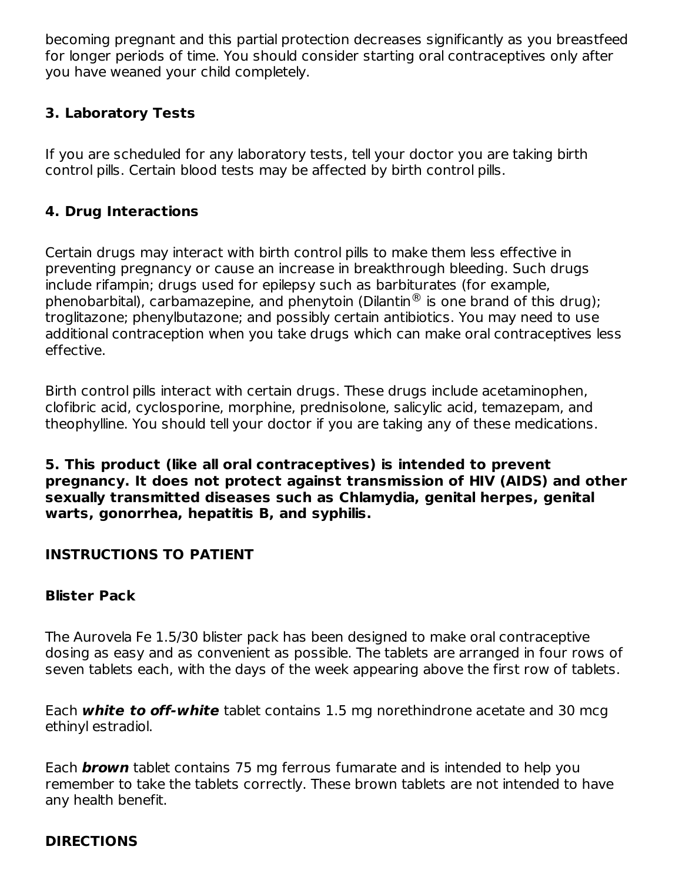becoming pregnant and this partial protection decreases significantly as you breastfeed for longer periods of time. You should consider starting oral contraceptives only after you have weaned your child completely.

### 3. Laboratory Tests

If you are scheduled for any laboratory tests, tell your doctor you are taking birth control pills. Certain blood tests may be affected by birth control pills.

### 4. Drug Interactions

Certain drugs may interact with birth control pills to make them less effective in preventing pregnancy or cause an increase in breakthrough bleeding. Such drugs include rifampin; drugs used for epilepsy such as barbiturates (for example, phenobarbital), carbamazepine, and phenytoin (Dilantin® is one brand of this drug); troglitazone; phenylbutazone; and possibly certain antibiotics. You may need to use additional contraception when you take drugs which can make oral contraceptives less effective.

Birth control pills interact with certain drugs. These drugs include acetaminophen, clofibric acid, cyclosporine, morphine, prednisolone, salicylic acid, temazepam, and theophylline. You should tell your doctor if you are taking any of these medications.

**5. This product (like all oral contraceptives) is intended to prevent pregnancy. It does not protect against transmission of HIV (AIDS) and other sexually transmitted diseases such as Chlamydia, genital herpes, genital warts, gonorrhea, hepatitis B, and syphilis.**

## INSTRUCTIONS TO PATIENT

### Blister Pack

The Aurovela Fe 1.5/30 blister pack has been designed to make oral contraceptive dosing as easy and as convenient as possible. The tablets are arranged in four rows of seven tablets each, with the days of the week appearing above the first row of tablets.

Each ***white to off-white*** tablet contains 1.5 mg norethindrone acetate and 30 mcg ethinyl estradiol.

Each ***brown*** tablet contains 75 mg ferrous fumarate and is intended to help you remember to take the tablets correctly. These brown tablets are not intended to have any health benefit.

## DIRECTIONS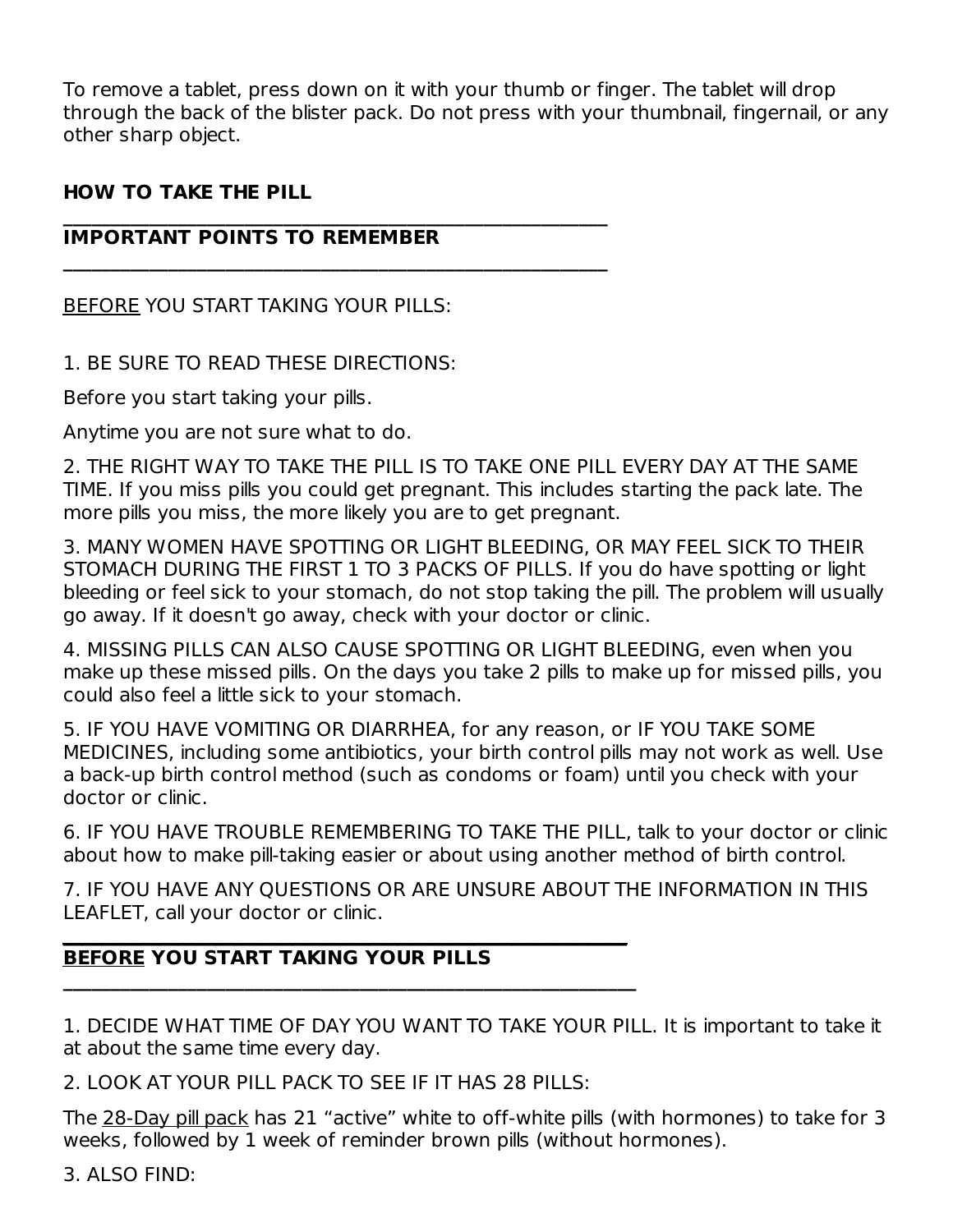To remove a tablet, press down on it with your thumb or finger. The tablet will drop through the back of the blister pack. Do not press with your thumbnail, fingernail, or any other sharp object.

**HOW TO TAKE THE PILL**

---

**IMPORTANT POINTS TO REMEMBER**

---

<u>BEFORE</u> YOU START TAKING YOUR PILLS:

1. BE SURE TO READ THESE DIRECTIONS:

Before you start taking your pills.

Anytime you are not sure what to do.

2. THE RIGHT WAY TO TAKE THE PILL IS TO TAKE ONE PILL EVERY DAY AT THE SAME TIME. If you miss pills you could get pregnant. This includes starting the pack late. The more pills you miss, the more likely you are to get pregnant.

3. MANY WOMEN HAVE SPOTTING OR LIGHT BLEEDING, OR MAY FEEL SICK TO THEIR STOMACH DURING THE FIRST 1 TO 3 PACKS OF PILLS. If you do have spotting or light bleeding or feel sick to your stomach, do not stop taking the pill. The problem will usually go away. If it doesn't go away, check with your doctor or clinic.

4. MISSING PILLS CAN ALSO CAUSE SPOTTING OR LIGHT BLEEDING, even when you make up these missed pills. On the days you take 2 pills to make up for missed pills, you could also feel a little sick to your stomach.

5. IF YOU HAVE VOMITING OR DIARRHEA, for any reason, or IF YOU TAKE SOME MEDICINES, including some antibiotics, your birth control pills may not work as well. Use a back-up birth control method (such as condoms or foam) until you check with your doctor or clinic.

6. IF YOU HAVE TROUBLE REMEMBERING TO TAKE THE PILL, talk to your doctor or clinic about how to make pill-taking easier or about using another method of birth control.

7. IF YOU HAVE ANY QUESTIONS OR ARE UNSURE ABOUT THE INFORMATION IN THIS LEAFLET, call your doctor or clinic.

---

**<u>BEFORE</u> YOU START TAKING YOUR PILLS**

---

1. DECIDE WHAT TIME OF DAY YOU WANT TO TAKE YOUR PILL. It is important to take it at about the same time every day.

2. LOOK AT YOUR PILL PACK TO SEE IF IT HAS 28 PILLS:

The <u>28-Day pill pack</u> has 21 “active” white to off-white pills (with hormones) to take for 3 weeks, followed by 1 week of reminder brown pills (without hormones).

3. ALSO FIND: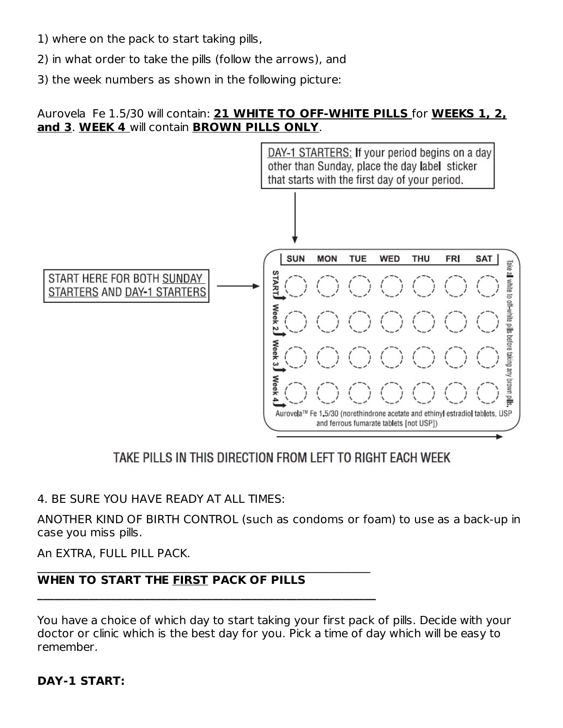1) where on the pack to start taking pills,

2) in what order to take the pills (follow the arrows), and

3) the week numbers as shown in the following picture:

Aurovela Fe 1.5/30 will contain: **21 WHITE TO OFF-WHITE PILLS** for **WEEKS 1, 2, and 3**. **WEEK 4** will contain **BROWN PILLS ONLY**.

DAY-1 STARTERS: If your period begins on a day other than Sunday, place the day label sticker that starts with the first day of your period.

START HERE FOR BOTH SUNDAY STARTERS AND DAY-1 STARTERS

| | SUN | MON | TUE | WED | THU | FRI | SAT |
|---|---|---|---|---|---|---|---|
| START | ◯ | ◯ | ◯ | ◯ | ◯ | ◯ | ◯ |
| Week 2 | ◯ | ◯ | ◯ | ◯ | ◯ | ◯ | ◯ |
| Week 3 | ◯ | ◯ | ◯ | ◯ | ◯ | ◯ | ◯ |
| Week 4 | ◯ | ◯ | ◯ | ◯ | ◯ | ◯ | ◯ |

Take all white to off-white pills before taking any brown pills.

Aurovela™ Fe 1.5/30 (norethindrone acetate and ethinyl estradiol tablets, USP and ferrous fumarate tablets [not USP])

TAKE PILLS IN THIS DIRECTION FROM LEFT TO RIGHT EACH WEEK

4. BE SURE YOU HAVE READY AT ALL TIMES:

ANOTHER KIND OF BIRTH CONTROL (such as condoms or foam) to use as a back-up in case you miss pills.

An EXTRA, FULL PILL PACK.

---

**WHEN TO START THE FIRST PACK OF PILLS**

---

You have a choice of which day to start taking your first pack of pills. Decide with your doctor or clinic which is the best day for you. Pick a time of day which will be easy to remember.

**DAY-1 START:**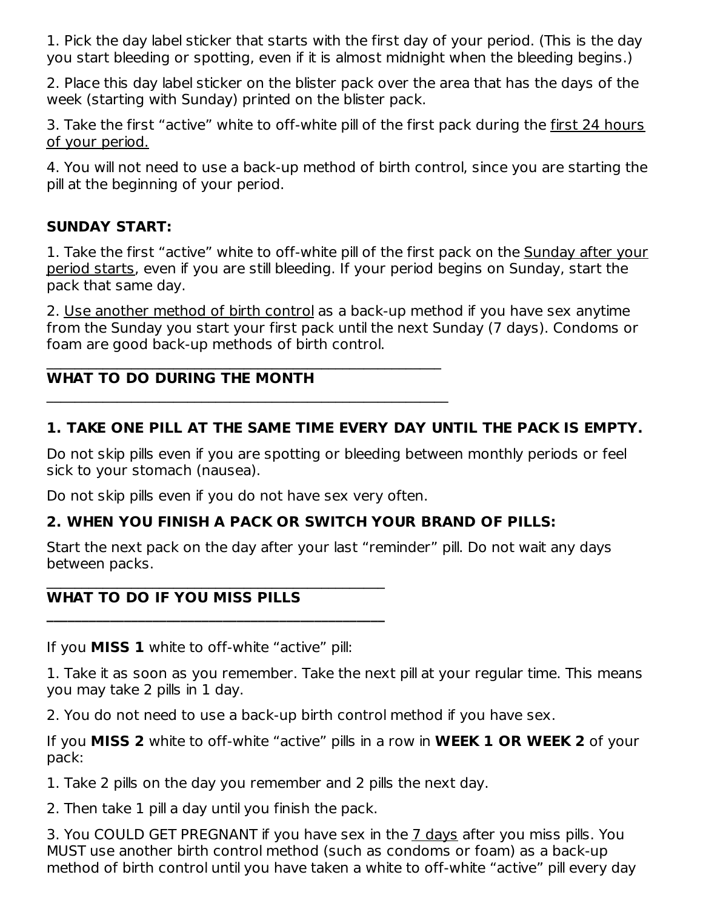1. Pick the day label sticker that starts with the first day of your period. (This is the day you start bleeding or spotting, even if it is almost midnight when the bleeding begins.)

2. Place this day label sticker on the blister pack over the area that has the days of the week (starting with Sunday) printed on the blister pack.

3. Take the first "active" white to off-white pill of the first pack during the <u>first 24 hours of your period.</u>

4. You will not need to use a back-up method of birth control, since you are starting the pill at the beginning of your period.

**SUNDAY START:**

1. Take the first "active" white to off-white pill of the first pack on the <u>Sunday after your period starts</u>, even if you are still bleeding. If your period begins on Sunday, start the pack that same day.

2. <u>Use another method of birth control</u> as a back-up method if you have sex anytime from the Sunday you start your first pack until the next Sunday (7 days). Condoms or foam are good back-up methods of birth control.

---

**WHAT TO DO DURING THE MONTH**

---

**1. TAKE ONE PILL AT THE SAME TIME EVERY DAY UNTIL THE PACK IS EMPTY.**

Do not skip pills even if you are spotting or bleeding between monthly periods or feel sick to your stomach (nausea).

Do not skip pills even if you do not have sex very often.

**2. WHEN YOU FINISH A PACK OR SWITCH YOUR BRAND OF PILLS:**

Start the next pack on the day after your last "reminder" pill. Do not wait any days between packs.

---

**WHAT TO DO IF YOU MISS PILLS**

---

If you **MISS 1** white to off-white "active" pill:

1. Take it as soon as you remember. Take the next pill at your regular time. This means you may take 2 pills in 1 day.

2. You do not need to use a back-up birth control method if you have sex.

If you **MISS 2** white to off-white "active" pills in a row in **WEEK 1 OR WEEK 2** of your pack:

1. Take 2 pills on the day you remember and 2 pills the next day.

2. Then take 1 pill a day until you finish the pack.

3. You COULD GET PREGNANT if you have sex in the <u>7 days</u> after you miss pills. You MUST use another birth control method (such as condoms or foam) as a back-up method of birth control until you have taken a white to off-white "active" pill every day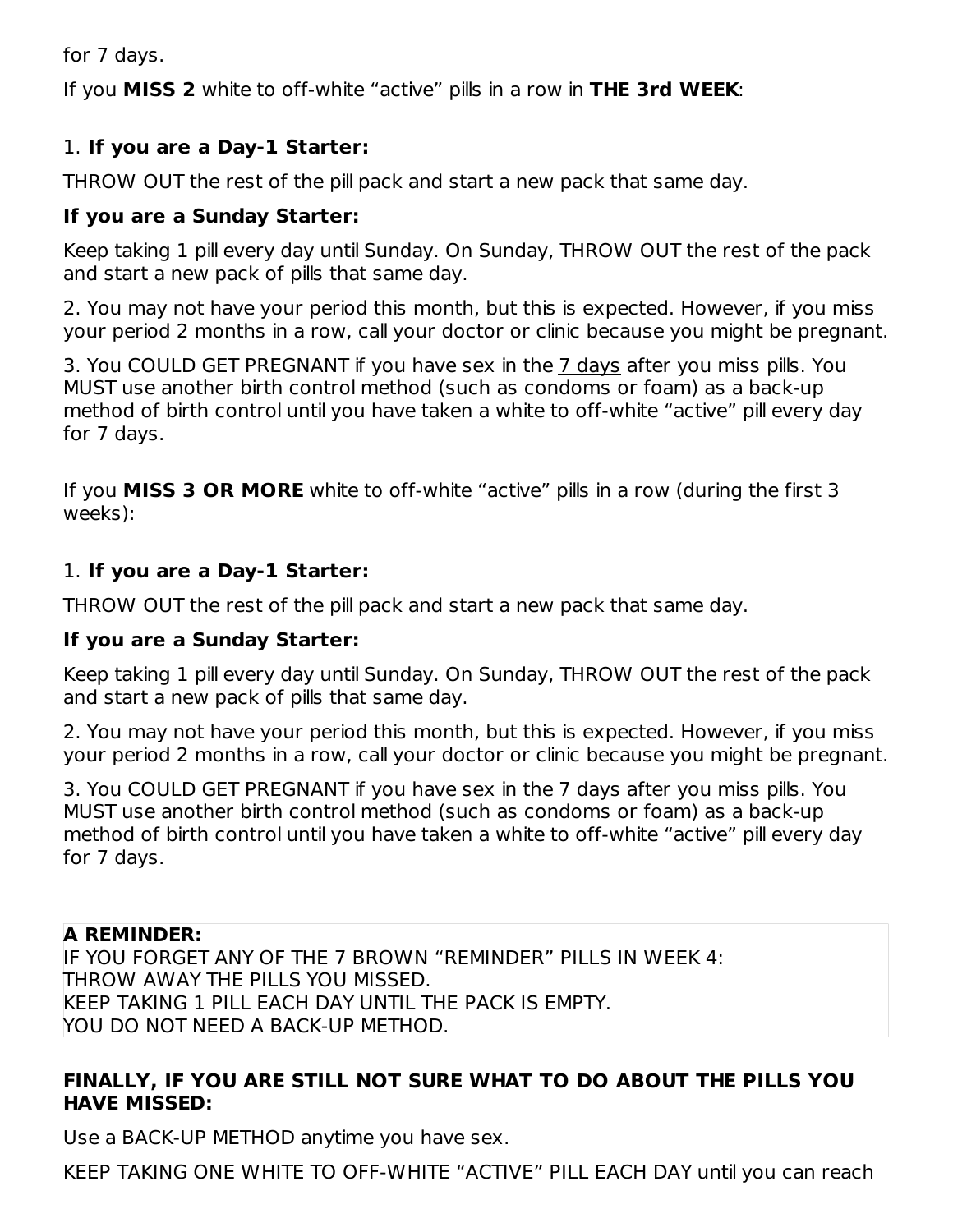for 7 days.

If you **MISS 2** white to off-white “active” pills in a row in **THE 3rd WEEK**:

1. **If you are a Day-1 Starter:**

THROW OUT the rest of the pill pack and start a new pack that same day.

**If you are a Sunday Starter:**

Keep taking 1 pill every day until Sunday. On Sunday, THROW OUT the rest of the pack and start a new pack of pills that same day.

2. You may not have your period this month, but this is expected. However, if you miss your period 2 months in a row, call your doctor or clinic because you might be pregnant.

3. You COULD GET PREGNANT if you have sex in the 7 days after you miss pills. You MUST use another birth control method (such as condoms or foam) as a back-up method of birth control until you have taken a white to off-white “active” pill every day for 7 days.

If you **MISS 3 OR MORE** white to off-white “active” pills in a row (during the first 3 weeks):

1. **If you are a Day-1 Starter:**

THROW OUT the rest of the pill pack and start a new pack that same day.

**If you are a Sunday Starter:**

Keep taking 1 pill every day until Sunday. On Sunday, THROW OUT the rest of the pack and start a new pack of pills that same day.

2. You may not have your period this month, but this is expected. However, if you miss your period 2 months in a row, call your doctor or clinic because you might be pregnant.

3. You COULD GET PREGNANT if you have sex in the 7 days after you miss pills. You MUST use another birth control method (such as condoms or foam) as a back-up method of birth control until you have taken a white to off-white “active” pill every day for 7 days.

**A REMINDER:**
IF YOU FORGET ANY OF THE 7 BROWN “REMINDER” PILLS IN WEEK 4:
THROW AWAY THE PILLS YOU MISSED.
KEEP TAKING 1 PILL EACH DAY UNTIL THE PACK IS EMPTY.
YOU DO NOT NEED A BACK-UP METHOD.

**FINALLY, IF YOU ARE STILL NOT SURE WHAT TO DO ABOUT THE PILLS YOU HAVE MISSED:**

Use a BACK-UP METHOD anytime you have sex.

KEEP TAKING ONE WHITE TO OFF-WHITE “ACTIVE” PILL EACH DAY until you can reach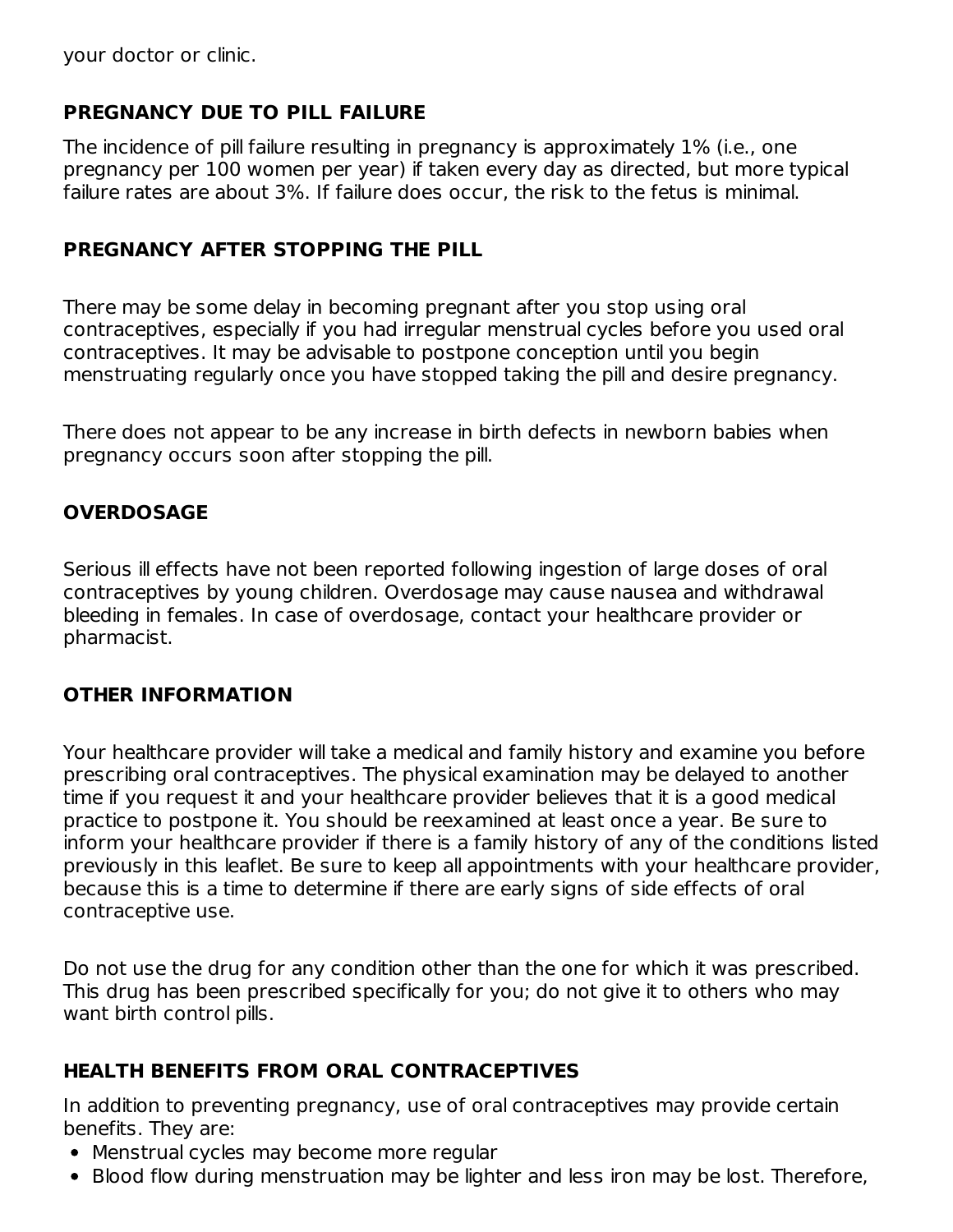your doctor or clinic.

**PREGNANCY DUE TO PILL FAILURE**

The incidence of pill failure resulting in pregnancy is approximately 1% (i.e., one pregnancy per 100 women per year) if taken every day as directed, but more typical failure rates are about 3%. If failure does occur, the risk to the fetus is minimal.

**PREGNANCY AFTER STOPPING THE PILL**

There may be some delay in becoming pregnant after you stop using oral contraceptives, especially if you had irregular menstrual cycles before you used oral contraceptives. It may be advisable to postpone conception until you begin menstruating regularly once you have stopped taking the pill and desire pregnancy.

There does not appear to be any increase in birth defects in newborn babies when pregnancy occurs soon after stopping the pill.

**OVERDOSAGE**

Serious ill effects have not been reported following ingestion of large doses of oral contraceptives by young children. Overdosage may cause nausea and withdrawal bleeding in females. In case of overdosage, contact your healthcare provider or pharmacist.

**OTHER INFORMATION**

Your healthcare provider will take a medical and family history and examine you before prescribing oral contraceptives. The physical examination may be delayed to another time if you request it and your healthcare provider believes that it is a good medical practice to postpone it. You should be reexamined at least once a year. Be sure to inform your healthcare provider if there is a family history of any of the conditions listed previously in this leaflet. Be sure to keep all appointments with your healthcare provider, because this is a time to determine if there are early signs of side effects of oral contraceptive use.

Do not use the drug for any condition other than the one for which it was prescribed. This drug has been prescribed specifically for you; do not give it to others who may want birth control pills.

**HEALTH BENEFITS FROM ORAL CONTRACEPTIVES**

In addition to preventing pregnancy, use of oral contraceptives may provide certain benefits. They are:

- Menstrual cycles may become more regular
- Blood flow during menstruation may be lighter and less iron may be lost. Therefore,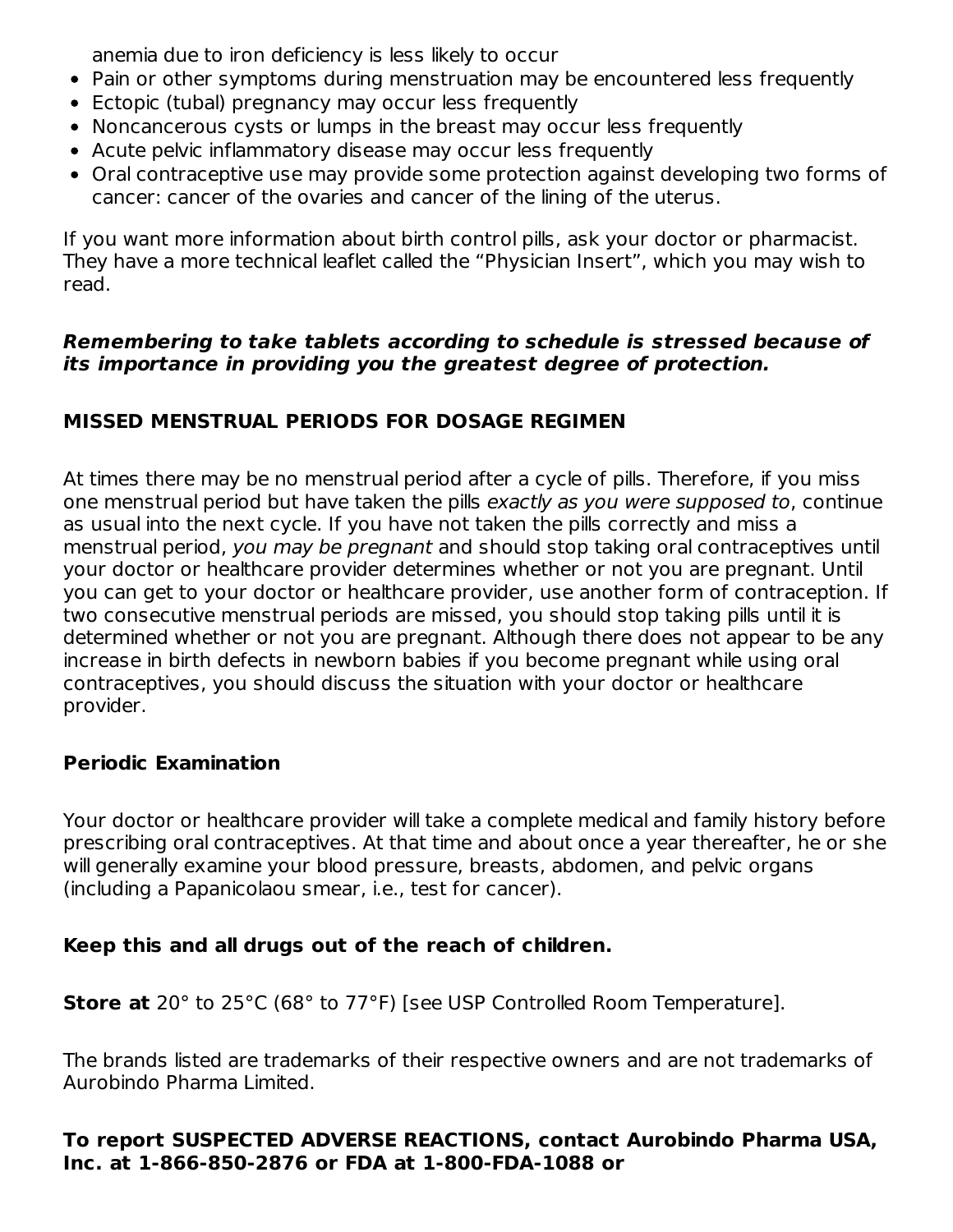anemia due to iron deficiency is less likely to occur

- Pain or other symptoms during menstruation may be encountered less frequently
- Ectopic (tubal) pregnancy may occur less frequently
- Noncancerous cysts or lumps in the breast may occur less frequently
- Acute pelvic inflammatory disease may occur less frequently
- Oral contraceptive use may provide some protection against developing two forms of cancer: cancer of the ovaries and cancer of the lining of the uterus.

If you want more information about birth control pills, ask your doctor or pharmacist. They have a more technical leaflet called the "Physician Insert", which you may wish to read.

***Remembering to take tablets according to schedule is stressed because of its importance in providing you the greatest degree of protection.***

## MISSED MENSTRUAL PERIODS FOR DOSAGE REGIMEN

At times there may be no menstrual period after a cycle of pills. Therefore, if you miss one menstrual period but have taken the pills *exactly as you were supposed to*, continue as usual into the next cycle. If you have not taken the pills correctly and miss a menstrual period, *you may be pregnant* and should stop taking oral contraceptives until your doctor or healthcare provider determines whether or not you are pregnant. Until you can get to your doctor or healthcare provider, use another form of contraception. If two consecutive menstrual periods are missed, you should stop taking pills until it is determined whether or not you are pregnant. Although there does not appear to be any increase in birth defects in newborn babies if you become pregnant while using oral contraceptives, you should discuss the situation with your doctor or healthcare provider.

### Periodic Examination

Your doctor or healthcare provider will take a complete medical and family history before prescribing oral contraceptives. At that time and about once a year thereafter, he or she will generally examine your blood pressure, breasts, abdomen, and pelvic organs (including a Papanicolaou smear, i.e., test for cancer).

**Keep this and all drugs out of the reach of children.**

**Store at** 20° to 25°C (68° to 77°F) [see USP Controlled Room Temperature].

The brands listed are trademarks of their respective owners and are not trademarks of Aurobindo Pharma Limited.

**To report SUSPECTED ADVERSE REACTIONS, contact Aurobindo Pharma USA, Inc. at 1-866-850-2876 or FDA at 1-800-FDA-1088 or**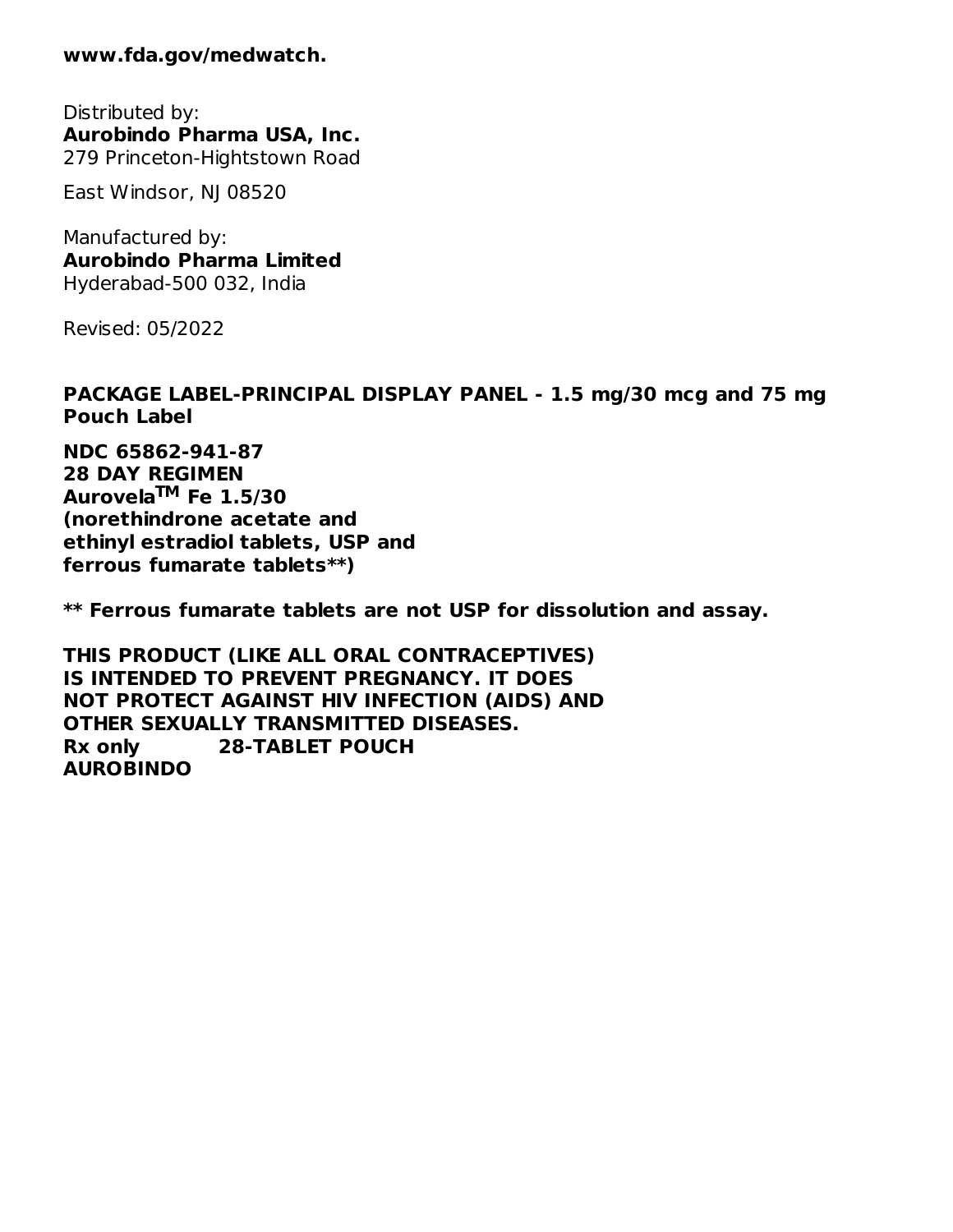**www.fda.gov/medwatch.**

Distributed by:
**Aurobindo Pharma USA, Inc.**
279 Princeton-Hightstown Road

East Windsor, NJ 08520

Manufactured by:
**Aurobindo Pharma Limited**
Hyderabad-500 032, India

Revised: 05/2022

**PACKAGE LABEL-PRINCIPAL DISPLAY PANEL - 1.5 mg/30 mcg and 75 mg Pouch Label**

**NDC 65862-941-87**
**28 DAY REGIMEN**
**Aurovela™ Fe 1.5/30**
**(norethindrone acetate and**
**ethinyl estradiol tablets, USP and**
**ferrous fumarate tablets**)**

**** Ferrous fumarate tablets are not USP for dissolution and assay.**

**THIS PRODUCT (LIKE ALL ORAL CONTRACEPTIVES) IS INTENDED TO PREVENT PREGNANCY. IT DOES NOT PROTECT AGAINST HIV INFECTION (AIDS) AND OTHER SEXUALLY TRANSMITTED DISEASES.**
**Rx only 28-TABLET POUCH**
**AUROBINDO**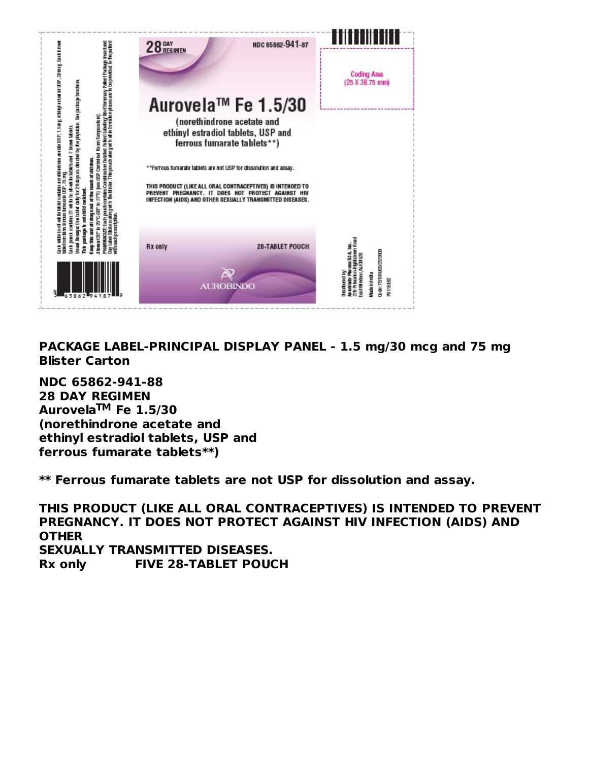28 DAY REGIMEN

NDC 65862-941-87

# Aurovela™ Fe 1.5/30

(norethindrone acetate and ethinyl estradiol tablets, USP and ferrous fumarate tablets**)

**Ferrous fumarate tablets are not USP for dissolution and assay.

THIS PRODUCT (LIKE ALL ORAL CONTRACEPTIVES) IS INTENDED TO PREVENT PREGNANCY. IT DOES NOT PROTECT AGAINST HIV INFECTION (AIDS) AND OTHER SEXUALLY TRANSMITTED DISEASES.

Rx only

28-TABLET POUCH

AUROBINDO

Coding Area (25 X 38.75 mm)

Each white to off-white tablet contains norethindrone acetate USP, 1.5 mg; ethinyl estradiol USP, 30 mcg. Each brown tablet contains ferrous fumarate USP, 75 mg.

Each pouch contains 21 white to off-white tablets and 7 brown tablets.

Usual Dosage: One tablet daily for 28 days as directed by the physician. See package brochure.

This package is not child resistant.

Keep this and all drugs out of the reach of children.

Store at 20° to 25°C (68° to 77°F) [see USP Controlled Room Temperature].

PHARMACIST: Each pouch contains Combination Detailed Patient Labeling/Brief Summary Patient Package Insert and Day Label Stickers along with the blister. This pouch along with all information pieces are to be provided to the patient with each prescription.

Distributed by: Aurobindo Pharma USA, Inc. 279 Princeton-Hightstown Road East Windsor, NJ 08520

Made in India

Code: TS/DRUGS/22/2009

P0115162

**PACKAGE LABEL-PRINCIPAL DISPLAY PANEL - 1.5 mg/30 mcg and 75 mg Blister Carton**

**NDC 65862-941-88**
**28 DAY REGIMEN**
**Aurovela™ Fe 1.5/30**
**(norethindrone acetate and ethinyl estradiol tablets, USP and ferrous fumarate tablets**)**

**** Ferrous fumarate tablets are not USP for dissolution and assay.**

**THIS PRODUCT (LIKE ALL ORAL CONTRACEPTIVES) IS INTENDED TO PREVENT PREGNANCY. IT DOES NOT PROTECT AGAINST HIV INFECTION (AIDS) AND OTHER SEXUALLY TRANSMITTED DISEASES.**
**Rx only FIVE 28-TABLET POUCH**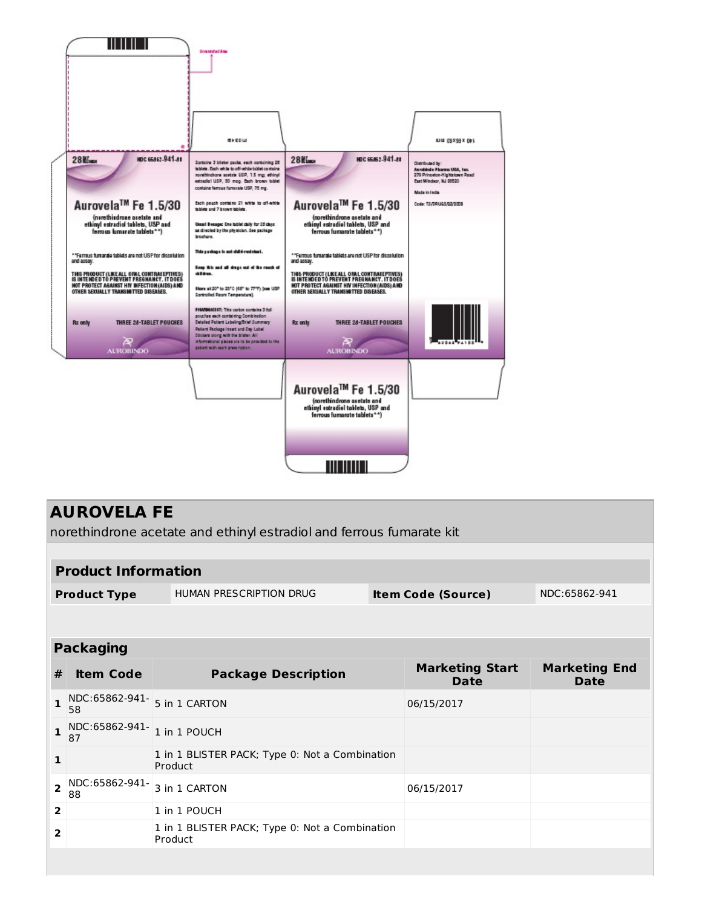28 Tablets NDC 65862-941-88

**Aurovela™ Fe 1.5/30**
(norethindrone acetate and ethinyl estradiol tablets, USP and ferrous fumarate tablets**)

**Ferrous fumarate tablets are not USP for dissolution and assay.

THIS PRODUCT (LIKE ALL ORAL CONTRACEPTIVES) IS INTENDED TO PREVENT PREGNANCY. IT DOES NOT PROTECT AGAINST HIV INFECTION (AIDS) AND OTHER SEXUALLY TRANSMITTED DISEASES.

Rx only THREE 28-TABLET POUCHES

AUROBINDO

Contains 3 blister packs, each containing 28 tablets. Each white to off-white tablet contains norethindrone acetate USP, 1.5 mg; ethinyl estradiol USP, 30 mcg. Each brown tablet contains ferrous fumarate USP, 75 mg.

Each pouch contains 21 white to off-white tablets and 7 brown tablets.

Usual Dosage: One tablet daily for 28 days as directed by the physician. See package brochure.

This package is not child-resistant.

Keep this and all drugs out of the reach of children.

Store at 20° to 25°C (68° to 77°F) [see USP Controlled Room Temperature].

PHARMACIST: This carton contains 3 foil pouches each containing Combination Detailed Patient Labeling/Brief Summary Patient Package Insert and Day Label Stickers along with the blister. All informational pieces are to be provided to the patient with each prescription.

Distributed by:
Aurobindo Pharma USA, Inc.
279 Princeton-Hightstown Road
East Windsor, NJ 08520

Made in India

Code: TS/DRUGS/22/2009

# AUROVELA FE

norethindrone acetate and ethinyl estradiol and ferrous fumarate kit

| Product Information | | | |
|---|---|---|---|
| **Product Type** | HUMAN PRESCRIPTION DRUG | **Item Code (Source)** | NDC:65862-941 |

| Packaging | | | | |
|---|---|---|---|---|
| **#** | **Item Code** | **Package Description** | **Marketing Start Date** | **Marketing End Date** |
| 1 | NDC:65862-941-58 | 5 in 1 CARTON | 06/15/2017 | |
| 1 | NDC:65862-941-87 | 1 in 1 POUCH | | |
| 1 | | 1 in 1 BLISTER PACK; Type 0: Not a Combination Product | | |
| 2 | NDC:65862-941-88 | 3 in 1 CARTON | 06/15/2017 | |
| 2 | | 1 in 1 POUCH | | |
| 2 | | 1 in 1 BLISTER PACK; Type 0: Not a Combination Product | | |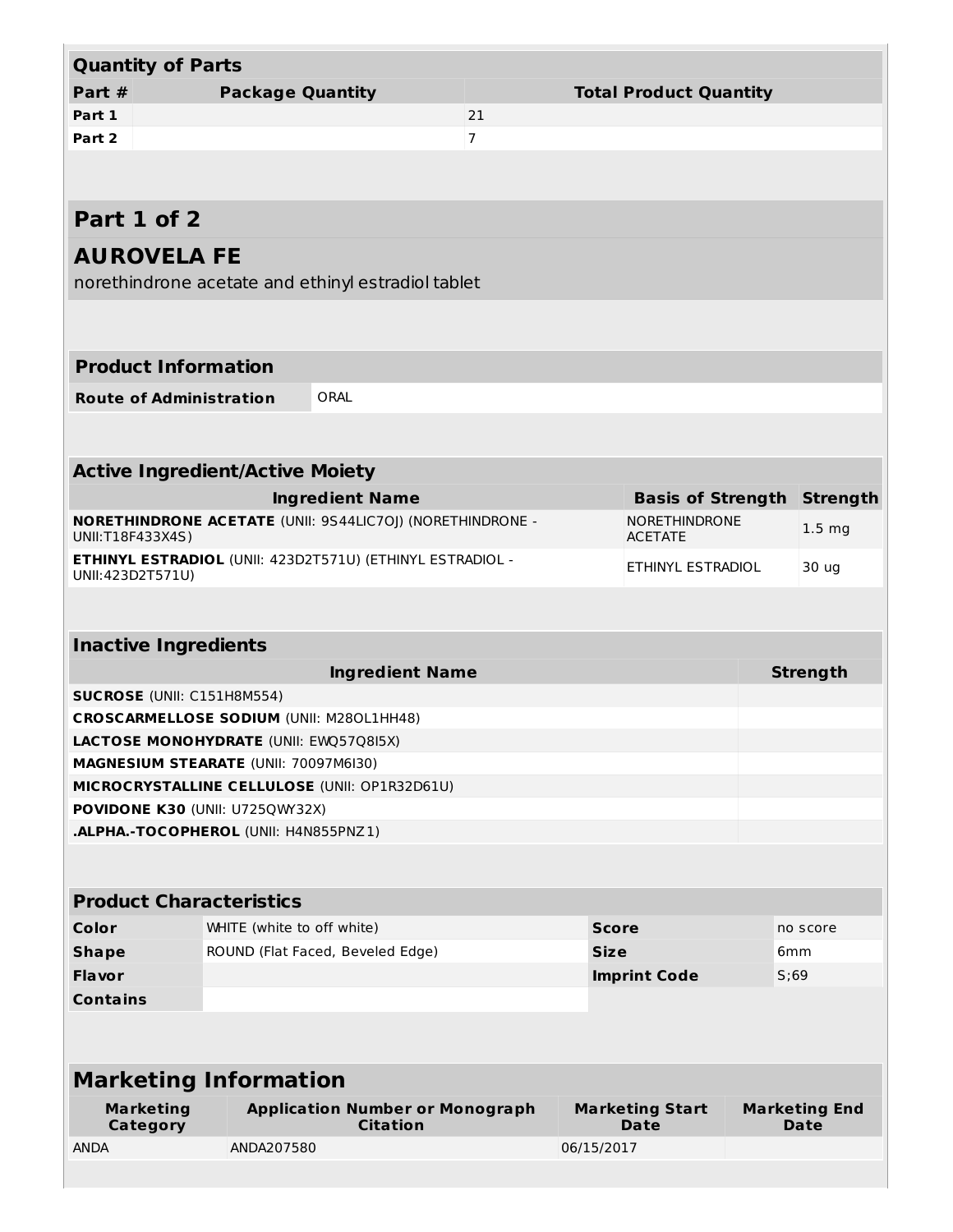## Quantity of Parts

| Part # | Package Quantity | Total Product Quantity |
| --- | --- | --- |
| Part 1 | | 21 |
| Part 2 | | 7 |

## Part 1 of 2

## AUROVELA FE

norethindrone acetate and ethinyl estradiol tablet

| Product Information | |
| --- | --- |
| **Route of Administration** | ORAL |

### Active Ingredient/Active Moiety

| Ingredient Name | Basis of Strength | Strength |
| --- | --- | --- |
| **NORETHINDRONE ACETATE** (UNII: 9S44LIC7OJ) (NORETHINDRONE - UNII:T18F433X4S) | NORETHINDRONE ACETATE | 1.5 mg |
| **ETHINYL ESTRADIOL** (UNII: 423D2T571U) (ETHINYL ESTRADIOL - UNII:423D2T571U) | ETHINYL ESTRADIOL | 30 ug |

### Inactive Ingredients

| Ingredient Name | Strength |
| --- | --- |
| **SUCROSE** (UNII: C151H8M554) | |
| **CROSCARMELLOSE SODIUM** (UNII: M28OL1HH48) | |
| **LACTOSE MONOHYDRATE** (UNII: EWQ57Q8I5X) | |
| **MAGNESIUM STEARATE** (UNII: 70097M6I30) | |
| **MICROCRYSTALLINE CELLULOSE** (UNII: OP1R32D61U) | |
| **POVIDONE K30** (UNII: U725QWY32X) | |
| **.ALPHA.-TOCOPHEROL** (UNII: H4N855PNZ1) | |

### Product Characteristics

| | | | |
| --- | --- | --- | --- |
| **Color** | WHITE (white to off white) | **Score** | no score |
| **Shape** | ROUND (Flat Faced, Beveled Edge) | **Size** | 6mm |
| **Flavor** | | **Imprint Code** | S;69 |
| **Contains** | | | |

## Marketing Information

| Marketing Category | Application Number or Monograph Citation | Marketing Start Date | Marketing End Date |
| --- | --- | --- | --- |
| ANDA | ANDA207580 | 06/15/2017 | |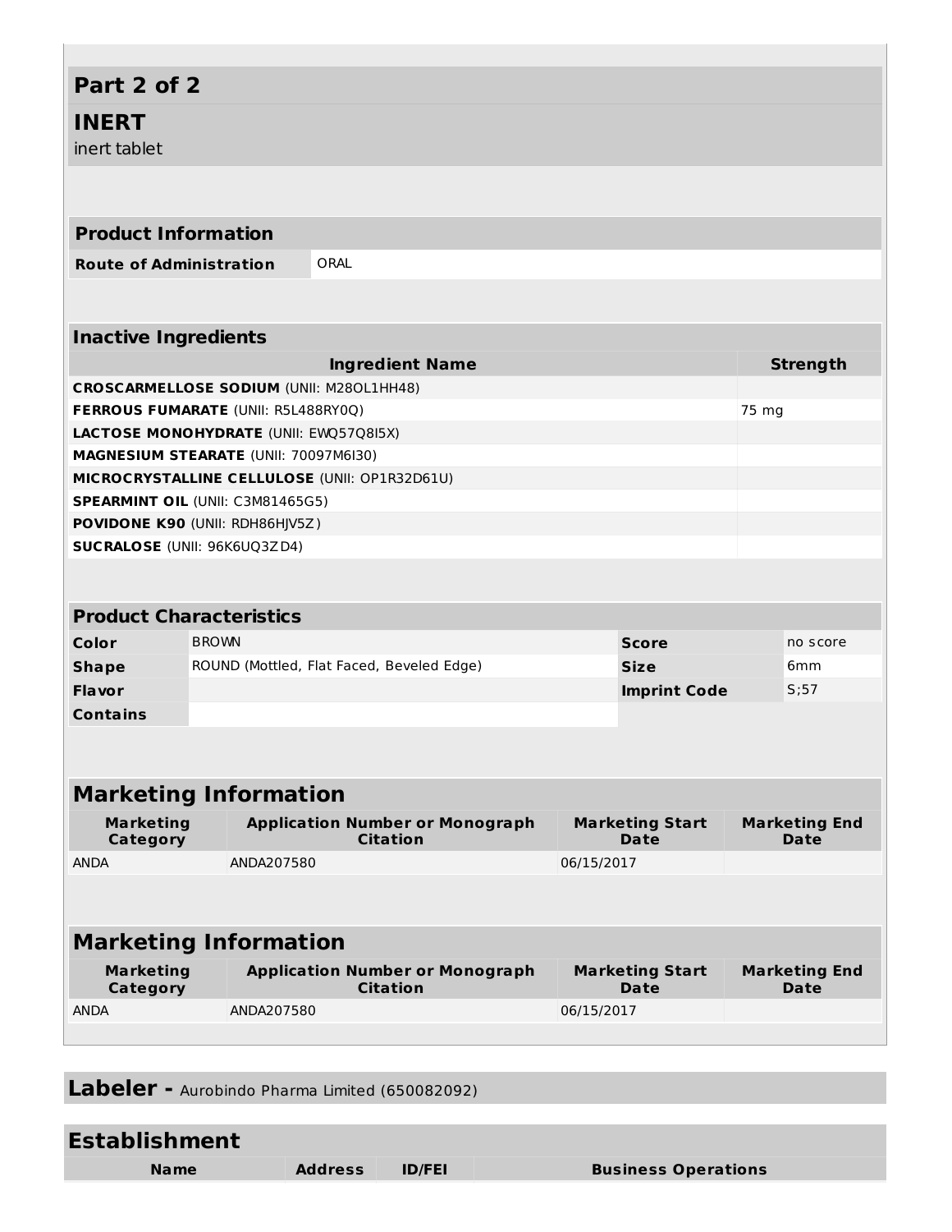## Part 2 of 2

## INERT

inert tablet

| Product Information | |
|---|---|
| **Route of Administration** | ORAL |

| Inactive Ingredients | |
|---|---|
| **Ingredient Name** | **Strength** |
| **CROSCARMELLOSE SODIUM** (UNII: M28OL1HH48) | |
| **FERROUS FUMARATE** (UNII: R5L488RY0Q) | 75 mg |
| **LACTOSE MONOHYDRATE** (UNII: EWQ57Q8I5X) | |
| **MAGNESIUM STEARATE** (UNII: 70097M6I30) | |
| **MICROCRYSTALLINE CELLULOSE** (UNII: OP1R32D61U) | |
| **SPEARMINT OIL** (UNII: C3M81465G5) | |
| **POVIDONE K90** (UNII: RDH86HJV5Z) | |
| **SUCRALOSE** (UNII: 96K6UQ3ZD4) | |

| Product Characteristics | | | |
|---|---|---|---|
| **Color** | BROWN | **Score** | no score |
| **Shape** | ROUND (Mottled, Flat Faced, Beveled Edge) | **Size** | 6mm |
| **Flavor** | | **Imprint Code** | S;57 |
| **Contains** | | | |

| Marketing Information | | | |
|---|---|---|---|
| **Marketing Category** | **Application Number or Monograph Citation** | **Marketing Start Date** | **Marketing End Date** |
| ANDA | ANDA207580 | 06/15/2017 | |

| Marketing Information | | | |
|---|---|---|---|
| **Marketing Category** | **Application Number or Monograph Citation** | **Marketing Start Date** | **Marketing End Date** |
| ANDA | ANDA207580 | 06/15/2017 | |

**Labeler -** Aurobindo Pharma Limited (650082092)

| Establishment | | | |
|---|---|---|---|
| **Name** | **Address** | **ID/FEI** | **Business Operations** |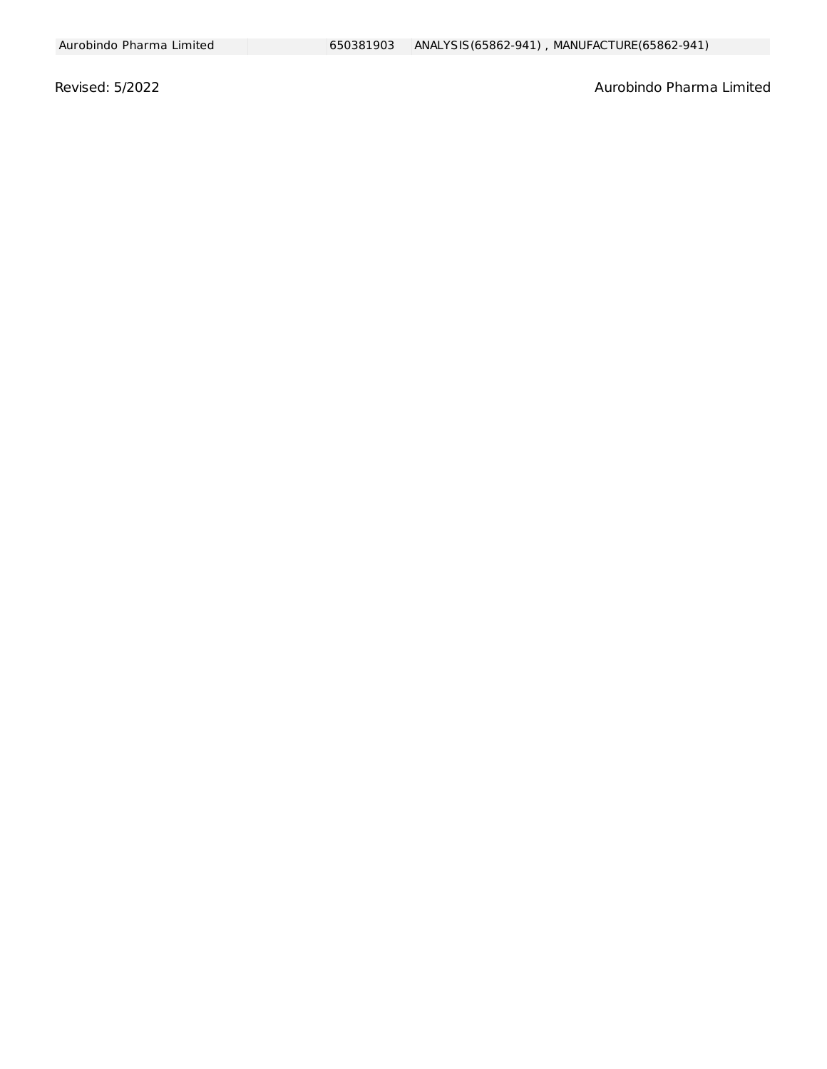| | | | |
|---|---|---|---|
| Aurobindo Pharma Limited | | 650381903 | ANALYSIS(65862-941) , MANUFACTURE(65862-941) |

Revised: 5/2022

Aurobindo Pharma Limited